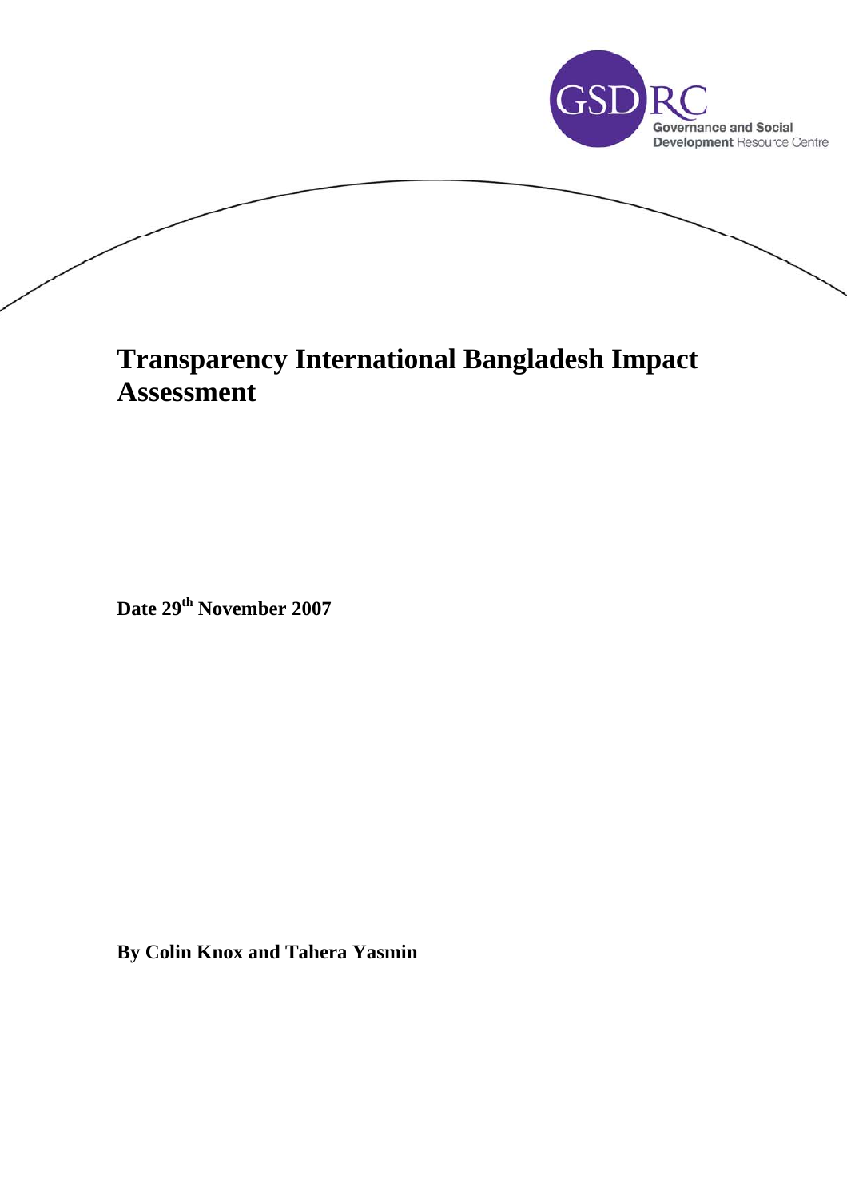# Transparency International Bangladesh Impact Assessment

**Date 29th November 2007**

**By Colin Knox and Tahera Yasmin**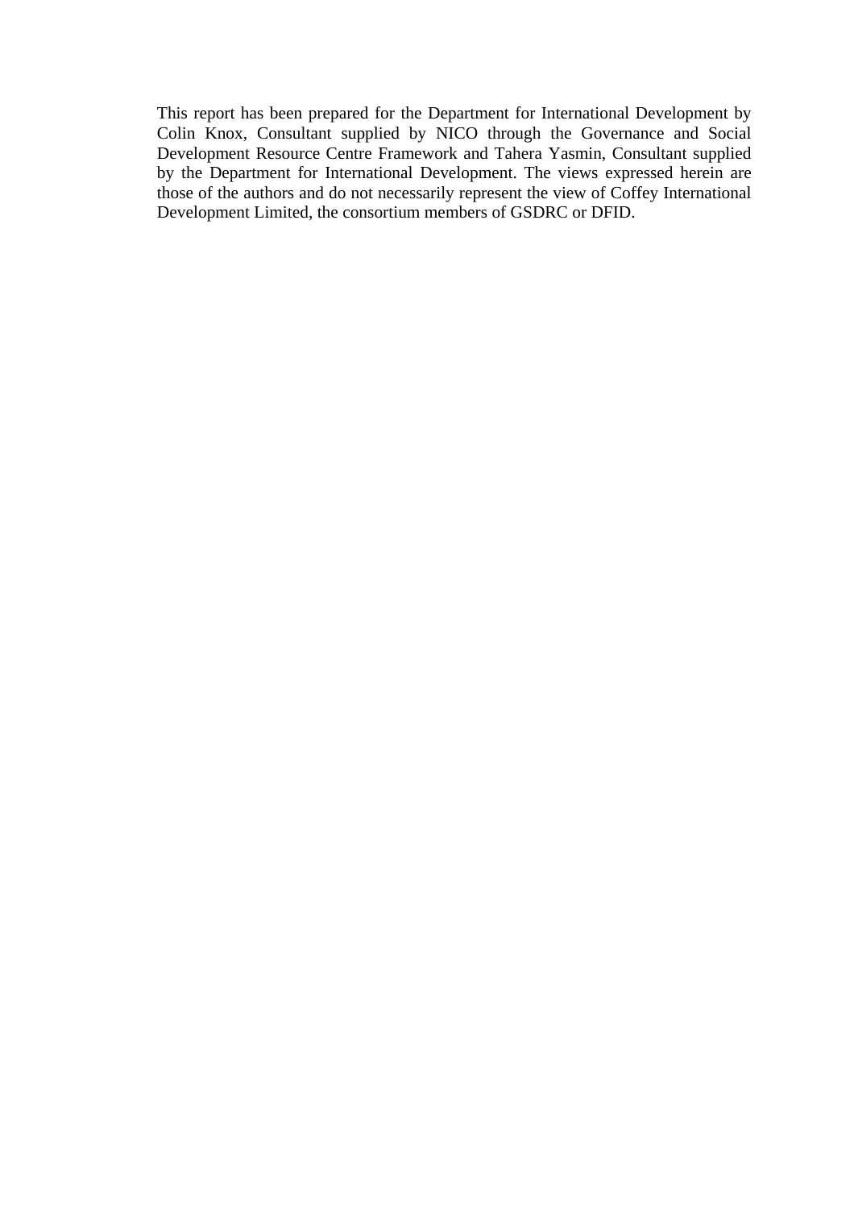This report has been prepared for the Department for International Development by Colin Knox, Consultant supplied by NICO through the Governance and Social Development Resource Centre Framework and Tahera Yasmin, Consultant supplied by the Department for International Development. The views expressed herein are those of the authors and do not necessarily represent the view of Coffey International Development Limited, the consortium members of GSDRC or DFID.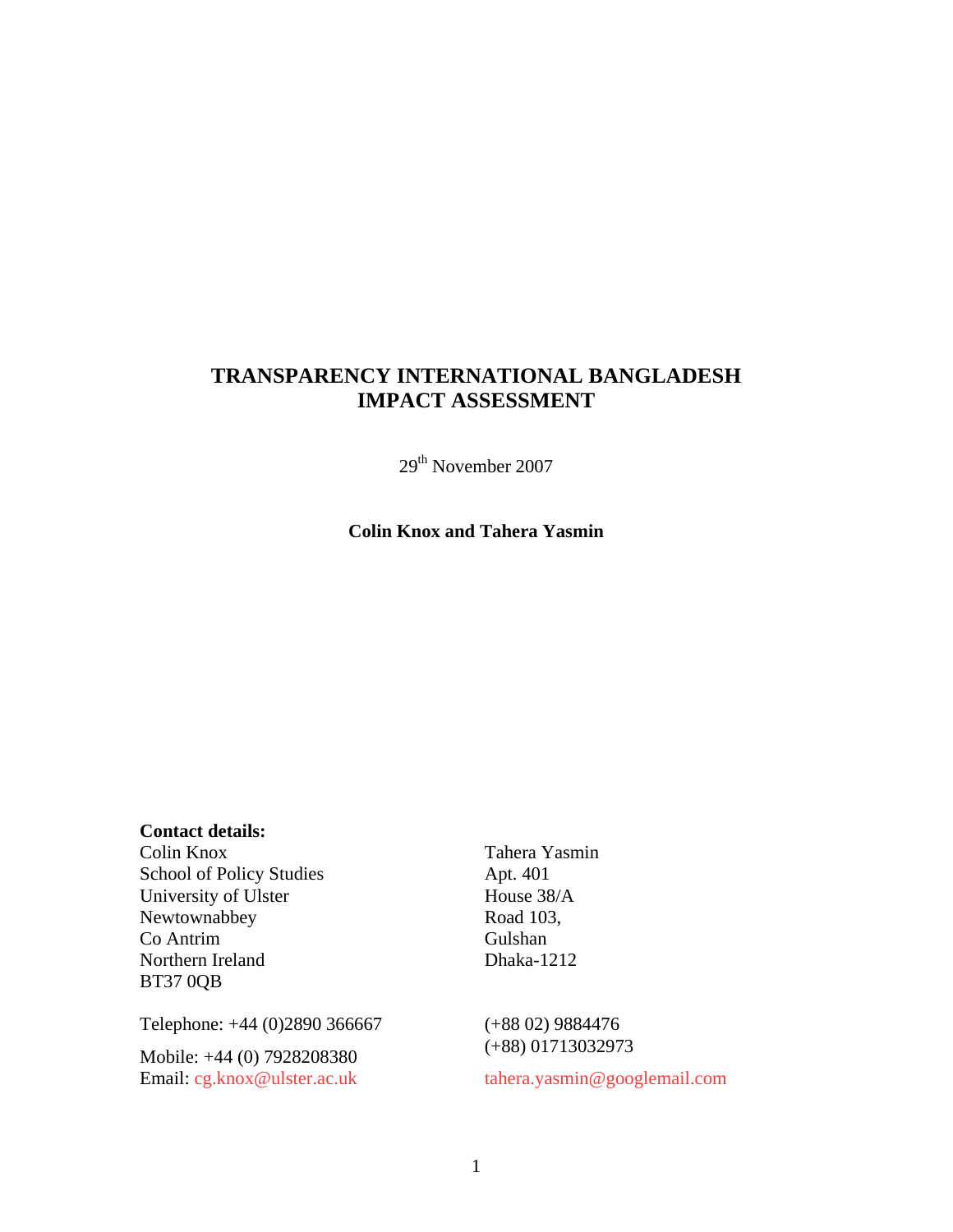# TRANSPARENCY INTERNATIONAL BANGLADESH IMPACT ASSESSMENT

29th November 2007

**Colin Knox and Tahera Yasmin**

**Contact details:**

Colin Knox
School of Policy Studies
University of Ulster
Newtownabbey
Co Antrim
Northern Ireland
BT37 0QB

Telephone: +44 (0)2890 366667

Mobile: +44 (0) 7928208380
Email: cg.knox@ulster.ac.uk

Tahera Yasmin
Apt. 401
House 38/A
Road 103,
Gulshan
Dhaka-1212

(+88 02) 9884476
(+88) 01713032973

tahera.yasmin@googlemail.com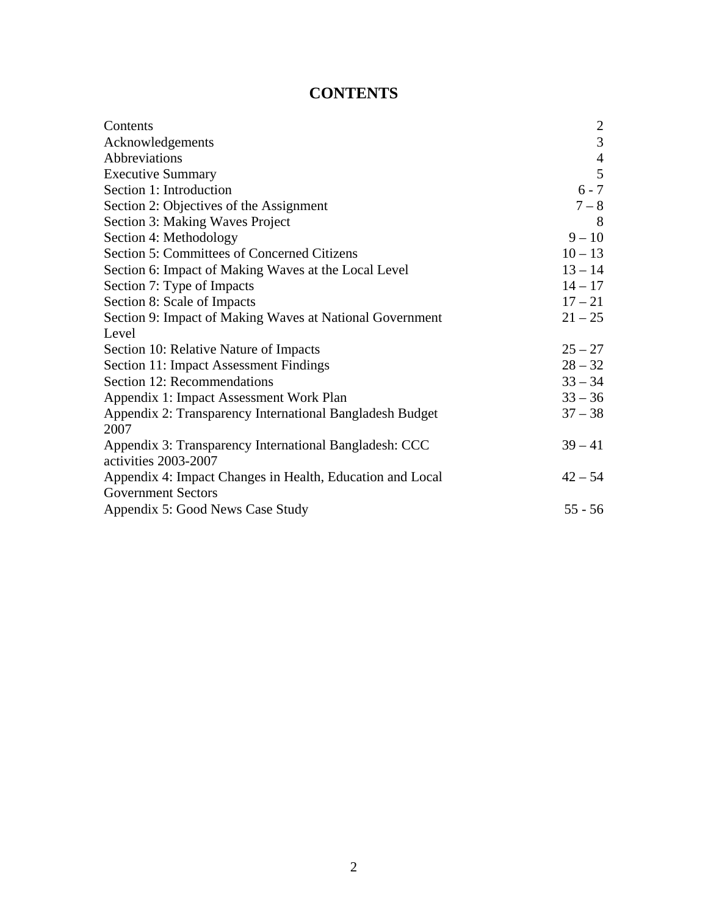# CONTENTS

| | |
|---|---|
| Contents | 2 |
| Acknowledgements | 3 |
| Abbreviations | 4 |
| Executive Summary | 5 |
| Section 1: Introduction | 6 - 7 |
| Section 2: Objectives of the Assignment | 7 – 8 |
| Section 3: Making Waves Project | 8 |
| Section 4: Methodology | 9 – 10 |
| Section 5: Committees of Concerned Citizens | 10 – 13 |
| Section 6: Impact of Making Waves at the Local Level | 13 – 14 |
| Section 7: Type of Impacts | 14 – 17 |
| Section 8: Scale of Impacts | 17 – 21 |
| Section 9: Impact of Making Waves at National Government Level | 21 – 25 |
| Section 10: Relative Nature of Impacts | 25 – 27 |
| Section 11: Impact Assessment Findings | 28 – 32 |
| Section 12: Recommendations | 33 – 34 |
| Appendix 1: Impact Assessment Work Plan | 33 – 36 |
| Appendix 2: Transparency International Bangladesh Budget 2007 | 37 – 38 |
| Appendix 3: Transparency International Bangladesh: CCC activities 2003-2007 | 39 – 41 |
| Appendix 4: Impact Changes in Health, Education and Local Government Sectors | 42 – 54 |
| Appendix 5: Good News Case Study | 55 - 56 |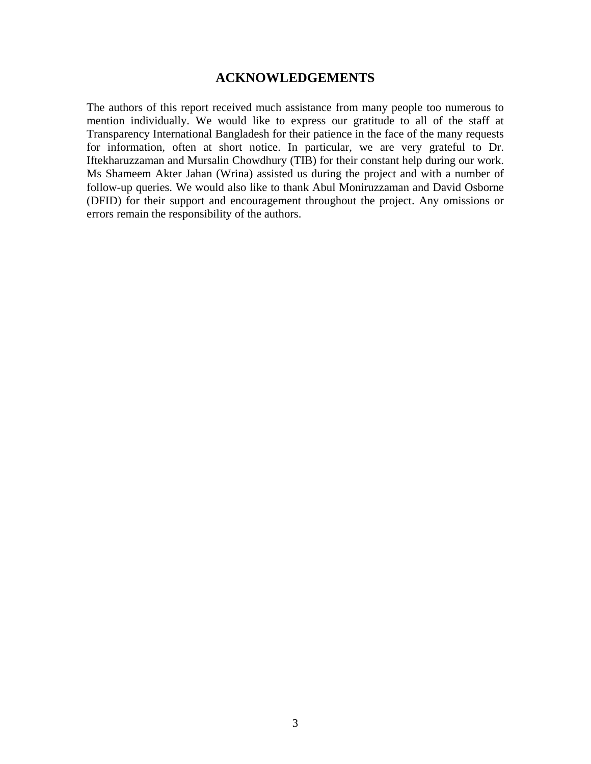# ACKNOWLEDGEMENTS

The authors of this report received much assistance from many people too numerous to mention individually. We would like to express our gratitude to all of the staff at Transparency International Bangladesh for their patience in the face of the many requests for information, often at short notice. In particular, we are very grateful to Dr. Iftekharuzzaman and Mursalin Chowdhury (TIB) for their constant help during our work. Ms Shameem Akter Jahan (Wrina) assisted us during the project and with a number of follow-up queries. We would also like to thank Abul Moniruzzaman and David Osborne (DFID) for their support and encouragement throughout the project. Any omissions or errors remain the responsibility of the authors.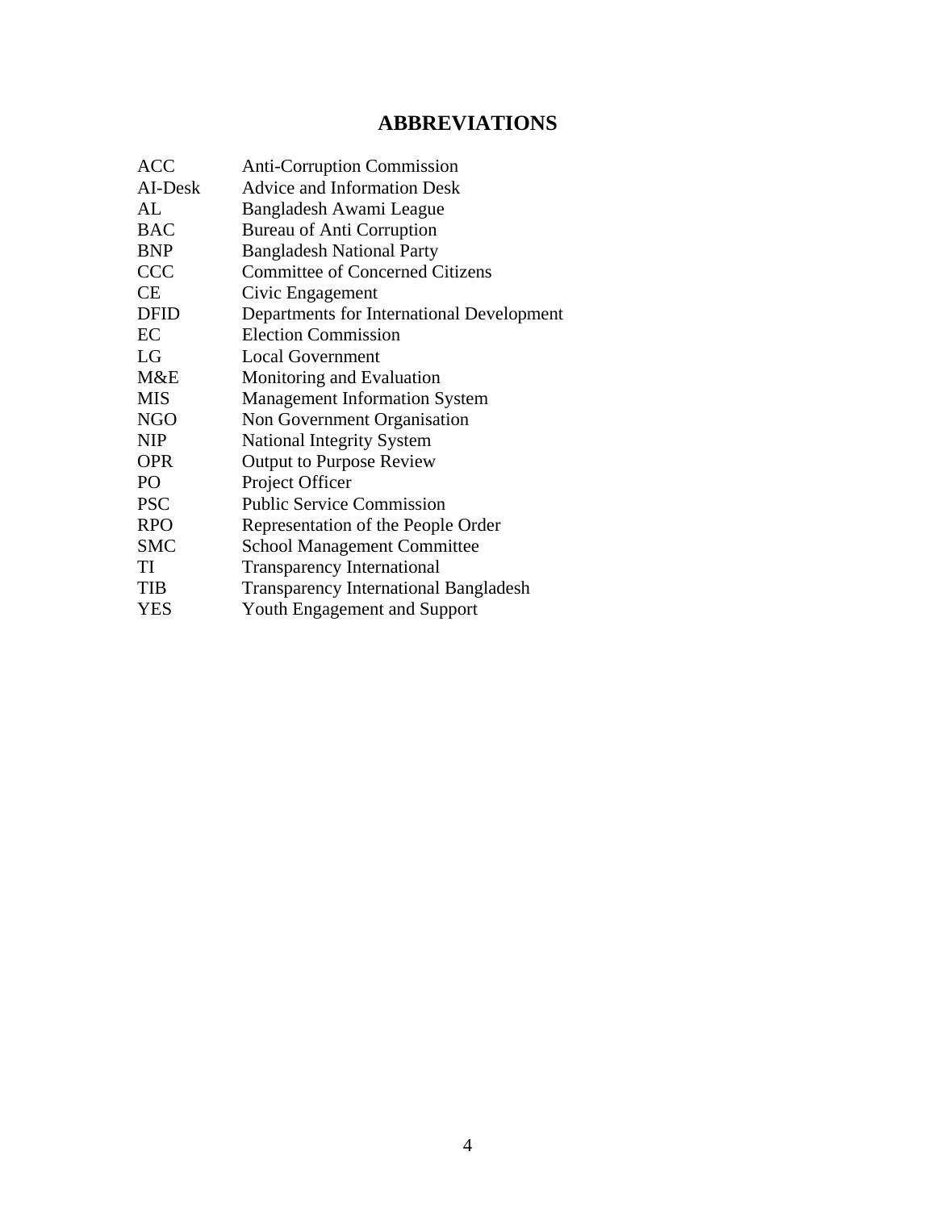# ABBREVIATIONS

| | |
|---|---|
| ACC | Anti-Corruption Commission |
| AI-Desk | Advice and Information Desk |
| AL | Bangladesh Awami League |
| BAC | Bureau of Anti Corruption |
| BNP | Bangladesh National Party |
| CCC | Committee of Concerned Citizens |
| CE | Civic Engagement |
| DFID | Departments for International Development |
| EC | Election Commission |
| LG | Local Government |
| M&E | Monitoring and Evaluation |
| MIS | Management Information System |
| NGO | Non Government Organisation |
| NIP | National Integrity System |
| OPR | Output to Purpose Review |
| PO | Project Officer |
| PSC | Public Service Commission |
| RPO | Representation of the People Order |
| SMC | School Management Committee |
| TI | Transparency International |
| TIB | Transparency International Bangladesh |
| YES | Youth Engagement and Support |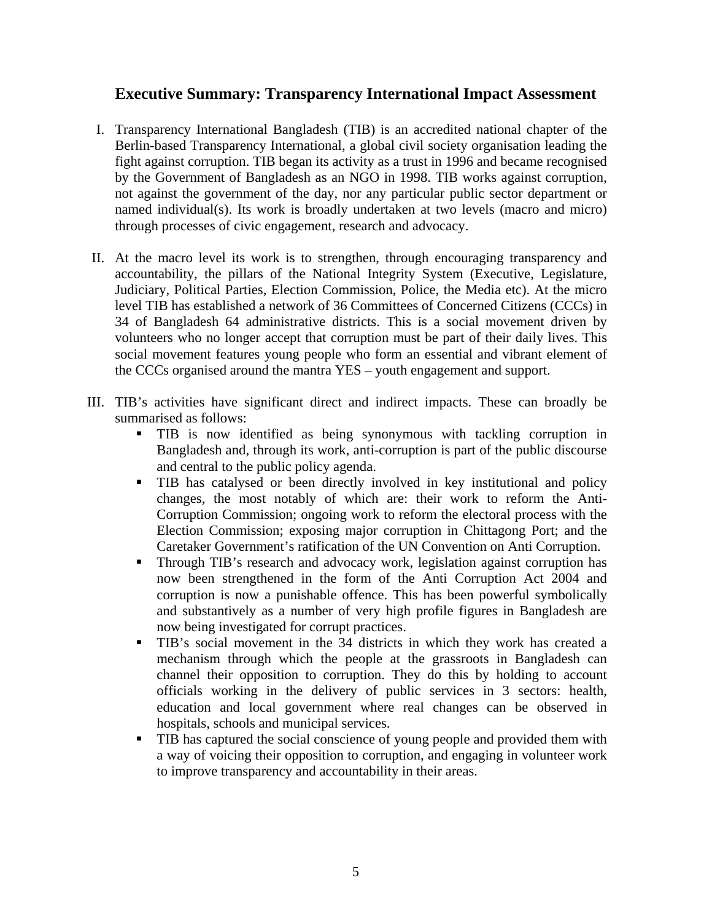## Executive Summary: Transparency International Impact Assessment

I. Transparency International Bangladesh (TIB) is an accredited national chapter of the Berlin-based Transparency International, a global civil society organisation leading the fight against corruption. TIB began its activity as a trust in 1996 and became recognised by the Government of Bangladesh as an NGO in 1998. TIB works against corruption, not against the government of the day, nor any particular public sector department or named individual(s). Its work is broadly undertaken at two levels (macro and micro) through processes of civic engagement, research and advocacy.

II. At the macro level its work is to strengthen, through encouraging transparency and accountability, the pillars of the National Integrity System (Executive, Legislature, Judiciary, Political Parties, Election Commission, Police, the Media etc). At the micro level TIB has established a network of 36 Committees of Concerned Citizens (CCCs) in 34 of Bangladesh 64 administrative districts. This is a social movement driven by volunteers who no longer accept that corruption must be part of their daily lives. This social movement features young people who form an essential and vibrant element of the CCCs organised around the mantra YES – youth engagement and support.

III. TIB's activities have significant direct and indirect impacts. These can broadly be summarised as follows:
   - TIB is now identified as being synonymous with tackling corruption in Bangladesh and, through its work, anti-corruption is part of the public discourse and central to the public policy agenda.
   - TIB has catalysed or been directly involved in key institutional and policy changes, the most notably of which are: their work to reform the Anti-Corruption Commission; ongoing work to reform the electoral process with the Election Commission; exposing major corruption in Chittagong Port; and the Caretaker Government's ratification of the UN Convention on Anti Corruption.
   - Through TIB's research and advocacy work, legislation against corruption has now been strengthened in the form of the Anti Corruption Act 2004 and corruption is now a punishable offence. This has been powerful symbolically and substantively as a number of very high profile figures in Bangladesh are now being investigated for corrupt practices.
   - TIB's social movement in the 34 districts in which they work has created a mechanism through which the people at the grassroots in Bangladesh can channel their opposition to corruption. They do this by holding to account officials working in the delivery of public services in 3 sectors: health, education and local government where real changes can be observed in hospitals, schools and municipal services.
   - TIB has captured the social conscience of young people and provided them with a way of voicing their opposition to corruption, and engaging in volunteer work to improve transparency and accountability in their areas.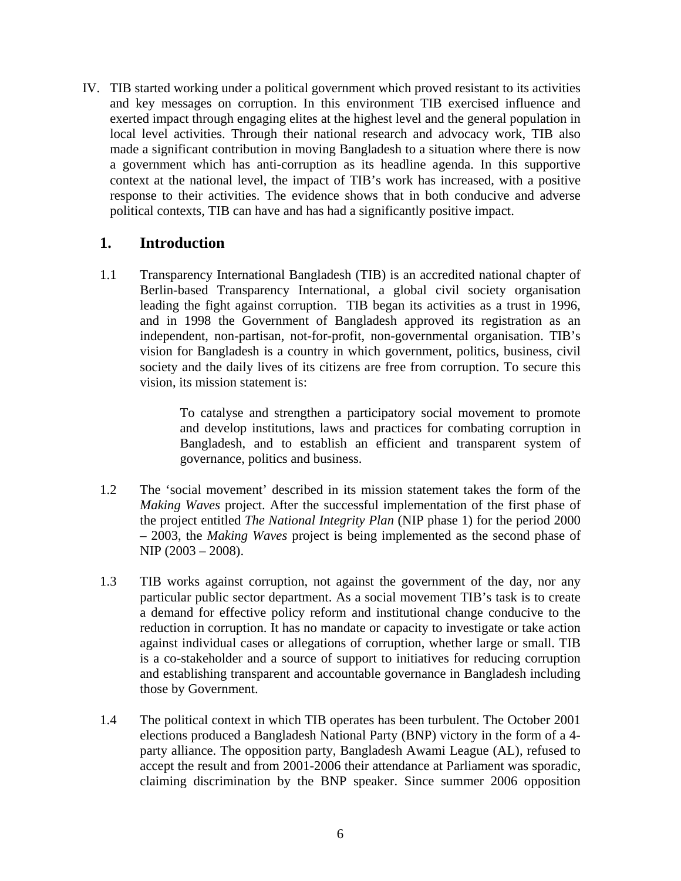IV. TIB started working under a political government which proved resistant to its activities and key messages on corruption. In this environment TIB exercised influence and exerted impact through engaging elites at the highest level and the general population in local level activities. Through their national research and advocacy work, TIB also made a significant contribution in moving Bangladesh to a situation where there is now a government which has anti-corruption as its headline agenda. In this supportive context at the national level, the impact of TIB's work has increased, with a positive response to their activities. The evidence shows that in both conducive and adverse political contexts, TIB can have and has had a significantly positive impact.

## 1. Introduction

1.1 Transparency International Bangladesh (TIB) is an accredited national chapter of Berlin-based Transparency International, a global civil society organisation leading the fight against corruption. TIB began its activities as a trust in 1996, and in 1998 the Government of Bangladesh approved its registration as an independent, non-partisan, not-for-profit, non-governmental organisation. TIB's vision for Bangladesh is a country in which government, politics, business, civil society and the daily lives of its citizens are free from corruption. To secure this vision, its mission statement is:

> To catalyse and strengthen a participatory social movement to promote and develop institutions, laws and practices for combating corruption in Bangladesh, and to establish an efficient and transparent system of governance, politics and business.

1.2 The 'social movement' described in its mission statement takes the form of the *Making Waves* project. After the successful implementation of the first phase of the project entitled *The National Integrity Plan* (NIP phase 1) for the period 2000 – 2003, the *Making Waves* project is being implemented as the second phase of NIP (2003 – 2008).

1.3 TIB works against corruption, not against the government of the day, nor any particular public sector department. As a social movement TIB's task is to create a demand for effective policy reform and institutional change conducive to the reduction in corruption. It has no mandate or capacity to investigate or take action against individual cases or allegations of corruption, whether large or small. TIB is a co-stakeholder and a source of support to initiatives for reducing corruption and establishing transparent and accountable governance in Bangladesh including those by Government.

1.4 The political context in which TIB operates has been turbulent. The October 2001 elections produced a Bangladesh National Party (BNP) victory in the form of a 4-party alliance. The opposition party, Bangladesh Awami League (AL), refused to accept the result and from 2001-2006 their attendance at Parliament was sporadic, claiming discrimination by the BNP speaker. Since summer 2006 opposition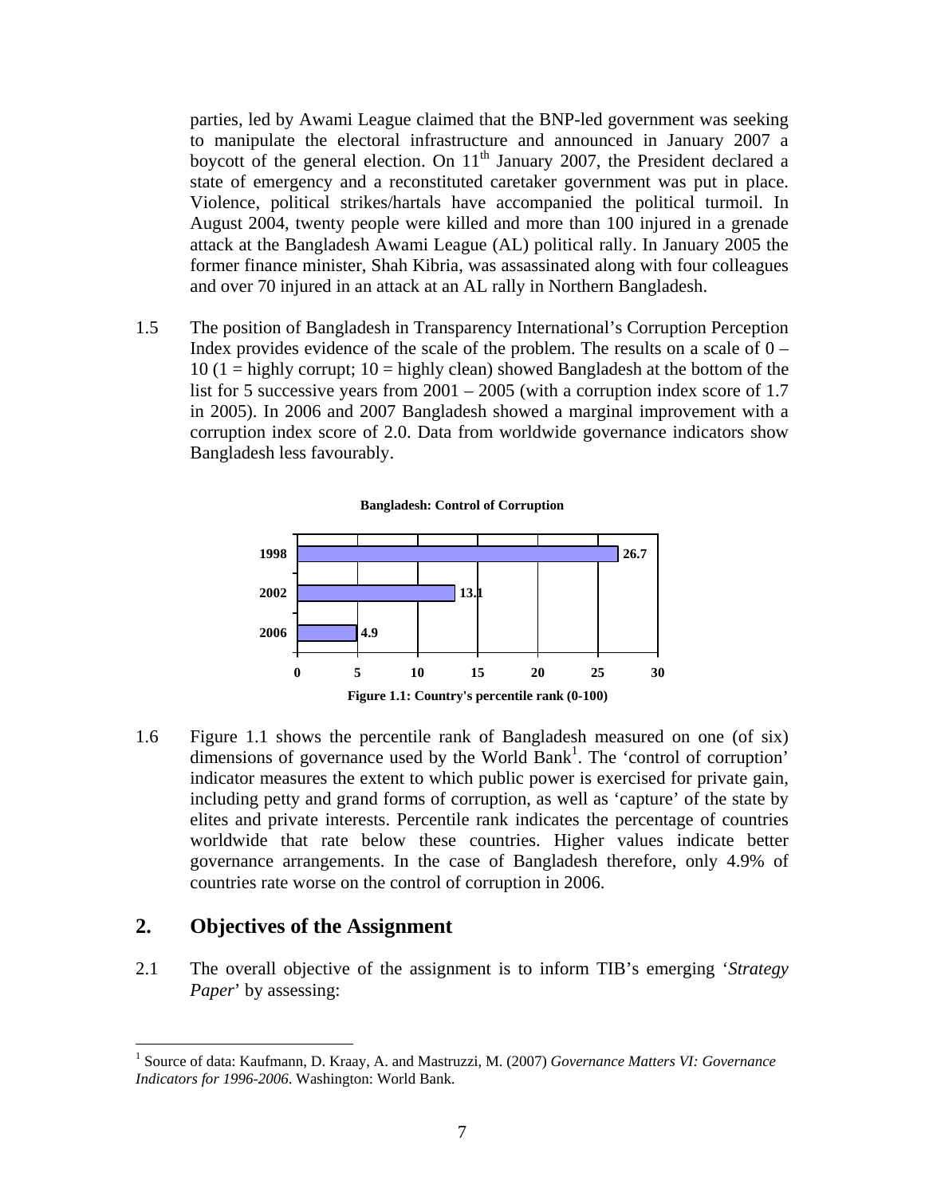parties, led by Awami League claimed that the BNP-led government was seeking to manipulate the electoral infrastructure and announced in January 2007 a boycott of the general election. On 11th January 2007, the President declared a state of emergency and a reconstituted caretaker government was put in place. Violence, political strikes/hartals have accompanied the political turmoil. In August 2004, twenty people were killed and more than 100 injured in a grenade attack at the Bangladesh Awami League (AL) political rally. In January 2005 the former finance minister, Shah Kibria, was assassinated along with four colleagues and over 70 injured in an attack at an AL rally in Northern Bangladesh.

1.5 The position of Bangladesh in Transparency International's Corruption Perception Index provides evidence of the scale of the problem. The results on a scale of 0 – 10 (1 = highly corrupt; 10 = highly clean) showed Bangladesh at the bottom of the list for 5 successive years from 2001 – 2005 (with a corruption index score of 1.7 in 2005). In 2006 and 2007 Bangladesh showed a marginal improvement with a corruption index score of 2.0. Data from worldwide governance indicators show Bangladesh less favourably.

**Bangladesh: Control of Corruption**

| Year | Percentile rank |
| --- | --- |
| 1998 | 26.7 |
| 2002 | 13.1 |
| 2006 | 4.9 |

**Figure 1.1: Country's percentile rank (0-100)**

1.6 Figure 1.1 shows the percentile rank of Bangladesh measured on one (of six) dimensions of governance used by the World Bank[1]. The 'control of corruption' indicator measures the extent to which public power is exercised for private gain, including petty and grand forms of corruption, as well as 'capture' of the state by elites and private interests. Percentile rank indicates the percentage of countries worldwide that rate below these countries. Higher values indicate better governance arrangements. In the case of Bangladesh therefore, only 4.9% of countries rate worse on the control of corruption in 2006.

## 2. Objectives of the Assignment

2.1 The overall objective of the assignment is to inform TIB's emerging '*Strategy Paper*' by assessing:

[1] Source of data: Kaufmann, D. Kraay, A. and Mastruzzi, M. (2007) *Governance Matters VI: Governance Indicators for 1996-2006*. Washington: World Bank.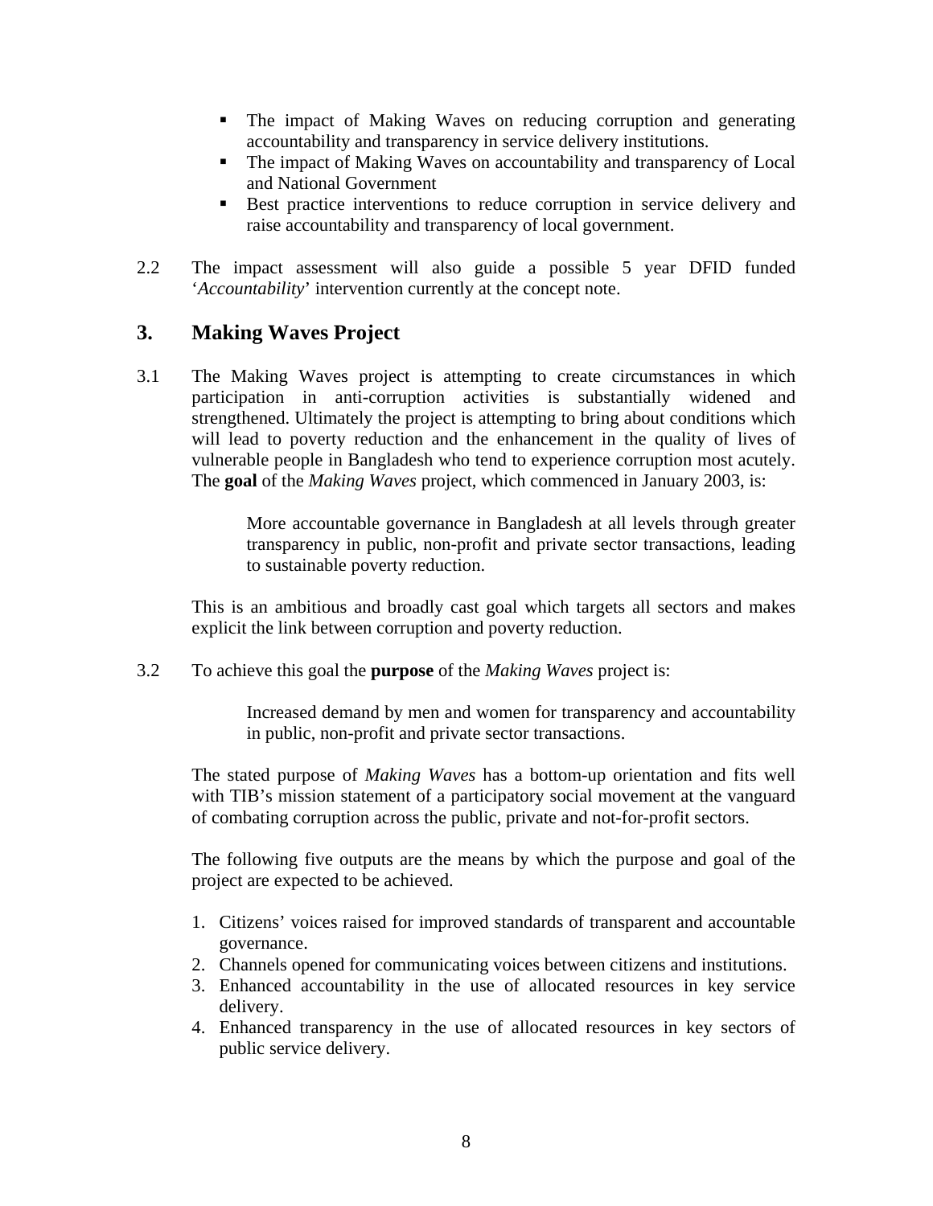- The impact of Making Waves on reducing corruption and generating accountability and transparency in service delivery institutions.
- The impact of Making Waves on accountability and transparency of Local and National Government
- Best practice interventions to reduce corruption in service delivery and raise accountability and transparency of local government.

2.2 The impact assessment will also guide a possible 5 year DFID funded '*Accountability*' intervention currently at the concept note.

## 3. Making Waves Project

3.1 The Making Waves project is attempting to create circumstances in which participation in anti-corruption activities is substantially widened and strengthened. Ultimately the project is attempting to bring about conditions which will lead to poverty reduction and the enhancement in the quality of lives of vulnerable people in Bangladesh who tend to experience corruption most acutely. The **goal** of the *Making Waves* project, which commenced in January 2003, is:

> More accountable governance in Bangladesh at all levels through greater transparency in public, non-profit and private sector transactions, leading to sustainable poverty reduction.

This is an ambitious and broadly cast goal which targets all sectors and makes explicit the link between corruption and poverty reduction.

3.2 To achieve this goal the **purpose** of the *Making Waves* project is:

> Increased demand by men and women for transparency and accountability in public, non-profit and private sector transactions.

The stated purpose of *Making Waves* has a bottom-up orientation and fits well with TIB's mission statement of a participatory social movement at the vanguard of combating corruption across the public, private and not-for-profit sectors.

The following five outputs are the means by which the purpose and goal of the project are expected to be achieved.

1. Citizens' voices raised for improved standards of transparent and accountable governance.
2. Channels opened for communicating voices between citizens and institutions.
3. Enhanced accountability in the use of allocated resources in key service delivery.
4. Enhanced transparency in the use of allocated resources in key sectors of public service delivery.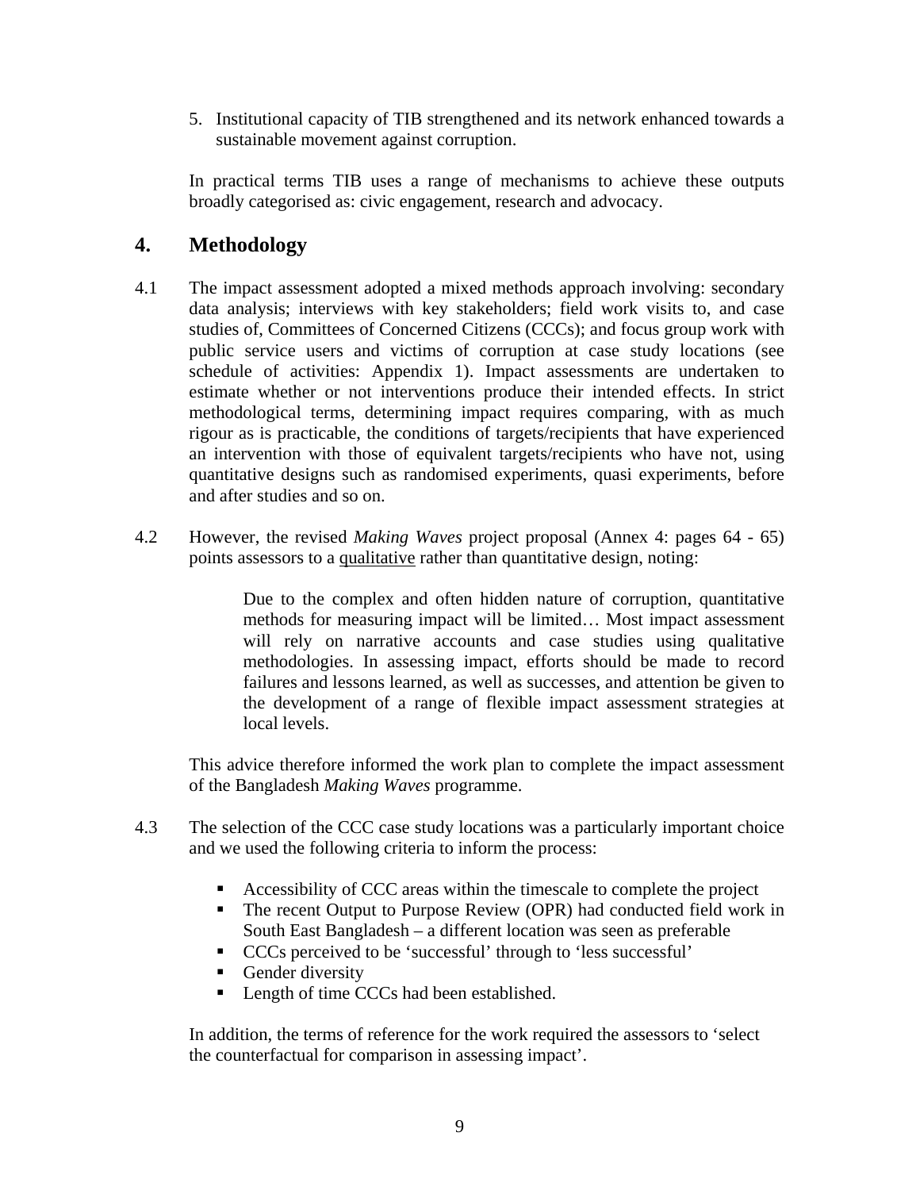5. Institutional capacity of TIB strengthened and its network enhanced towards a sustainable movement against corruption.

In practical terms TIB uses a range of mechanisms to achieve these outputs broadly categorised as: civic engagement, research and advocacy.

## 4. Methodology

4.1 The impact assessment adopted a mixed methods approach involving: secondary data analysis; interviews with key stakeholders; field work visits to, and case studies of, Committees of Concerned Citizens (CCCs); and focus group work with public service users and victims of corruption at case study locations (see schedule of activities: Appendix 1). Impact assessments are undertaken to estimate whether or not interventions produce their intended effects. In strict methodological terms, determining impact requires comparing, with as much rigour as is practicable, the conditions of targets/recipients that have experienced an intervention with those of equivalent targets/recipients who have not, using quantitative designs such as randomised experiments, quasi experiments, before and after studies and so on.

4.2 However, the revised *Making Waves* project proposal (Annex 4: pages 64 - 65) points assessors to a <u>qualitative</u> rather than quantitative design, noting:

> Due to the complex and often hidden nature of corruption, quantitative methods for measuring impact will be limited… Most impact assessment will rely on narrative accounts and case studies using qualitative methodologies. In assessing impact, efforts should be made to record failures and lessons learned, as well as successes, and attention be given to the development of a range of flexible impact assessment strategies at local levels.

This advice therefore informed the work plan to complete the impact assessment of the Bangladesh *Making Waves* programme.

4.3 The selection of the CCC case study locations was a particularly important choice and we used the following criteria to inform the process:

- Accessibility of CCC areas within the timescale to complete the project
- The recent Output to Purpose Review (OPR) had conducted field work in South East Bangladesh – a different location was seen as preferable
- CCCs perceived to be 'successful' through to 'less successful'
- Gender diversity
- Length of time CCCs had been established.

In addition, the terms of reference for the work required the assessors to 'select the counterfactual for comparison in assessing impact'.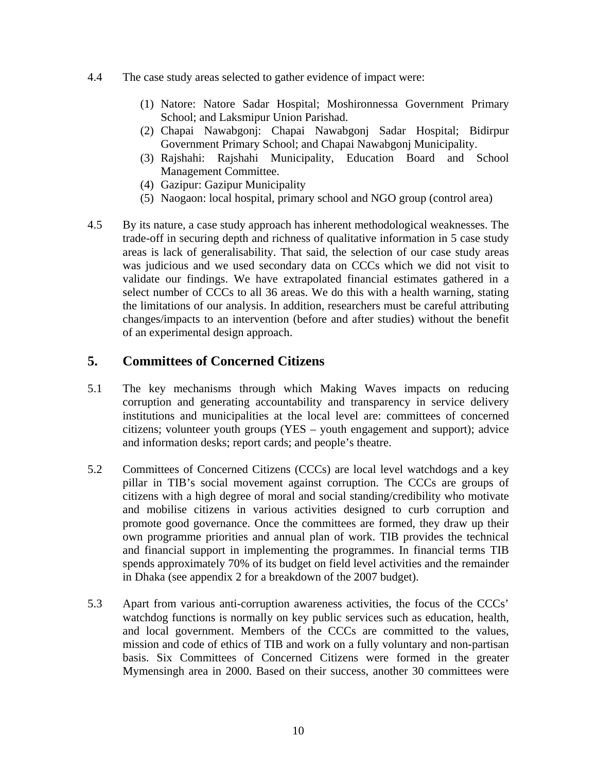4.4 The case study areas selected to gather evidence of impact were:

(1) Natore: Natore Sadar Hospital; Moshironnessa Government Primary School; and Laksmipur Union Parishad.
(2) Chapai Nawabgonj: Chapai Nawabgonj Sadar Hospital; Bidirpur Government Primary School; and Chapai Nawabgonj Municipality.
(3) Rajshahi: Rajshahi Municipality, Education Board and School Management Committee.
(4) Gazipur: Gazipur Municipality
(5) Naogaon: local hospital, primary school and NGO group (control area)

4.5 By its nature, a case study approach has inherent methodological weaknesses. The trade-off in securing depth and richness of qualitative information in 5 case study areas is lack of generalisability. That said, the selection of our case study areas was judicious and we used secondary data on CCCs which we did not visit to validate our findings. We have extrapolated financial estimates gathered in a select number of CCCs to all 36 areas. We do this with a health warning, stating the limitations of our analysis. In addition, researchers must be careful attributing changes/impacts to an intervention (before and after studies) without the benefit of an experimental design approach.

## 5. Committees of Concerned Citizens

5.1 The key mechanisms through which Making Waves impacts on reducing corruption and generating accountability and transparency in service delivery institutions and municipalities at the local level are: committees of concerned citizens; volunteer youth groups (YES – youth engagement and support); advice and information desks; report cards; and people's theatre.

5.2 Committees of Concerned Citizens (CCCs) are local level watchdogs and a key pillar in TIB's social movement against corruption. The CCCs are groups of citizens with a high degree of moral and social standing/credibility who motivate and mobilise citizens in various activities designed to curb corruption and promote good governance. Once the committees are formed, they draw up their own programme priorities and annual plan of work. TIB provides the technical and financial support in implementing the programmes. In financial terms TIB spends approximately 70% of its budget on field level activities and the remainder in Dhaka (see appendix 2 for a breakdown of the 2007 budget).

5.3 Apart from various anti-corruption awareness activities, the focus of the CCCs' watchdog functions is normally on key public services such as education, health, and local government. Members of the CCCs are committed to the values, mission and code of ethics of TIB and work on a fully voluntary and non-partisan basis. Six Committees of Concerned Citizens were formed in the greater Mymensingh area in 2000. Based on their success, another 30 committees were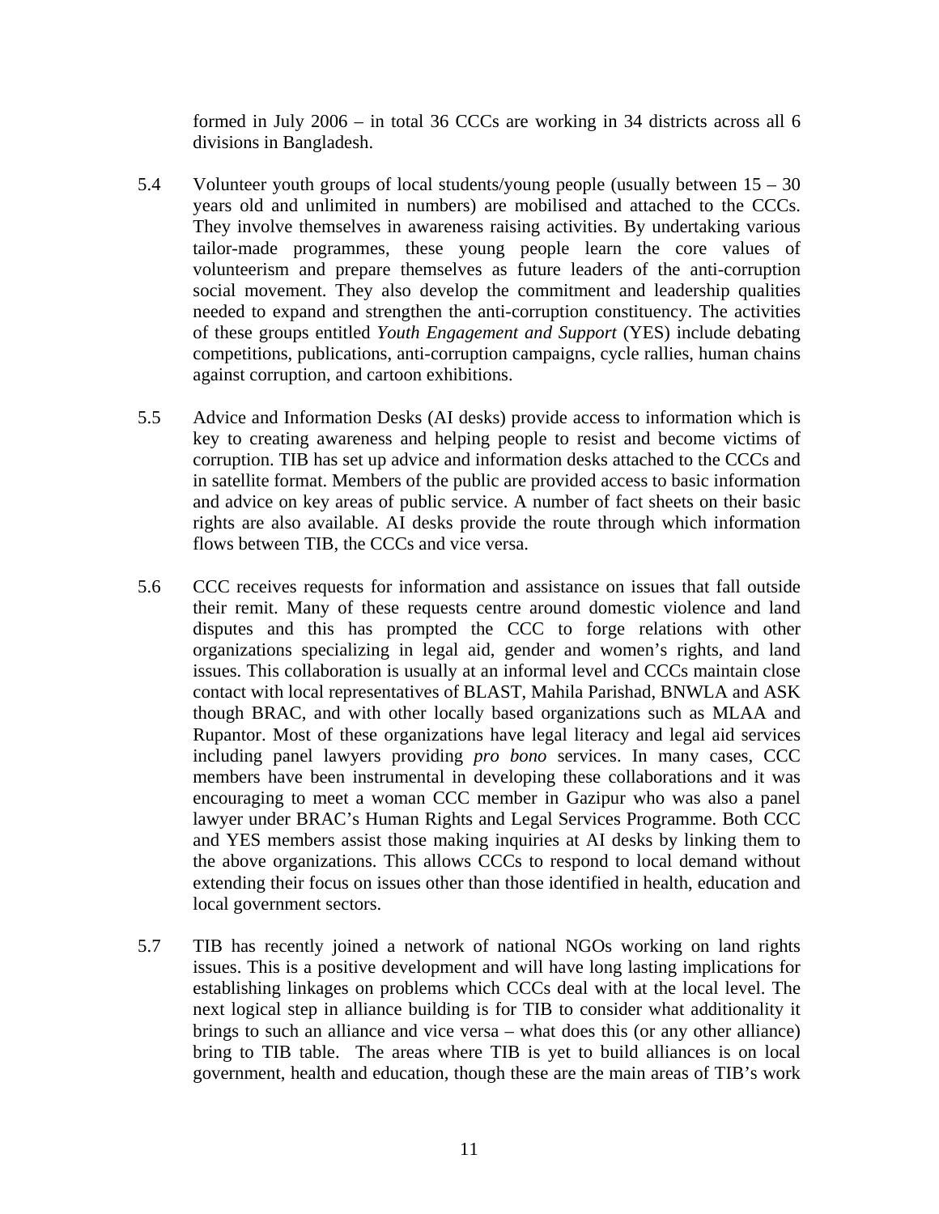formed in July 2006 – in total 36 CCCs are working in 34 districts across all 6 divisions in Bangladesh.

5.4 Volunteer youth groups of local students/young people (usually between 15 – 30 years old and unlimited in numbers) are mobilised and attached to the CCCs. They involve themselves in awareness raising activities. By undertaking various tailor-made programmes, these young people learn the core values of volunteerism and prepare themselves as future leaders of the anti-corruption social movement. They also develop the commitment and leadership qualities needed to expand and strengthen the anti-corruption constituency. The activities of these groups entitled *Youth Engagement and Support* (YES) include debating competitions, publications, anti-corruption campaigns, cycle rallies, human chains against corruption, and cartoon exhibitions.

5.5 Advice and Information Desks (AI desks) provide access to information which is key to creating awareness and helping people to resist and become victims of corruption. TIB has set up advice and information desks attached to the CCCs and in satellite format. Members of the public are provided access to basic information and advice on key areas of public service. A number of fact sheets on their basic rights are also available. AI desks provide the route through which information flows between TIB, the CCCs and vice versa.

5.6 CCC receives requests for information and assistance on issues that fall outside their remit. Many of these requests centre around domestic violence and land disputes and this has prompted the CCC to forge relations with other organizations specializing in legal aid, gender and women's rights, and land issues. This collaboration is usually at an informal level and CCCs maintain close contact with local representatives of BLAST, Mahila Parishad, BNWLA and ASK though BRAC, and with other locally based organizations such as MLAA and Rupantor. Most of these organizations have legal literacy and legal aid services including panel lawyers providing *pro bono* services. In many cases, CCC members have been instrumental in developing these collaborations and it was encouraging to meet a woman CCC member in Gazipur who was also a panel lawyer under BRAC's Human Rights and Legal Services Programme. Both CCC and YES members assist those making inquiries at AI desks by linking them to the above organizations. This allows CCCs to respond to local demand without extending their focus on issues other than those identified in health, education and local government sectors.

5.7 TIB has recently joined a network of national NGOs working on land rights issues. This is a positive development and will have long lasting implications for establishing linkages on problems which CCCs deal with at the local level. The next logical step in alliance building is for TIB to consider what additionality it brings to such an alliance and vice versa – what does this (or any other alliance) bring to TIB table. The areas where TIB is yet to build alliances is on local government, health and education, though these are the main areas of TIB's work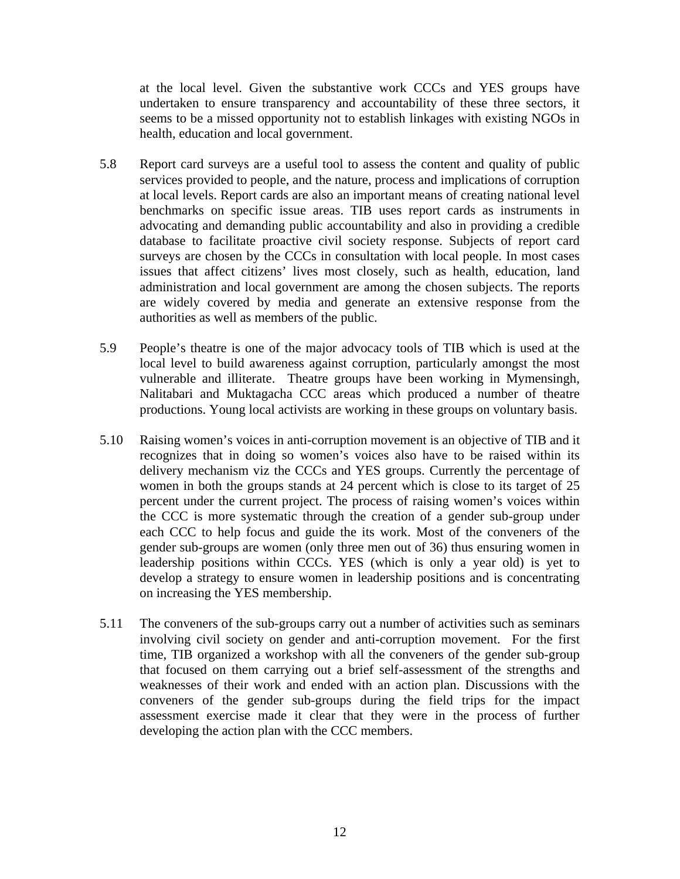at the local level. Given the substantive work CCCs and YES groups have undertaken to ensure transparency and accountability of these three sectors, it seems to be a missed opportunity not to establish linkages with existing NGOs in health, education and local government.

5.8 Report card surveys are a useful tool to assess the content and quality of public services provided to people, and the nature, process and implications of corruption at local levels. Report cards are also an important means of creating national level benchmarks on specific issue areas. TIB uses report cards as instruments in advocating and demanding public accountability and also in providing a credible database to facilitate proactive civil society response. Subjects of report card surveys are chosen by the CCCs in consultation with local people. In most cases issues that affect citizens' lives most closely, such as health, education, land administration and local government are among the chosen subjects. The reports are widely covered by media and generate an extensive response from the authorities as well as members of the public.

5.9 People's theatre is one of the major advocacy tools of TIB which is used at the local level to build awareness against corruption, particularly amongst the most vulnerable and illiterate. Theatre groups have been working in Mymensingh, Nalitabari and Muktagacha CCC areas which produced a number of theatre productions. Young local activists are working in these groups on voluntary basis.

5.10 Raising women's voices in anti-corruption movement is an objective of TIB and it recognizes that in doing so women's voices also have to be raised within its delivery mechanism viz the CCCs and YES groups. Currently the percentage of women in both the groups stands at 24 percent which is close to its target of 25 percent under the current project. The process of raising women's voices within the CCC is more systematic through the creation of a gender sub-group under each CCC to help focus and guide the its work. Most of the conveners of the gender sub-groups are women (only three men out of 36) thus ensuring women in leadership positions within CCCs. YES (which is only a year old) is yet to develop a strategy to ensure women in leadership positions and is concentrating on increasing the YES membership.

5.11 The conveners of the sub-groups carry out a number of activities such as seminars involving civil society on gender and anti-corruption movement. For the first time, TIB organized a workshop with all the conveners of the gender sub-group that focused on them carrying out a brief self-assessment of the strengths and weaknesses of their work and ended with an action plan. Discussions with the conveners of the gender sub-groups during the field trips for the impact assessment exercise made it clear that they were in the process of further developing the action plan with the CCC members.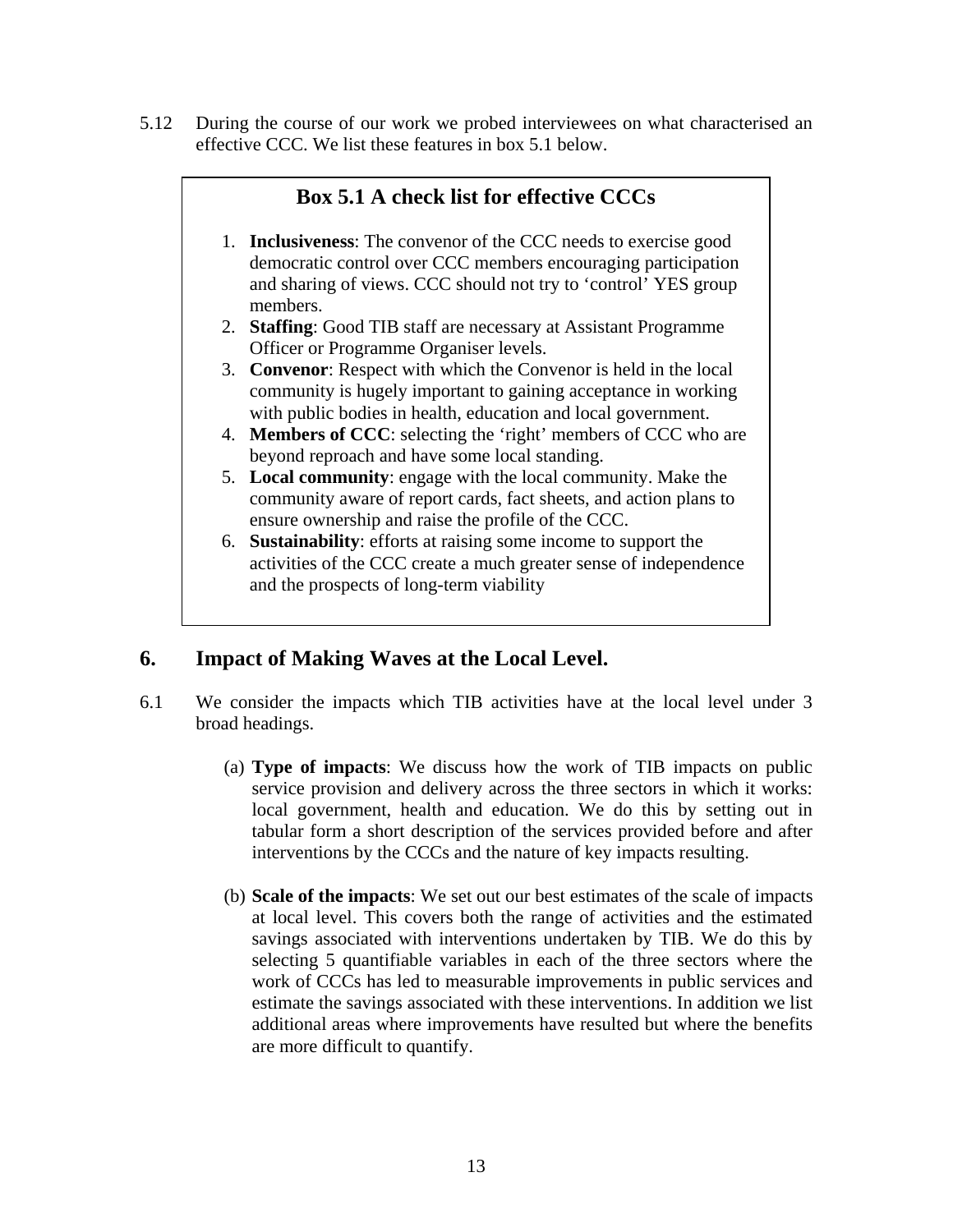5.12 During the course of our work we probed interviewees on what characterised an effective CCC. We list these features in box 5.1 below.

> **Box 5.1 A check list for effective CCCs**
>
> 1. **Inclusiveness**: The convenor of the CCC needs to exercise good democratic control over CCC members encouraging participation and sharing of views. CCC should not try to 'control' YES group members.
> 2. **Staffing**: Good TIB staff are necessary at Assistant Programme Officer or Programme Organiser levels.
> 3. **Convenor**: Respect with which the Convenor is held in the local community is hugely important to gaining acceptance in working with public bodies in health, education and local government.
> 4. **Members of CCC**: selecting the 'right' members of CCC who are beyond reproach and have some local standing.
> 5. **Local community**: engage with the local community. Make the community aware of report cards, fact sheets, and action plans to ensure ownership and raise the profile of the CCC.
> 6. **Sustainability**: efforts at raising some income to support the activities of the CCC create a much greater sense of independence and the prospects of long-term viability

## 6. Impact of Making Waves at the Local Level.

6.1 We consider the impacts which TIB activities have at the local level under 3 broad headings.

(a) **Type of impacts**: We discuss how the work of TIB impacts on public service provision and delivery across the three sectors in which it works: local government, health and education. We do this by setting out in tabular form a short description of the services provided before and after interventions by the CCCs and the nature of key impacts resulting.

(b) **Scale of the impacts**: We set out our best estimates of the scale of impacts at local level. This covers both the range of activities and the estimated savings associated with interventions undertaken by TIB. We do this by selecting 5 quantifiable variables in each of the three sectors where the work of CCCs has led to measurable improvements in public services and estimate the savings associated with these interventions. In addition we list additional areas where improvements have resulted but where the benefits are more difficult to quantify.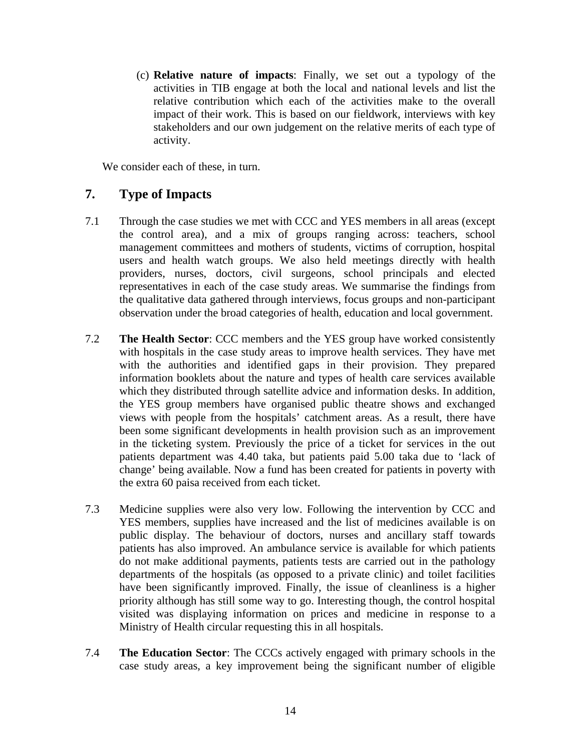(c) **Relative nature of impacts**: Finally, we set out a typology of the activities in TIB engage at both the local and national levels and list the relative contribution which each of the activities make to the overall impact of their work. This is based on our fieldwork, interviews with key stakeholders and our own judgement on the relative merits of each type of activity.

We consider each of these, in turn.

## 7. Type of Impacts

7.1 Through the case studies we met with CCC and YES members in all areas (except the control area), and a mix of groups ranging across: teachers, school management committees and mothers of students, victims of corruption, hospital users and health watch groups. We also held meetings directly with health providers, nurses, doctors, civil surgeons, school principals and elected representatives in each of the case study areas. We summarise the findings from the qualitative data gathered through interviews, focus groups and non-participant observation under the broad categories of health, education and local government.

7.2 **The Health Sector**: CCC members and the YES group have worked consistently with hospitals in the case study areas to improve health services. They have met with the authorities and identified gaps in their provision. They prepared information booklets about the nature and types of health care services available which they distributed through satellite advice and information desks. In addition, the YES group members have organised public theatre shows and exchanged views with people from the hospitals' catchment areas. As a result, there have been some significant developments in health provision such as an improvement in the ticketing system. Previously the price of a ticket for services in the out patients department was 4.40 taka, but patients paid 5.00 taka due to 'lack of change' being available. Now a fund has been created for patients in poverty with the extra 60 paisa received from each ticket.

7.3 Medicine supplies were also very low. Following the intervention by CCC and YES members, supplies have increased and the list of medicines available is on public display. The behaviour of doctors, nurses and ancillary staff towards patients has also improved. An ambulance service is available for which patients do not make additional payments, patients tests are carried out in the pathology departments of the hospitals (as opposed to a private clinic) and toilet facilities have been significantly improved. Finally, the issue of cleanliness is a higher priority although has still some way to go. Interesting though, the control hospital visited was displaying information on prices and medicine in response to a Ministry of Health circular requesting this in all hospitals.

7.4 **The Education Sector**: The CCCs actively engaged with primary schools in the case study areas, a key improvement being the significant number of eligible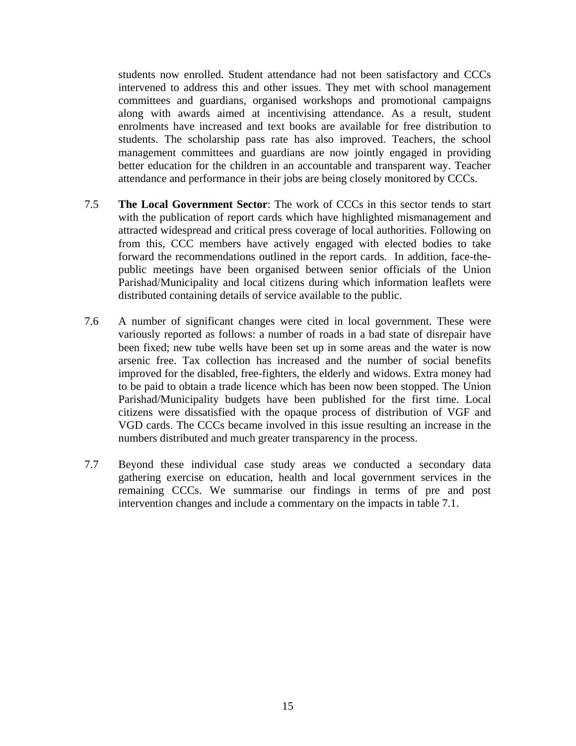students now enrolled. Student attendance had not been satisfactory and CCCs intervened to address this and other issues. They met with school management committees and guardians, organised workshops and promotional campaigns along with awards aimed at incentivising attendance. As a result, student enrolments have increased and text books are available for free distribution to students. The scholarship pass rate has also improved. Teachers, the school management committees and guardians are now jointly engaged in providing better education for the children in an accountable and transparent way. Teacher attendance and performance in their jobs are being closely monitored by CCCs.

7.5 **The Local Government Sector**: The work of CCCs in this sector tends to start with the publication of report cards which have highlighted mismanagement and attracted widespread and critical press coverage of local authorities. Following on from this, CCC members have actively engaged with elected bodies to take forward the recommendations outlined in the report cards. In addition, face-the-public meetings have been organised between senior officials of the Union Parishad/Municipality and local citizens during which information leaflets were distributed containing details of service available to the public.

7.6 A number of significant changes were cited in local government. These were variously reported as follows: a number of roads in a bad state of disrepair have been fixed; new tube wells have been set up in some areas and the water is now arsenic free. Tax collection has increased and the number of social benefits improved for the disabled, free-fighters, the elderly and widows. Extra money had to be paid to obtain a trade licence which has been now been stopped. The Union Parishad/Municipality budgets have been published for the first time. Local citizens were dissatisfied with the opaque process of distribution of VGF and VGD cards. The CCCs became involved in this issue resulting an increase in the numbers distributed and much greater transparency in the process.

7.7 Beyond these individual case study areas we conducted a secondary data gathering exercise on education, health and local government services in the remaining CCCs. We summarise our findings in terms of pre and post intervention changes and include a commentary on the impacts in table 7.1.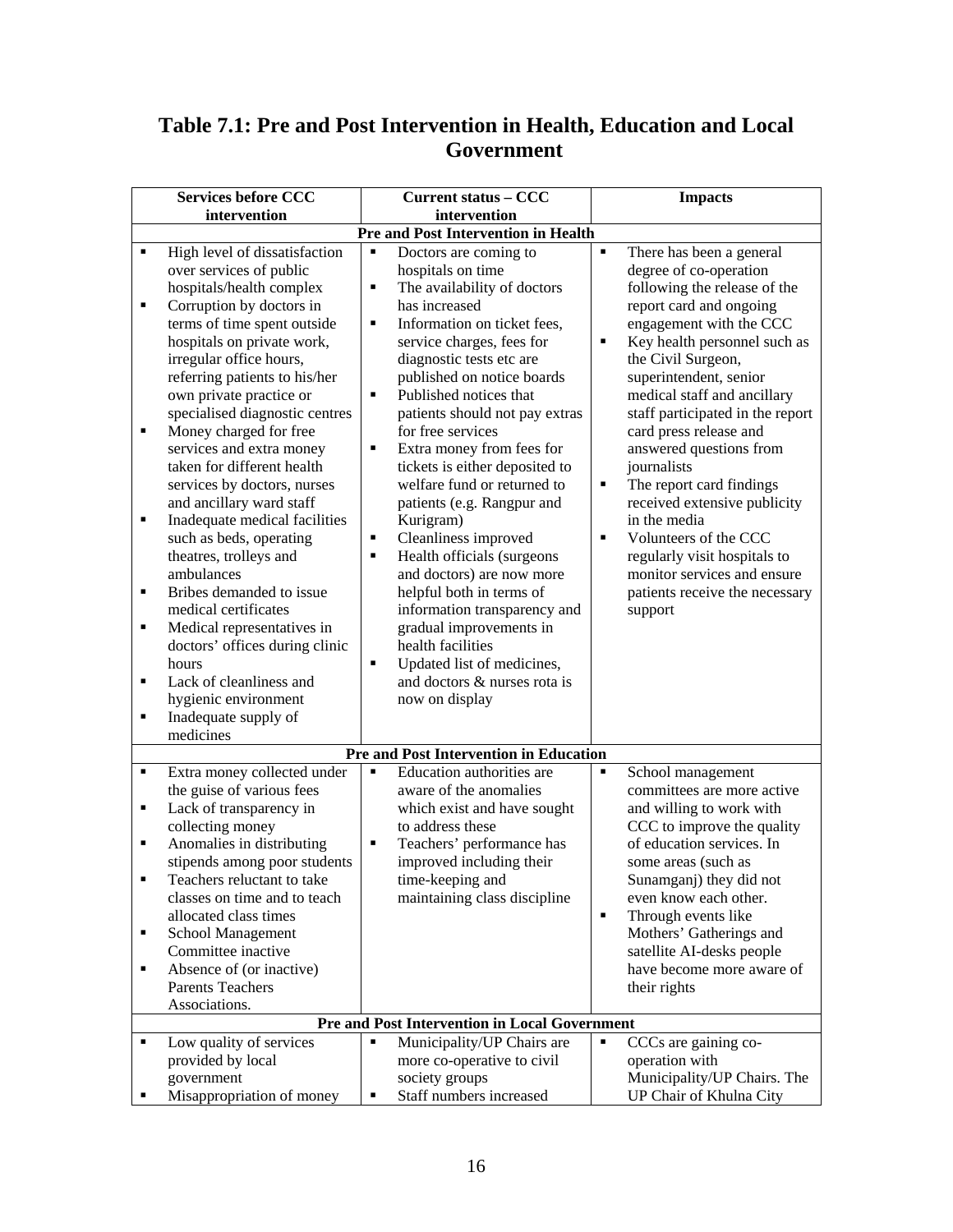## Table 7.1: Pre and Post Intervention in Health, Education and Local Government

| Services before CCC intervention | Current status – CCC intervention | Impacts |
|---|---|---|
| **Pre and Post Intervention in Health** | | |
| ▪ High level of dissatisfaction over services of public hospitals/health complex<br>▪ Corruption by doctors in terms of time spent outside hospitals on private work, irregular office hours, referring patients to his/her own private practice or specialised diagnostic centres<br>▪ Money charged for free services and extra money taken for different health services by doctors, nurses and ancillary ward staff<br>▪ Inadequate medical facilities such as beds, operating theatres, trolleys and ambulances<br>▪ Bribes demanded to issue medical certificates<br>▪ Medical representatives in doctors' offices during clinic hours<br>▪ Lack of cleanliness and hygienic environment<br>▪ Inadequate supply of medicines | ▪ Doctors are coming to hospitals on time<br>▪ The availability of doctors has increased<br>▪ Information on ticket fees, service charges, fees for diagnostic tests etc are published on notice boards<br>▪ Published notices that patients should not pay extras for free services<br>▪ Extra money from fees for tickets is either deposited to welfare fund or returned to patients (e.g. Rangpur and Kurigram)<br>▪ Cleanliness improved<br>▪ Health officials (surgeons and doctors) are now more helpful both in terms of information transparency and gradual improvements in health facilities<br>▪ Updated list of medicines, and doctors & nurses rota is now on display | ▪ There has been a general degree of co-operation following the release of the report card and ongoing engagement with the CCC<br>▪ Key health personnel such as the Civil Surgeon, superintendent, senior medical staff and ancillary staff participated in the report card press release and answered questions from journalists<br>▪ The report card findings received extensive publicity in the media<br>▪ Volunteers of the CCC regularly visit hospitals to monitor services and ensure patients receive the necessary support |
| **Pre and Post Intervention in Education** | | |
| ▪ Extra money collected under the guise of various fees<br>▪ Lack of transparency in collecting money<br>▪ Anomalies in distributing stipends among poor students<br>▪ Teachers reluctant to take classes on time and to teach allocated class times<br>▪ School Management Committee inactive<br>▪ Absence of (or inactive) Parents Teachers Associations. | ▪ Education authorities are aware of the anomalies which exist and have sought to address these<br>▪ Teachers' performance has improved including their time-keeping and maintaining class discipline | ▪ School management committees are more active and willing to work with CCC to improve the quality of education services. In some areas (such as Sunamganj) they did not even know each other.<br>▪ Through events like Mothers' Gatherings and satellite AI-desks people have become more aware of their rights |
| **Pre and Post Intervention in Local Government** | | |
| ▪ Low quality of services provided by local government<br>▪ Misappropriation of money | ▪ Municipality/UP Chairs are more co-operative to civil society groups<br>▪ Staff numbers increased | ▪ CCCs are gaining co-operation with Municipality/UP Chairs. The UP Chair of Khulna City |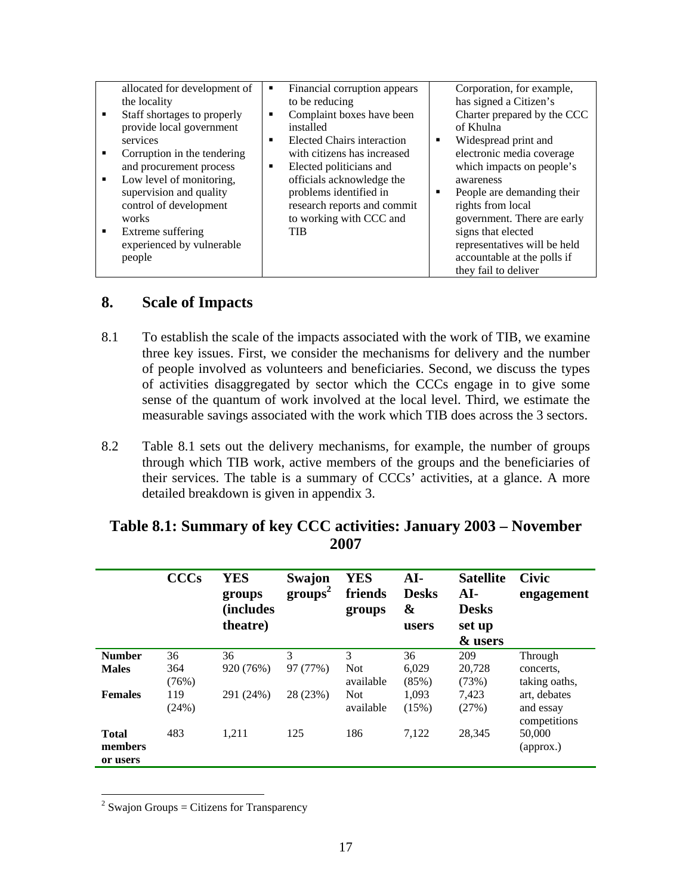| | | |
|---|---|---|
| allocated for development of the locality<br>▪ Staff shortages to properly provide local government services<br>▪ Corruption in the tendering and procurement process<br>▪ Low level of monitoring, supervision and quality control of development works<br>▪ Extreme suffering experienced by vulnerable people | ▪ Financial corruption appears to be reducing<br>▪ Complaint boxes have been installed<br>▪ Elected Chairs interaction with citizens has increased<br>▪ Elected politicians and officials acknowledge the problems identified in research reports and commit to working with CCC and TIB | Corporation, for example, has signed a Citizen's Charter prepared by the CCC of Khulna<br>▪ Widespread print and electronic media coverage which impacts on people's awareness<br>▪ People are demanding their rights from local government. There are early signs that elected representatives will be held accountable at the polls if they fail to deliver |

## 8. Scale of Impacts

8.1 To establish the scale of the impacts associated with the work of TIB, we examine three key issues. First, we consider the mechanisms for delivery and the number of people involved as volunteers and beneficiaries. Second, we discuss the types of activities disaggregated by sector which the CCCs engage in to give some sense of the quantum of work involved at the local level. Third, we estimate the measurable savings associated with the work which TIB does across the 3 sectors.

8.2 Table 8.1 sets out the delivery mechanisms, for example, the number of groups through which TIB work, active members of the groups and the beneficiaries of their services. The table is a summary of CCCs' activities, at a glance. A more detailed breakdown is given in appendix 3.

### Table 8.1: Summary of key CCC activities: January 2003 – November 2007

| | CCCs | YES groups (includes theatre) | Swajon groups[2] | YES friends groups | AI-Desks & users | Satellite AI-Desks set up & users | Civic engagement |
|---|---|---|---|---|---|---|---|
| **Number** | 36 | 36 | 3 | 3 | 36 | 209 | Through concerts, taking oaths, art, debates and essay competitions |
| **Males** | 364 (76%) | 920 (76%) | 97 (77%) | Not available | 6,029 (85%) | 20,728 (73%) | |
| **Females** | 119 (24%) | 291 (24%) | 28 (23%) | Not available | 1,093 (15%) | 7,423 (27%) | |
| **Total members or users** | 483 | 1,211 | 125 | 186 | 7,122 | 28,345 | 50,000 (approx.) |

[2] Swajon Groups = Citizens for Transparency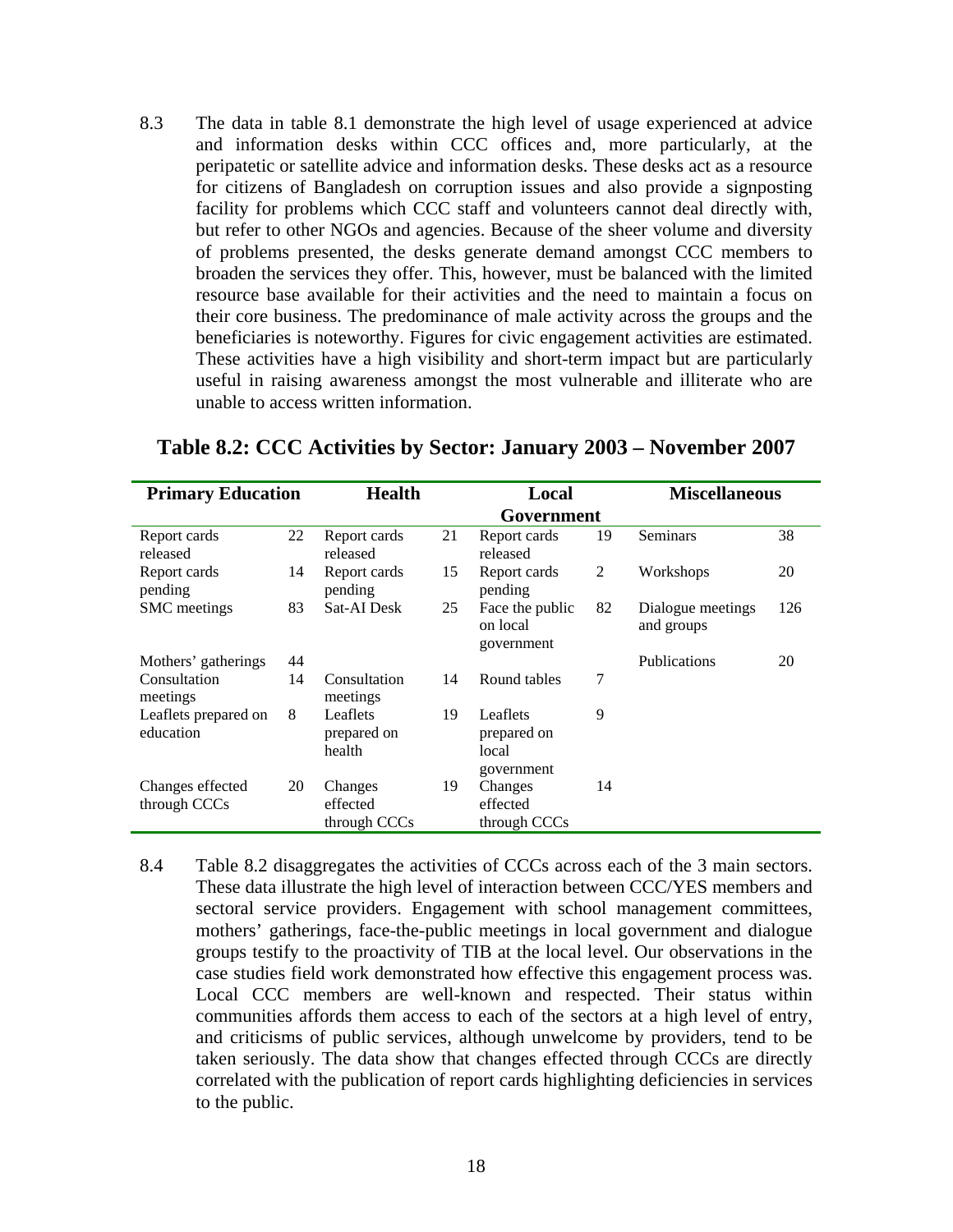8.3 The data in table 8.1 demonstrate the high level of usage experienced at advice and information desks within CCC offices and, more particularly, at the peripatetic or satellite advice and information desks. These desks act as a resource for citizens of Bangladesh on corruption issues and also provide a signposting facility for problems which CCC staff and volunteers cannot deal directly with, but refer to other NGOs and agencies. Because of the sheer volume and diversity of problems presented, the desks generate demand amongst CCC members to broaden the services they offer. This, however, must be balanced with the limited resource base available for their activities and the need to maintain a focus on their core business. The predominance of male activity across the groups and the beneficiaries is noteworthy. Figures for civic engagement activities are estimated. These activities have a high visibility and short-term impact but are particularly useful in raising awareness amongst the most vulnerable and illiterate who are unable to access written information.

**Table 8.2: CCC Activities by Sector: January 2003 – November 2007**

| Primary Education | | Health | | Local Government | | Miscellaneous | |
|---|---|---|---|---|---|---|---|
| Report cards released | 22 | Report cards released | 21 | Report cards released | 19 | Seminars | 38 |
| Report cards pending | 14 | Report cards pending | 15 | Report cards pending | 2 | Workshops | 20 |
| SMC meetings | 83 | Sat-AI Desk | 25 | Face the public on local government | 82 | Dialogue meetings and groups | 126 |
| Mothers' gatherings | 44 | | | | | Publications | 20 |
| Consultation meetings | 14 | Consultation meetings | 14 | Round tables | 7 | | |
| Leaflets prepared on education | 8 | Leaflets prepared on health | 19 | Leaflets prepared on local government | 9 | | |
| Changes effected through CCCs | 20 | Changes effected through CCCs | 19 | Changes effected through CCCs | 14 | | |

8.4 Table 8.2 disaggregates the activities of CCCs across each of the 3 main sectors. These data illustrate the high level of interaction between CCC/YES members and sectoral service providers. Engagement with school management committees, mothers' gatherings, face-the-public meetings in local government and dialogue groups testify to the proactivity of TIB at the local level. Our observations in the case studies field work demonstrated how effective this engagement process was. Local CCC members are well-known and respected. Their status within communities affords them access to each of the sectors at a high level of entry, and criticisms of public services, although unwelcome by providers, tend to be taken seriously. The data show that changes effected through CCCs are directly correlated with the publication of report cards highlighting deficiencies in services to the public.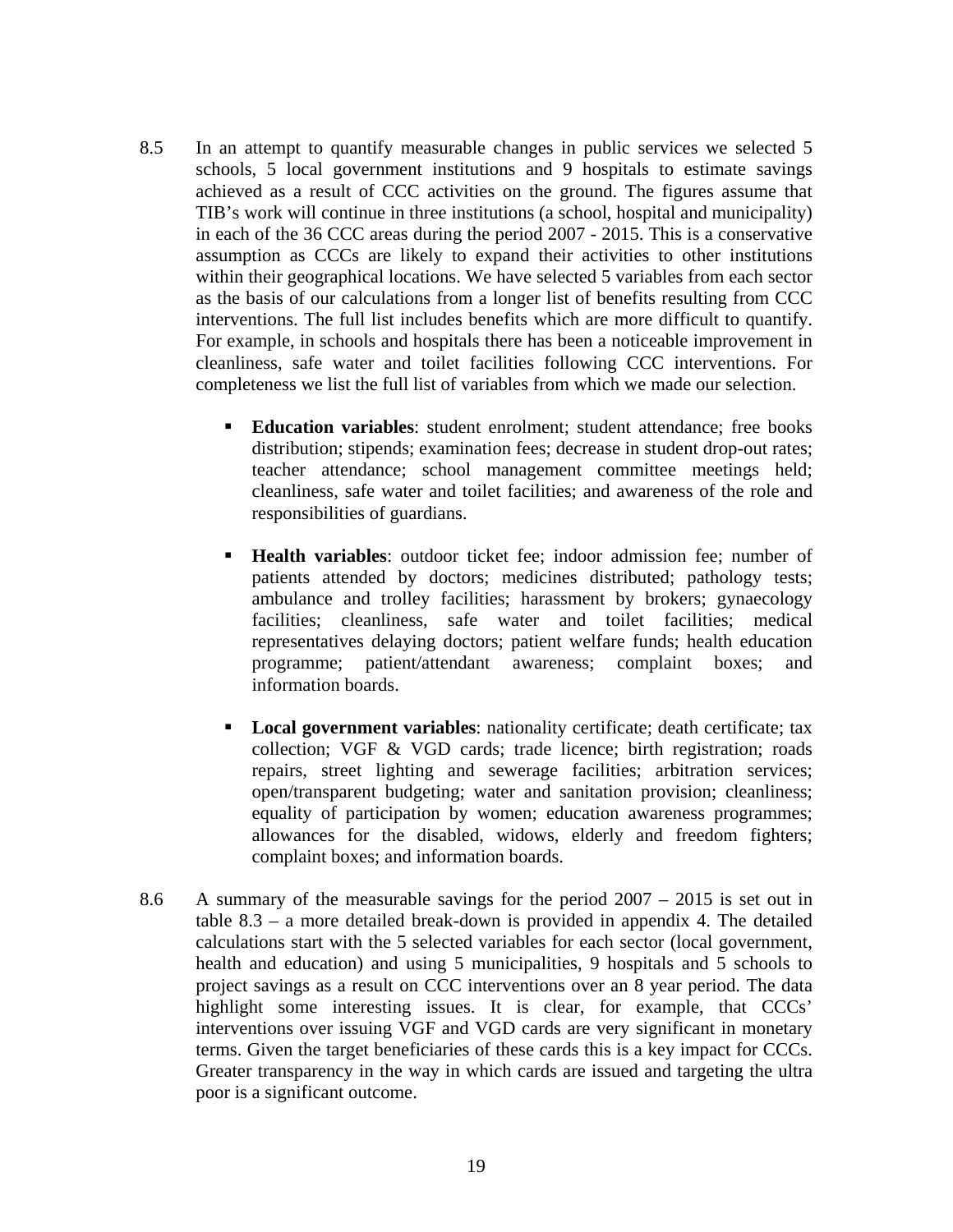8.5 In an attempt to quantify measurable changes in public services we selected 5 schools, 5 local government institutions and 9 hospitals to estimate savings achieved as a result of CCC activities on the ground. The figures assume that TIB's work will continue in three institutions (a school, hospital and municipality) in each of the 36 CCC areas during the period 2007 - 2015. This is a conservative assumption as CCCs are likely to expand their activities to other institutions within their geographical locations. We have selected 5 variables from each sector as the basis of our calculations from a longer list of benefits resulting from CCC interventions. The full list includes benefits which are more difficult to quantify. For example, in schools and hospitals there has been a noticeable improvement in cleanliness, safe water and toilet facilities following CCC interventions. For completeness we list the full list of variables from which we made our selection.

- **Education variables**: student enrolment; student attendance; free books distribution; stipends; examination fees; decrease in student drop-out rates; teacher attendance; school management committee meetings held; cleanliness, safe water and toilet facilities; and awareness of the role and responsibilities of guardians.

- **Health variables**: outdoor ticket fee; indoor admission fee; number of patients attended by doctors; medicines distributed; pathology tests; ambulance and trolley facilities; harassment by brokers; gynaecology facilities; cleanliness, safe water and toilet facilities; medical representatives delaying doctors; patient welfare funds; health education programme; patient/attendant awareness; complaint boxes; and information boards.

- **Local government variables**: nationality certificate; death certificate; tax collection; VGF & VGD cards; trade licence; birth registration; roads repairs, street lighting and sewerage facilities; arbitration services; open/transparent budgeting; water and sanitation provision; cleanliness; equality of participation by women; education awareness programmes; allowances for the disabled, widows, elderly and freedom fighters; complaint boxes; and information boards.

8.6 A summary of the measurable savings for the period 2007 – 2015 is set out in table 8.3 – a more detailed break-down is provided in appendix 4. The detailed calculations start with the 5 selected variables for each sector (local government, health and education) and using 5 municipalities, 9 hospitals and 5 schools to project savings as a result on CCC interventions over an 8 year period. The data highlight some interesting issues. It is clear, for example, that CCCs' interventions over issuing VGF and VGD cards are very significant in monetary terms. Given the target beneficiaries of these cards this is a key impact for CCCs. Greater transparency in the way in which cards are issued and targeting the ultra poor is a significant outcome.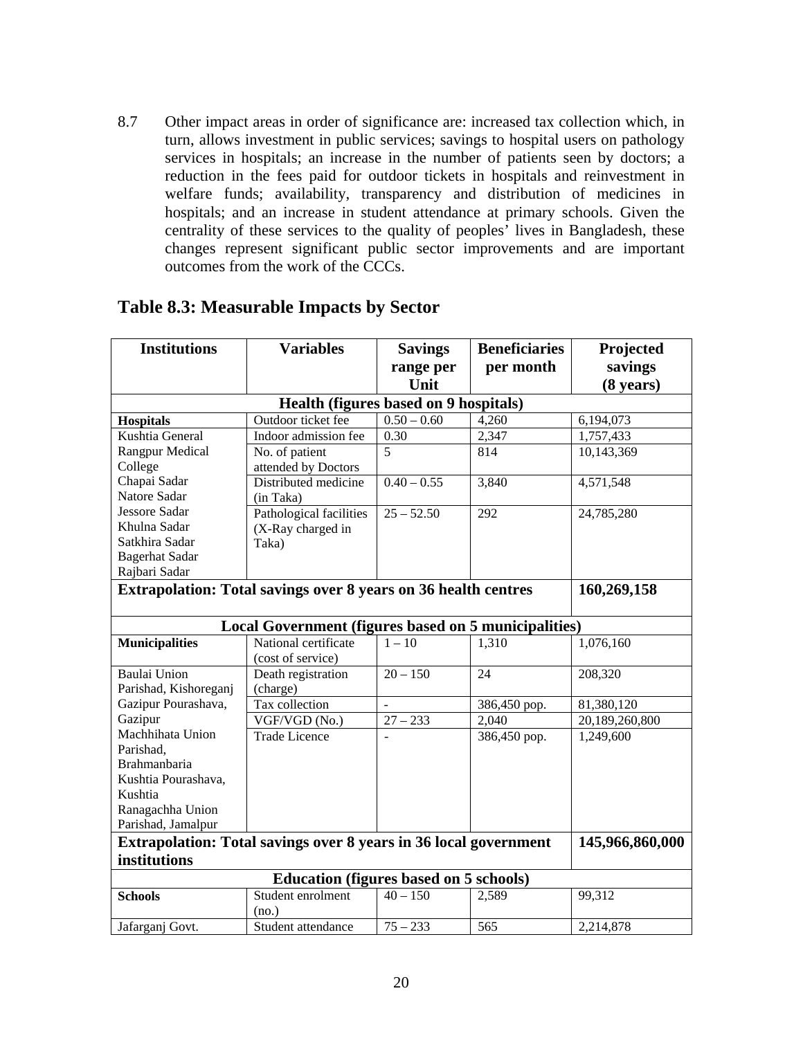8.7 Other impact areas in order of significance are: increased tax collection which, in turn, allows investment in public services; savings to hospital users on pathology services in hospitals; an increase in the number of patients seen by doctors; a reduction in the fees paid for outdoor tickets in hospitals and reinvestment in welfare funds; availability, transparency and distribution of medicines in hospitals; and an increase in student attendance at primary schools. Given the centrality of these services to the quality of peoples' lives in Bangladesh, these changes represent significant public sector improvements and are important outcomes from the work of the CCCs.

## Table 8.3: Measurable Impacts by Sector

| Institutions | Variables | Savings range per Unit | Beneficiaries per month | Projected savings (8 years) |
|---|---|---|---|---|
| **Health (figures based on 9 hospitals)** | | | | |
| **Hospitals** | Outdoor ticket fee | 0.50 – 0.60 | 4,260 | 6,194,073 |
| Kushtia General | Indoor admission fee | 0.30 | 2,347 | 1,757,433 |
| Rangpur Medical College | No. of patient attended by Doctors | 5 | 814 | 10,143,369 |
| Chapai Sadar<br>Natore Sadar | Distributed medicine (in Taka) | 0.40 – 0.55 | 3,840 | 4,571,548 |
| Jessore Sadar<br>Khulna Sadar<br>Satkhira Sadar<br>Bagerhat Sadar<br>Rajbari Sadar | Pathological facilities (X-Ray charged in Taka) | 25 – 52.50 | 292 | 24,785,280 |
| **Extrapolation: Total savings over 8 years on 36 health centres** | | | | **160,269,158** |
| **Local Government (figures based on 5 municipalities)** | | | | |
| **Municipalities** | National certificate (cost of service) | 1 – 10 | 1,310 | 1,076,160 |
| Baulai Union Parishad, Kishoreganj | Death registration (charge) | 20 – 150 | 24 | 208,320 |
| Gazipur Pourashava, | Tax collection | - | 386,450 pop. | 81,380,120 |
| Gazipur | VGF/VGD (No.) | 27 – 233 | 2,040 | 20,189,260,800 |
| Machhihata Union Parishad, Brahmanbaria<br>Kushtia Pourashava, Kushtia<br>Ranagachha Union Parishad, Jamalpur | Trade Licence | - | 386,450 pop. | 1,249,600 |
| **Extrapolation: Total savings over 8 years in 36 local government institutions** | | | | **145,966,860,000** |
| **Education (figures based on 5 schools)** | | | | |
| **Schools** | Student enrolment (no.) | 40 – 150 | 2,589 | 99,312 |
| Jafarganj Govt. | Student attendance | 75 – 233 | 565 | 2,214,878 |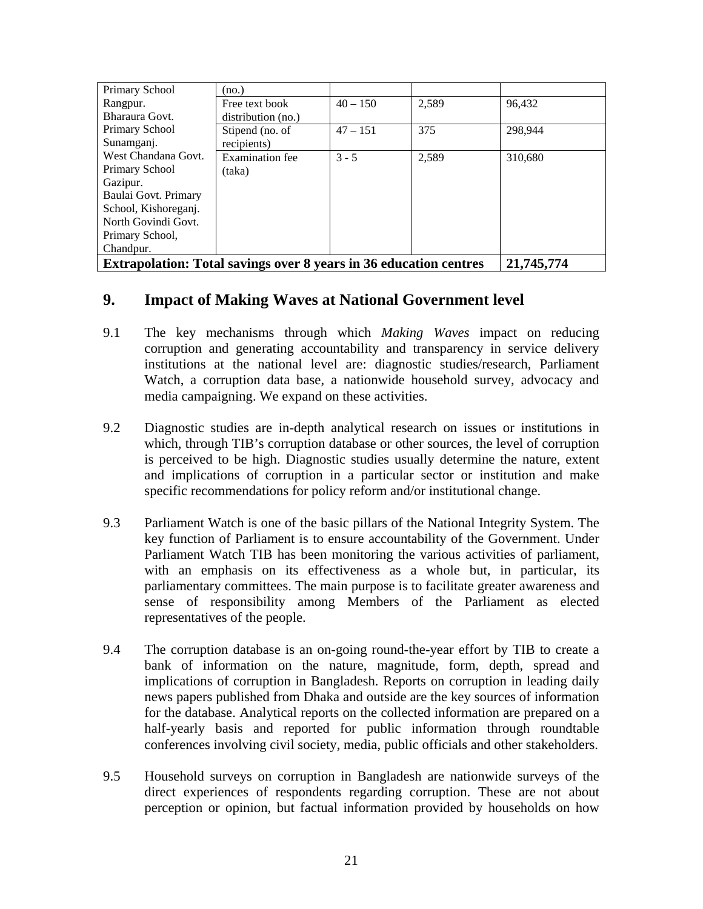| | | | | |
|---|---|---|---|---|
| Primary School Rangpur. Bharaura Govt. Primary School Sunamganj. West Chandana Govt. Primary School Gazipur. Baulai Govt. Primary School, Kishoreganj. North Govindi Govt. Primary School, Chandpur. | (no.) | | | |
| | Free text book distribution (no.) | 40 – 150 | 2,589 | 96,432 |
| | Stipend (no. of recipients) | 47 – 151 | 375 | 298,944 |
| | Examination fee (taka) | 3 - 5 | 2,589 | 310,680 |
| **Extrapolation: Total savings over 8 years in 36 education centres** | | | | **21,745,774** |

## 9. Impact of Making Waves at National Government level

9.1 The key mechanisms through which *Making Waves* impact on reducing corruption and generating accountability and transparency in service delivery institutions at the national level are: diagnostic studies/research, Parliament Watch, a corruption data base, a nationwide household survey, advocacy and media campaigning. We expand on these activities.

9.2 Diagnostic studies are in-depth analytical research on issues or institutions in which, through TIB's corruption database or other sources, the level of corruption is perceived to be high. Diagnostic studies usually determine the nature, extent and implications of corruption in a particular sector or institution and make specific recommendations for policy reform and/or institutional change.

9.3 Parliament Watch is one of the basic pillars of the National Integrity System. The key function of Parliament is to ensure accountability of the Government. Under Parliament Watch TIB has been monitoring the various activities of parliament, with an emphasis on its effectiveness as a whole but, in particular, its parliamentary committees. The main purpose is to facilitate greater awareness and sense of responsibility among Members of the Parliament as elected representatives of the people.

9.4 The corruption database is an on-going round-the-year effort by TIB to create a bank of information on the nature, magnitude, form, depth, spread and implications of corruption in Bangladesh. Reports on corruption in leading daily news papers published from Dhaka and outside are the key sources of information for the database. Analytical reports on the collected information are prepared on a half-yearly basis and reported for public information through roundtable conferences involving civil society, media, public officials and other stakeholders.

9.5 Household surveys on corruption in Bangladesh are nationwide surveys of the direct experiences of respondents regarding corruption. These are not about perception or opinion, but factual information provided by households on how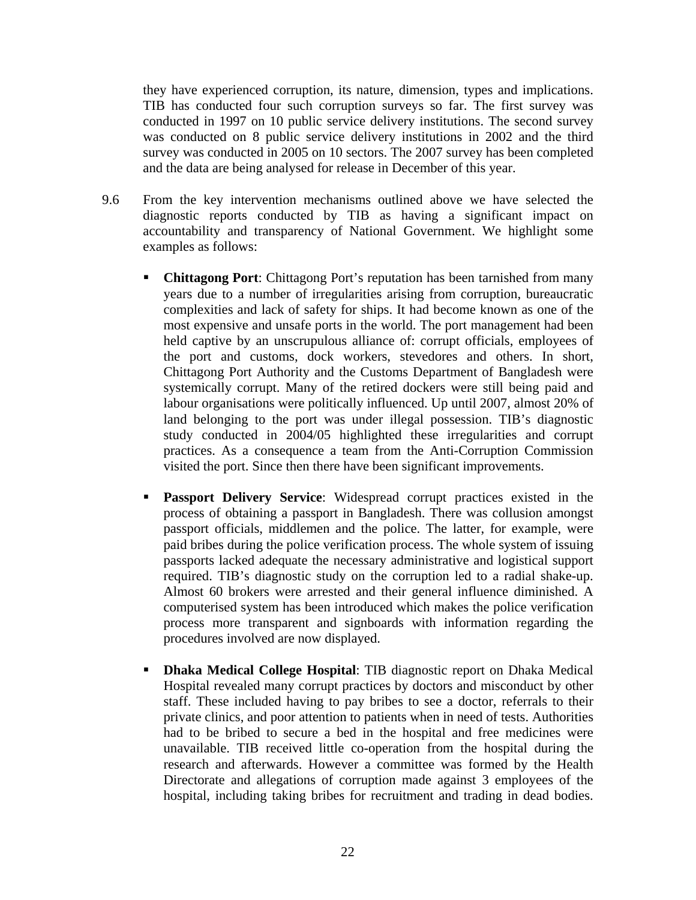they have experienced corruption, its nature, dimension, types and implications. TIB has conducted four such corruption surveys so far. The first survey was conducted in 1997 on 10 public service delivery institutions. The second survey was conducted on 8 public service delivery institutions in 2002 and the third survey was conducted in 2005 on 10 sectors. The 2007 survey has been completed and the data are being analysed for release in December of this year.

9.6 From the key intervention mechanisms outlined above we have selected the diagnostic reports conducted by TIB as having a significant impact on accountability and transparency of National Government. We highlight some examples as follows:

- **Chittagong Port**: Chittagong Port's reputation has been tarnished from many years due to a number of irregularities arising from corruption, bureaucratic complexities and lack of safety for ships. It had become known as one of the most expensive and unsafe ports in the world. The port management had been held captive by an unscrupulous alliance of: corrupt officials, employees of the port and customs, dock workers, stevedores and others. In short, Chittagong Port Authority and the Customs Department of Bangladesh were systemically corrupt. Many of the retired dockers were still being paid and labour organisations were politically influenced. Up until 2007, almost 20% of land belonging to the port was under illegal possession. TIB's diagnostic study conducted in 2004/05 highlighted these irregularities and corrupt practices. As a consequence a team from the Anti-Corruption Commission visited the port. Since then there have been significant improvements.

- **Passport Delivery Service**: Widespread corrupt practices existed in the process of obtaining a passport in Bangladesh. There was collusion amongst passport officials, middlemen and the police. The latter, for example, were paid bribes during the police verification process. The whole system of issuing passports lacked adequate the necessary administrative and logistical support required. TIB's diagnostic study on the corruption led to a radial shake-up. Almost 60 brokers were arrested and their general influence diminished. A computerised system has been introduced which makes the police verification process more transparent and signboards with information regarding the procedures involved are now displayed.

- **Dhaka Medical College Hospital**: TIB diagnostic report on Dhaka Medical Hospital revealed many corrupt practices by doctors and misconduct by other staff. These included having to pay bribes to see a doctor, referrals to their private clinics, and poor attention to patients when in need of tests. Authorities had to be bribed to secure a bed in the hospital and free medicines were unavailable. TIB received little co-operation from the hospital during the research and afterwards. However a committee was formed by the Health Directorate and allegations of corruption made against 3 employees of the hospital, including taking bribes for recruitment and trading in dead bodies.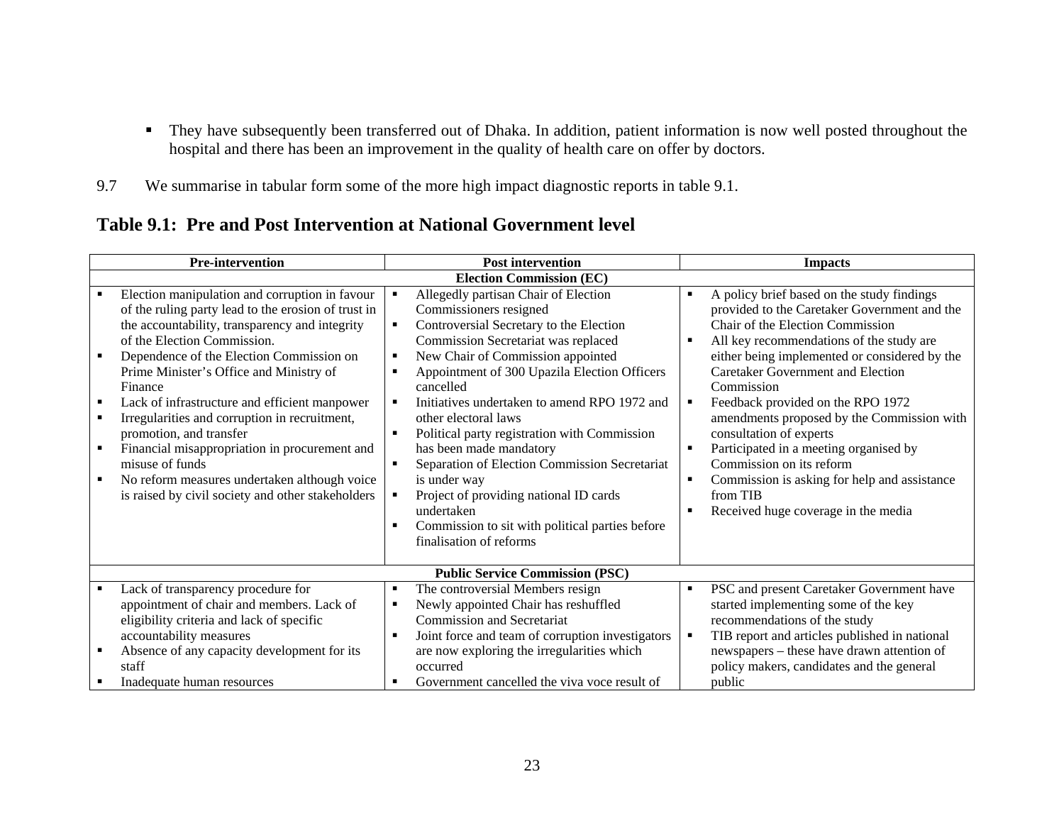- They have subsequently been transferred out of Dhaka. In addition, patient information is now well posted throughout the hospital and there has been an improvement in the quality of health care on offer by doctors.

9.7 We summarise in tabular form some of the more high impact diagnostic reports in table 9.1.

## Table 9.1: Pre and Post Intervention at National Government level

| Pre-intervention | Post intervention | Impacts |
|---|---|---|
| **Election Commission (EC)** | | |
| ▪ Election manipulation and corruption in favour of the ruling party lead to the erosion of trust in the accountability, transparency and integrity of the Election Commission.<br>▪ Dependence of the Election Commission on Prime Minister's Office and Ministry of Finance<br>▪ Lack of infrastructure and efficient manpower<br>▪ Irregularities and corruption in recruitment, promotion, and transfer<br>▪ Financial misappropriation in procurement and misuse of funds<br>▪ No reform measures undertaken although voice is raised by civil society and other stakeholders | ▪ Allegedly partisan Chair of Election Commissioners resigned<br>▪ Controversial Secretary to the Election Commission Secretariat was replaced<br>▪ New Chair of Commission appointed<br>▪ Appointment of 300 Upazila Election Officers cancelled<br>▪ Initiatives undertaken to amend RPO 1972 and other electoral laws<br>▪ Political party registration with Commission has been made mandatory<br>▪ Separation of Election Commission Secretariat is under way<br>▪ Project of providing national ID cards undertaken<br>▪ Commission to sit with political parties before finalisation of reforms | ▪ A policy brief based on the study findings provided to the Caretaker Government and the Chair of the Election Commission<br>▪ All key recommendations of the study are either being implemented or considered by the Caretaker Government and Election Commission<br>▪ Feedback provided on the RPO 1972 amendments proposed by the Commission with consultation of experts<br>▪ Participated in a meeting organised by Commission on its reform<br>▪ Commission is asking for help and assistance from TIB<br>▪ Received huge coverage in the media |
| **Public Service Commission (PSC)** | | |
| ▪ Lack of transparency procedure for appointment of chair and members. Lack of eligibility criteria and lack of specific accountability measures<br>▪ Absence of any capacity development for its staff<br>▪ Inadequate human resources | ▪ The controversial Members resign<br>▪ Newly appointed Chair has reshuffled Commission and Secretariat<br>▪ Joint force and team of corruption investigators are now exploring the irregularities which occurred<br>▪ Government cancelled the viva voce result of | ▪ PSC and present Caretaker Government have started implementing some of the key recommendations of the study<br>▪ TIB report and articles published in national newspapers – these have drawn attention of policy makers, candidates and the general public |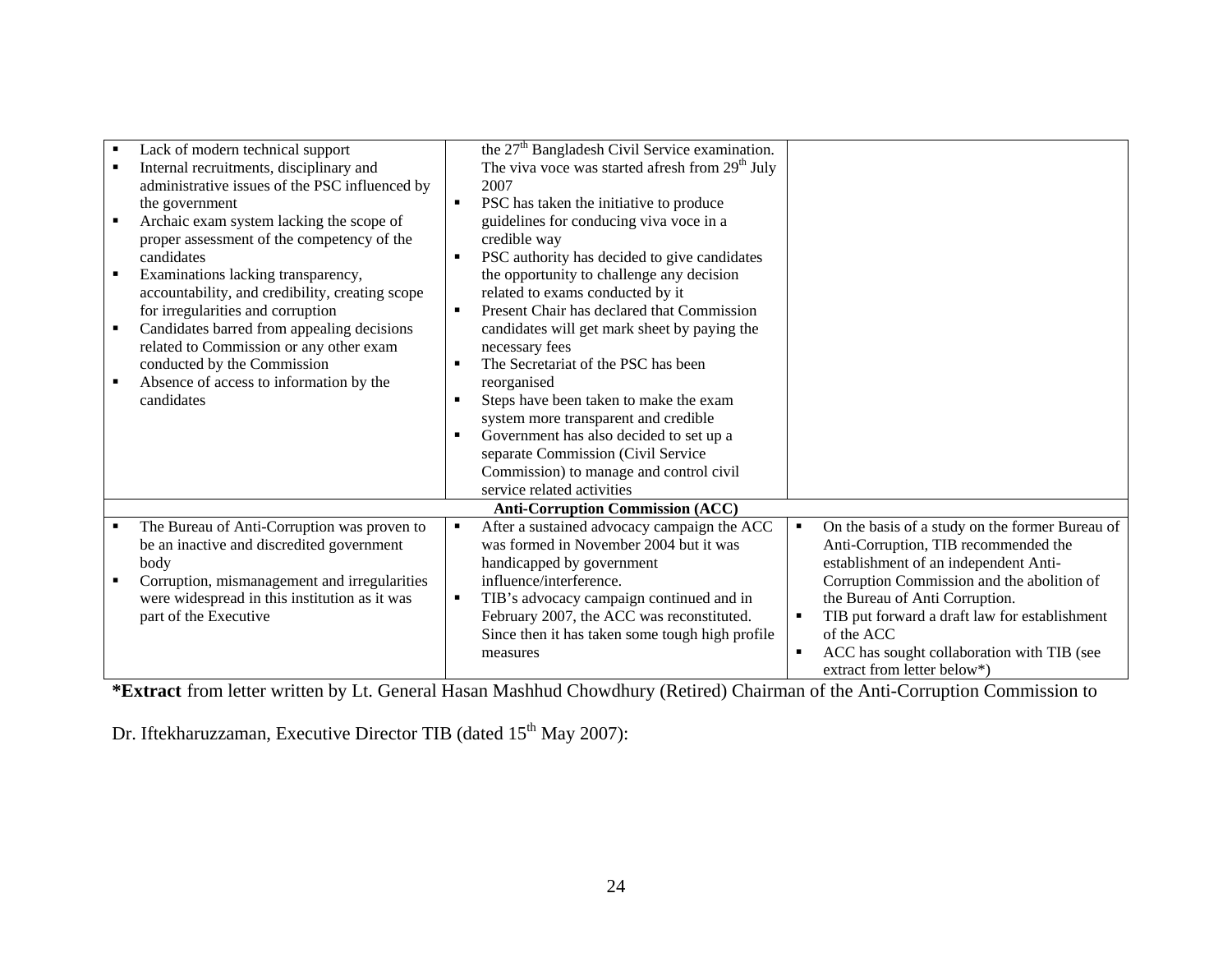| | | |
|---|---|---|
| ▪ Lack of modern technical support<br>▪ Internal recruitments, disciplinary and administrative issues of the PSC influenced by the government<br>▪ Archaic exam system lacking the scope of proper assessment of the competency of the candidates<br>▪ Examinations lacking transparency, accountability, and credibility, creating scope for irregularities and corruption<br>▪ Candidates barred from appealing decisions related to Commission or any other exam conducted by the Commission<br>▪ Absence of access to information by the candidates | the 27th Bangladesh Civil Service examination. The viva voce was started afresh from 29th July 2007<br>▪ PSC has taken the initiative to produce guidelines for conducing viva voce in a credible way<br>▪ PSC authority has decided to give candidates the opportunity to challenge any decision related to exams conducted by it<br>▪ Present Chair has declared that Commission candidates will get mark sheet by paying the necessary fees<br>▪ The Secretariat of the PSC has been reorganised<br>▪ Steps have been taken to make the exam system more transparent and credible<br>▪ Government has also decided to set up a separate Commission (Civil Service Commission) to manage and control civil service related activities | |
| | **Anti-Corruption Commission (ACC)** | |
| ▪ The Bureau of Anti-Corruption was proven to be an inactive and discredited government body<br>▪ Corruption, mismanagement and irregularities were widespread in this institution as it was part of the Executive | ▪ After a sustained advocacy campaign the ACC was formed in November 2004 but it was handicapped by government influence/interference.<br>▪ TIB's advocacy campaign continued and in February 2007, the ACC was reconstituted. Since then it has taken some tough high profile measures | ▪ On the basis of a study on the former Bureau of Anti-Corruption, TIB recommended the establishment of an independent Anti-Corruption Commission and the abolition of the Bureau of Anti Corruption.<br>▪ TIB put forward a draft law for establishment of the ACC<br>▪ ACC has sought collaboration with TIB (see extract from letter below*) |

***Extract** from letter written by Lt. General Hasan Mashhud Chowdhury (Retired) Chairman of the Anti-Corruption Commission to Dr. Iftekharuzzaman, Executive Director TIB (dated 15th May 2007):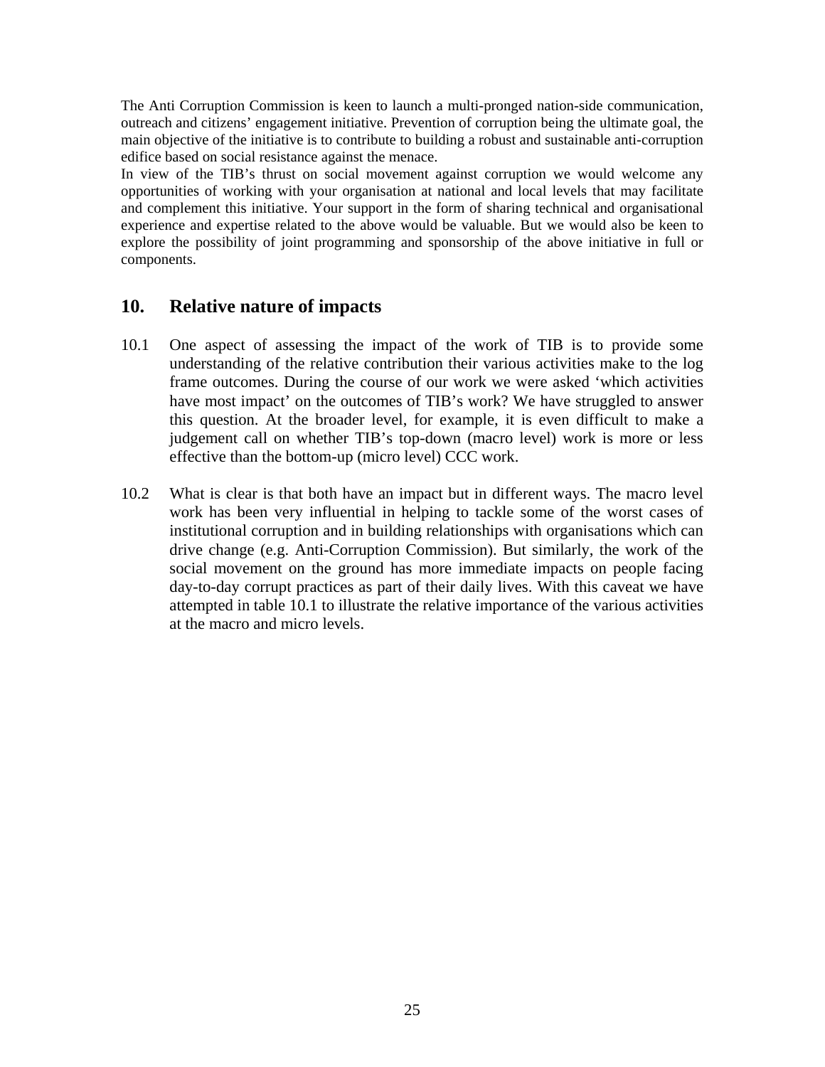The Anti Corruption Commission is keen to launch a multi-pronged nation-side communication, outreach and citizens' engagement initiative. Prevention of corruption being the ultimate goal, the main objective of the initiative is to contribute to building a robust and sustainable anti-corruption edifice based on social resistance against the menace.

In view of the TIB's thrust on social movement against corruption we would welcome any opportunities of working with your organisation at national and local levels that may facilitate and complement this initiative. Your support in the form of sharing technical and organisational experience and expertise related to the above would be valuable. But we would also be keen to explore the possibility of joint programming and sponsorship of the above initiative in full or components.

## 10. Relative nature of impacts

10.1 One aspect of assessing the impact of the work of TIB is to provide some understanding of the relative contribution their various activities make to the log frame outcomes. During the course of our work we were asked 'which activities have most impact' on the outcomes of TIB's work? We have struggled to answer this question. At the broader level, for example, it is even difficult to make a judgement call on whether TIB's top-down (macro level) work is more or less effective than the bottom-up (micro level) CCC work.

10.2 What is clear is that both have an impact but in different ways. The macro level work has been very influential in helping to tackle some of the worst cases of institutional corruption and in building relationships with organisations which can drive change (e.g. Anti-Corruption Commission). But similarly, the work of the social movement on the ground has more immediate impacts on people facing day-to-day corrupt practices as part of their daily lives. With this caveat we have attempted in table 10.1 to illustrate the relative importance of the various activities at the macro and micro levels.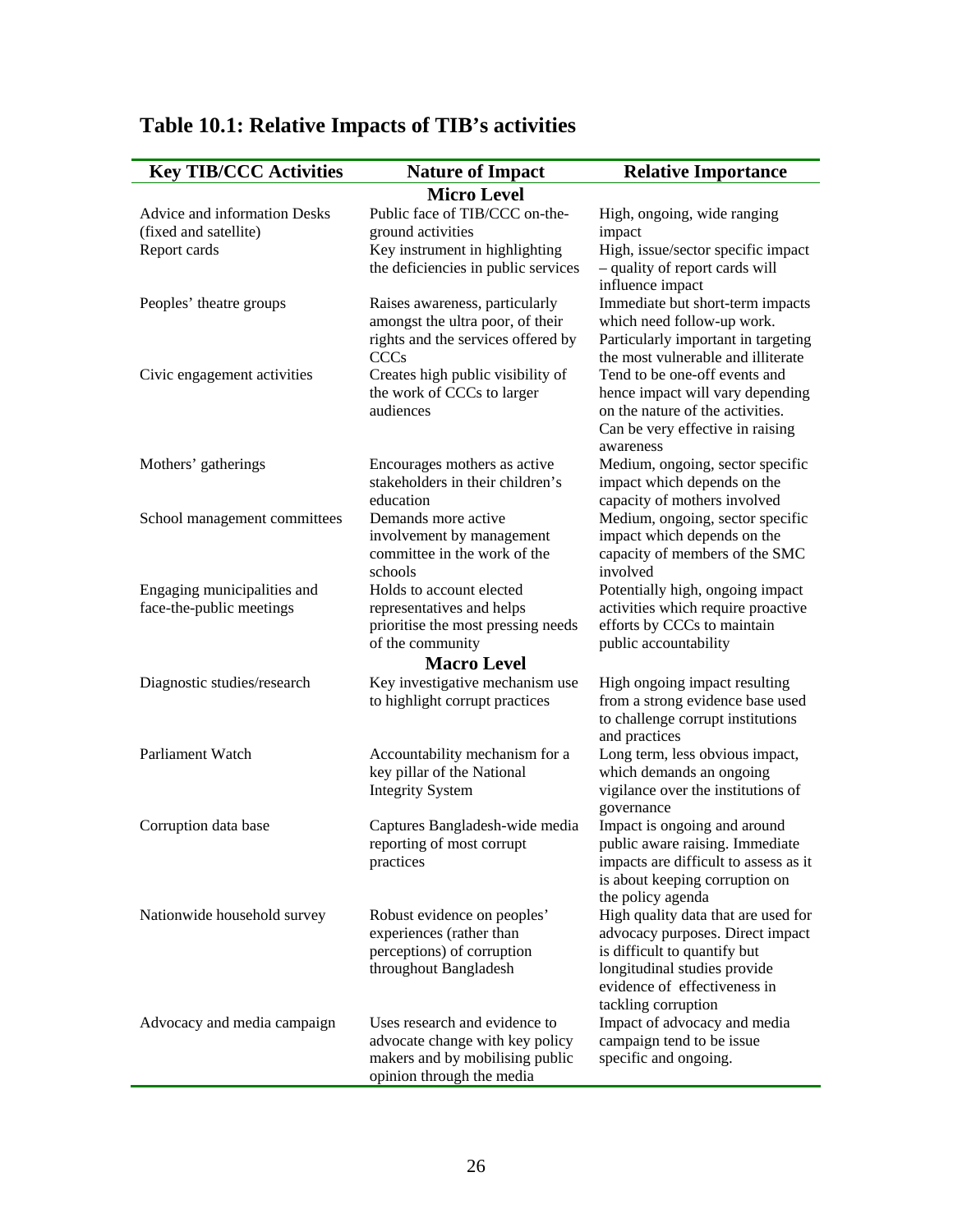## Table 10.1: Relative Impacts of TIB's activities

| Key TIB/CCC Activities | Nature of Impact | Relative Importance |
|---|---|---|
| | **Micro Level** | |
| Advice and information Desks (fixed and satellite) | Public face of TIB/CCC on-the-ground activities | High, ongoing, wide ranging impact |
| Report cards | Key instrument in highlighting the deficiencies in public services | High, issue/sector specific impact – quality of report cards will influence impact |
| Peoples' theatre groups | Raises awareness, particularly amongst the ultra poor, of their rights and the services offered by CCCs | Immediate but short-term impacts which need follow-up work. Particularly important in targeting the most vulnerable and illiterate |
| Civic engagement activities | Creates high public visibility of the work of CCCs to larger audiences | Tend to be one-off events and hence impact will vary depending on the nature of the activities. Can be very effective in raising awareness |
| Mothers' gatherings | Encourages mothers as active stakeholders in their children's education | Medium, ongoing, sector specific impact which depends on the capacity of mothers involved |
| School management committees | Demands more active involvement by management committee in the work of the schools | Medium, ongoing, sector specific impact which depends on the capacity of members of the SMC involved |
| Engaging municipalities and face-the-public meetings | Holds to account elected representatives and helps prioritise the most pressing needs of the community | Potentially high, ongoing impact activities which require proactive efforts by CCCs to maintain public accountability |
| | **Macro Level** | |
| Diagnostic studies/research | Key investigative mechanism use to highlight corrupt practices | High ongoing impact resulting from a strong evidence base used to challenge corrupt institutions and practices |
| Parliament Watch | Accountability mechanism for a key pillar of the National Integrity System | Long term, less obvious impact, which demands an ongoing vigilance over the institutions of governance |
| Corruption data base | Captures Bangladesh-wide media reporting of most corrupt practices | Impact is ongoing and around public aware raising. Immediate impacts are difficult to assess as it is about keeping corruption on the policy agenda |
| Nationwide household survey | Robust evidence on peoples' experiences (rather than perceptions) of corruption throughout Bangladesh | High quality data that are used for advocacy purposes. Direct impact is difficult to quantify but longitudinal studies provide evidence of effectiveness in tackling corruption |
| Advocacy and media campaign | Uses research and evidence to advocate change with key policy makers and by mobilising public opinion through the media | Impact of advocacy and media campaign tend to be issue specific and ongoing. |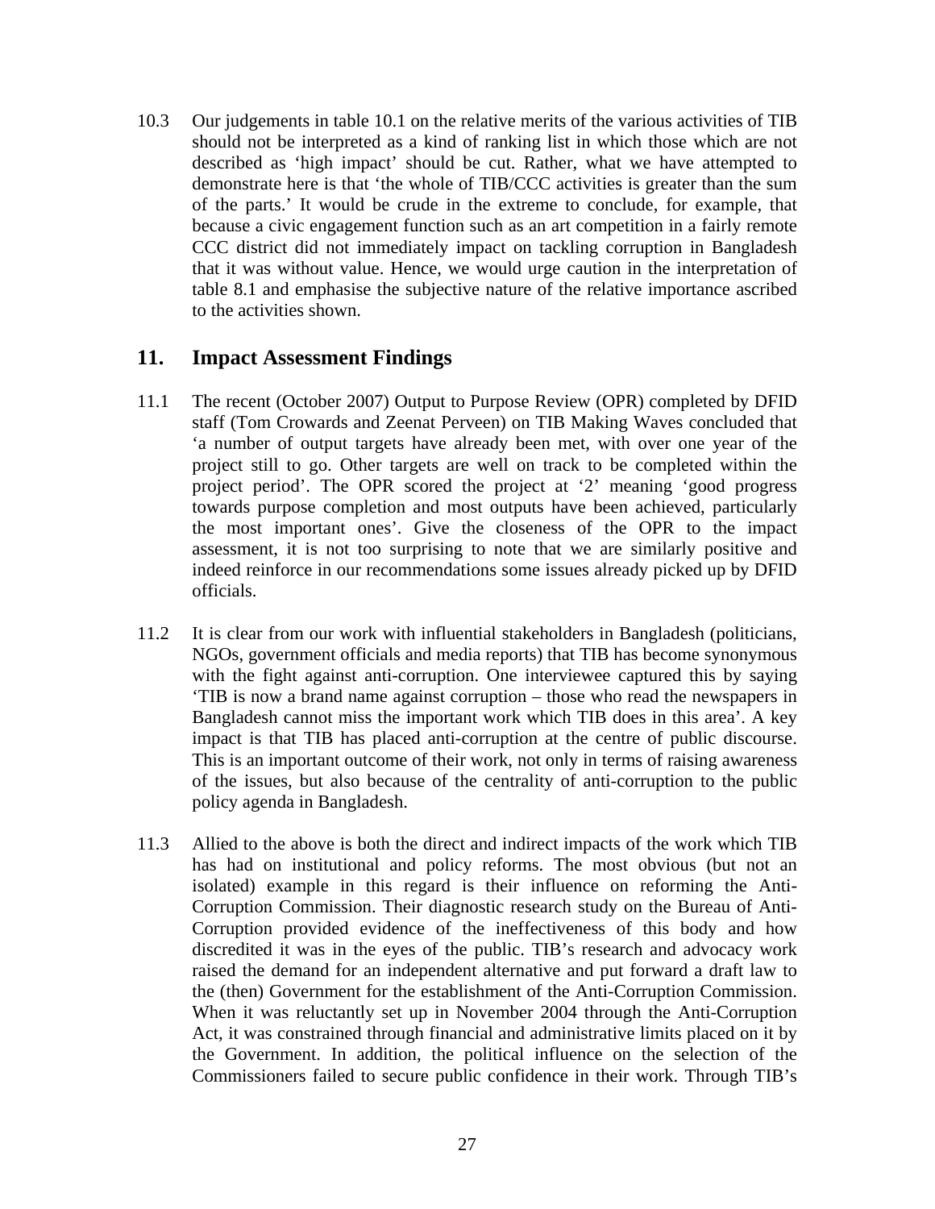10.3 Our judgements in table 10.1 on the relative merits of the various activities of TIB should not be interpreted as a kind of ranking list in which those which are not described as 'high impact' should be cut. Rather, what we have attempted to demonstrate here is that 'the whole of TIB/CCC activities is greater than the sum of the parts.' It would be crude in the extreme to conclude, for example, that because a civic engagement function such as an art competition in a fairly remote CCC district did not immediately impact on tackling corruption in Bangladesh that it was without value. Hence, we would urge caution in the interpretation of table 8.1 and emphasise the subjective nature of the relative importance ascribed to the activities shown.

## 11. Impact Assessment Findings

11.1 The recent (October 2007) Output to Purpose Review (OPR) completed by DFID staff (Tom Crowards and Zeenat Perveen) on TIB Making Waves concluded that 'a number of output targets have already been met, with over one year of the project still to go. Other targets are well on track to be completed within the project period'. The OPR scored the project at '2' meaning 'good progress towards purpose completion and most outputs have been achieved, particularly the most important ones'. Give the closeness of the OPR to the impact assessment, it is not too surprising to note that we are similarly positive and indeed reinforce in our recommendations some issues already picked up by DFID officials.

11.2 It is clear from our work with influential stakeholders in Bangladesh (politicians, NGOs, government officials and media reports) that TIB has become synonymous with the fight against anti-corruption. One interviewee captured this by saying 'TIB is now a brand name against corruption – those who read the newspapers in Bangladesh cannot miss the important work which TIB does in this area'. A key impact is that TIB has placed anti-corruption at the centre of public discourse. This is an important outcome of their work, not only in terms of raising awareness of the issues, but also because of the centrality of anti-corruption to the public policy agenda in Bangladesh.

11.3 Allied to the above is both the direct and indirect impacts of the work which TIB has had on institutional and policy reforms. The most obvious (but not an isolated) example in this regard is their influence on reforming the Anti-Corruption Commission. Their diagnostic research study on the Bureau of Anti-Corruption provided evidence of the ineffectiveness of this body and how discredited it was in the eyes of the public. TIB's research and advocacy work raised the demand for an independent alternative and put forward a draft law to the (then) Government for the establishment of the Anti-Corruption Commission. When it was reluctantly set up in November 2004 through the Anti-Corruption Act, it was constrained through financial and administrative limits placed on it by the Government. In addition, the political influence on the selection of the Commissioners failed to secure public confidence in their work. Through TIB's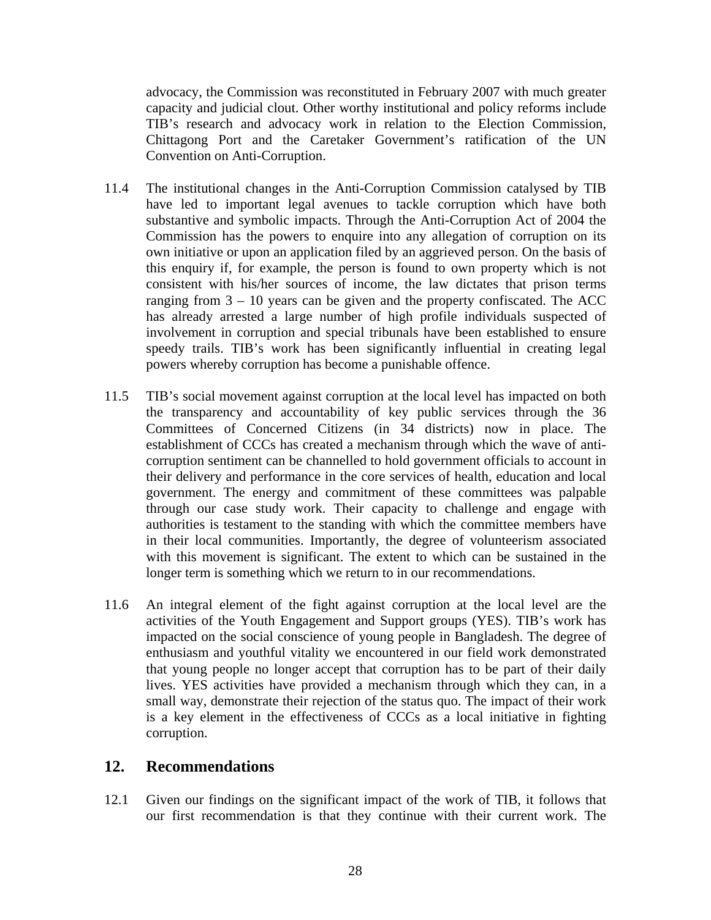advocacy, the Commission was reconstituted in February 2007 with much greater capacity and judicial clout. Other worthy institutional and policy reforms include TIB's research and advocacy work in relation to the Election Commission, Chittagong Port and the Caretaker Government's ratification of the UN Convention on Anti-Corruption.

11.4 The institutional changes in the Anti-Corruption Commission catalysed by TIB have led to important legal avenues to tackle corruption which have both substantive and symbolic impacts. Through the Anti-Corruption Act of 2004 the Commission has the powers to enquire into any allegation of corruption on its own initiative or upon an application filed by an aggrieved person. On the basis of this enquiry if, for example, the person is found to own property which is not consistent with his/her sources of income, the law dictates that prison terms ranging from 3 – 10 years can be given and the property confiscated. The ACC has already arrested a large number of high profile individuals suspected of involvement in corruption and special tribunals have been established to ensure speedy trails. TIB's work has been significantly influential in creating legal powers whereby corruption has become a punishable offence.

11.5 TIB's social movement against corruption at the local level has impacted on both the transparency and accountability of key public services through the 36 Committees of Concerned Citizens (in 34 districts) now in place. The establishment of CCCs has created a mechanism through which the wave of anti-corruption sentiment can be channelled to hold government officials to account in their delivery and performance in the core services of health, education and local government. The energy and commitment of these committees was palpable through our case study work. Their capacity to challenge and engage with authorities is testament to the standing with which the committee members have in their local communities. Importantly, the degree of volunteerism associated with this movement is significant. The extent to which can be sustained in the longer term is something which we return to in our recommendations.

11.6 An integral element of the fight against corruption at the local level are the activities of the Youth Engagement and Support groups (YES). TIB's work has impacted on the social conscience of young people in Bangladesh. The degree of enthusiasm and youthful vitality we encountered in our field work demonstrated that young people no longer accept that corruption has to be part of their daily lives. YES activities have provided a mechanism through which they can, in a small way, demonstrate their rejection of the status quo. The impact of their work is a key element in the effectiveness of CCCs as a local initiative in fighting corruption.

## 12. Recommendations

12.1 Given our findings on the significant impact of the work of TIB, it follows that our first recommendation is that they continue with their current work. The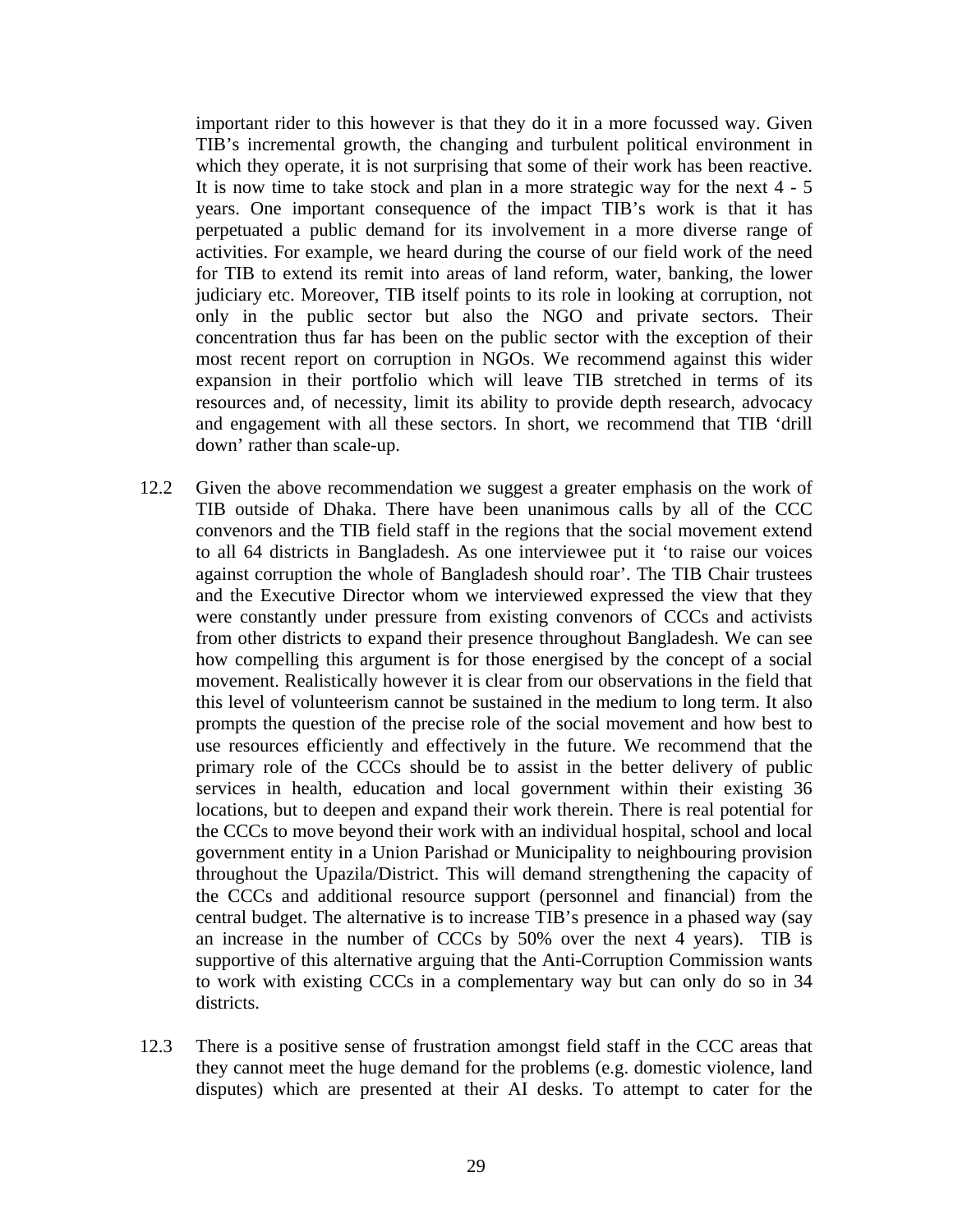important rider to this however is that they do it in a more focussed way. Given TIB's incremental growth, the changing and turbulent political environment in which they operate, it is not surprising that some of their work has been reactive. It is now time to take stock and plan in a more strategic way for the next 4 - 5 years. One important consequence of the impact TIB's work is that it has perpetuated a public demand for its involvement in a more diverse range of activities. For example, we heard during the course of our field work of the need for TIB to extend its remit into areas of land reform, water, banking, the lower judiciary etc. Moreover, TIB itself points to its role in looking at corruption, not only in the public sector but also the NGO and private sectors. Their concentration thus far has been on the public sector with the exception of their most recent report on corruption in NGOs. We recommend against this wider expansion in their portfolio which will leave TIB stretched in terms of its resources and, of necessity, limit its ability to provide depth research, advocacy and engagement with all these sectors. In short, we recommend that TIB 'drill down' rather than scale-up.

12.2 Given the above recommendation we suggest a greater emphasis on the work of TIB outside of Dhaka. There have been unanimous calls by all of the CCC convenors and the TIB field staff in the regions that the social movement extend to all 64 districts in Bangladesh. As one interviewee put it 'to raise our voices against corruption the whole of Bangladesh should roar'. The TIB Chair trustees and the Executive Director whom we interviewed expressed the view that they were constantly under pressure from existing convenors of CCCs and activists from other districts to expand their presence throughout Bangladesh. We can see how compelling this argument is for those energised by the concept of a social movement. Realistically however it is clear from our observations in the field that this level of volunteerism cannot be sustained in the medium to long term. It also prompts the question of the precise role of the social movement and how best to use resources efficiently and effectively in the future. We recommend that the primary role of the CCCs should be to assist in the better delivery of public services in health, education and local government within their existing 36 locations, but to deepen and expand their work therein. There is real potential for the CCCs to move beyond their work with an individual hospital, school and local government entity in a Union Parishad or Municipality to neighbouring provision throughout the Upazila/District. This will demand strengthening the capacity of the CCCs and additional resource support (personnel and financial) from the central budget. The alternative is to increase TIB's presence in a phased way (say an increase in the number of CCCs by 50% over the next 4 years). TIB is supportive of this alternative arguing that the Anti-Corruption Commission wants to work with existing CCCs in a complementary way but can only do so in 34 districts.

12.3 There is a positive sense of frustration amongst field staff in the CCC areas that they cannot meet the huge demand for the problems (e.g. domestic violence, land disputes) which are presented at their AI desks. To attempt to cater for the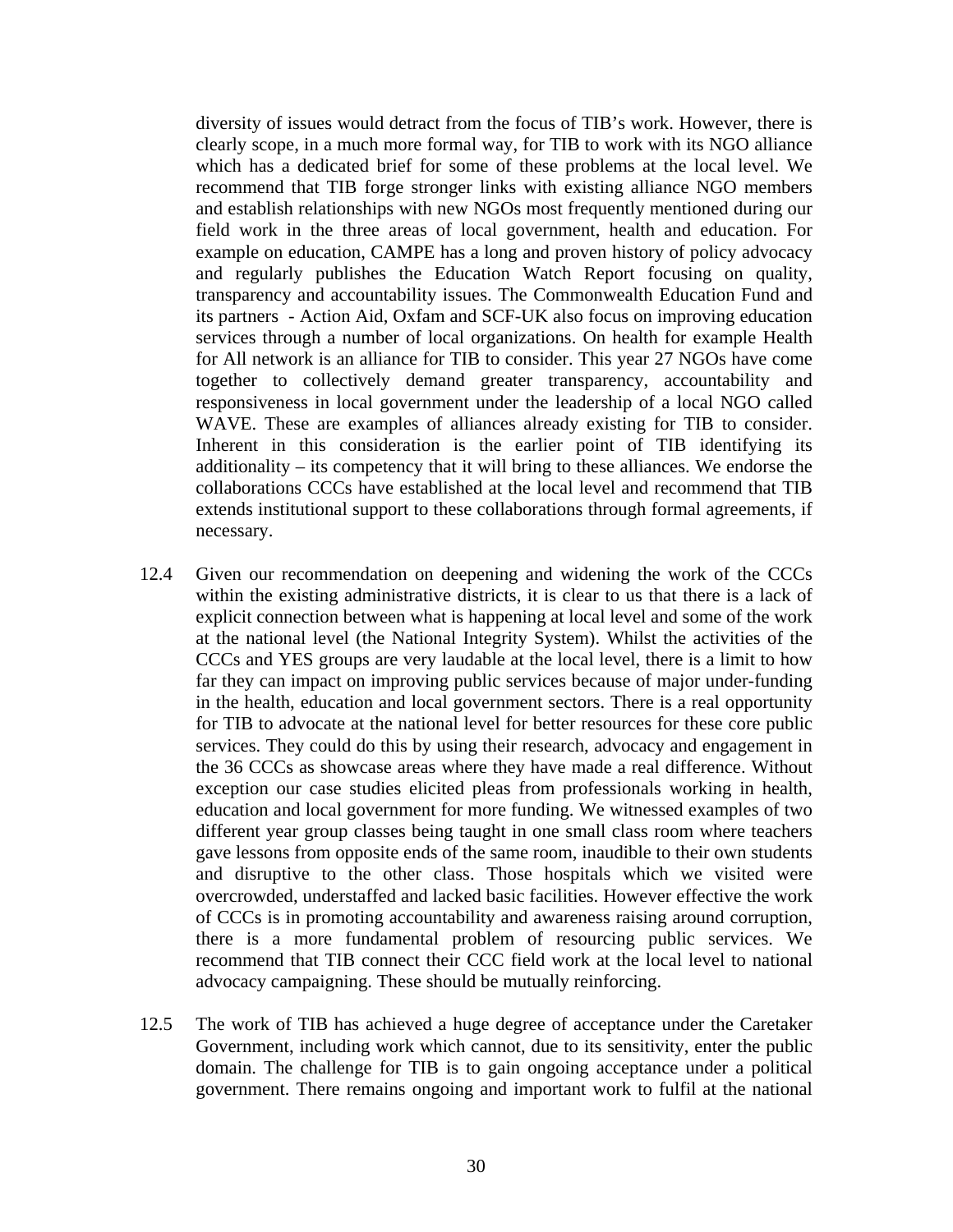diversity of issues would detract from the focus of TIB's work. However, there is clearly scope, in a much more formal way, for TIB to work with its NGO alliance which has a dedicated brief for some of these problems at the local level. We recommend that TIB forge stronger links with existing alliance NGO members and establish relationships with new NGOs most frequently mentioned during our field work in the three areas of local government, health and education. For example on education, CAMPE has a long and proven history of policy advocacy and regularly publishes the Education Watch Report focusing on quality, transparency and accountability issues. The Commonwealth Education Fund and its partners - Action Aid, Oxfam and SCF-UK also focus on improving education services through a number of local organizations. On health for example Health for All network is an alliance for TIB to consider. This year 27 NGOs have come together to collectively demand greater transparency, accountability and responsiveness in local government under the leadership of a local NGO called WAVE. These are examples of alliances already existing for TIB to consider. Inherent in this consideration is the earlier point of TIB identifying its additionality – its competency that it will bring to these alliances. We endorse the collaborations CCCs have established at the local level and recommend that TIB extends institutional support to these collaborations through formal agreements, if necessary.

12.4 Given our recommendation on deepening and widening the work of the CCCs within the existing administrative districts, it is clear to us that there is a lack of explicit connection between what is happening at local level and some of the work at the national level (the National Integrity System). Whilst the activities of the CCCs and YES groups are very laudable at the local level, there is a limit to how far they can impact on improving public services because of major under-funding in the health, education and local government sectors. There is a real opportunity for TIB to advocate at the national level for better resources for these core public services. They could do this by using their research, advocacy and engagement in the 36 CCCs as showcase areas where they have made a real difference. Without exception our case studies elicited pleas from professionals working in health, education and local government for more funding. We witnessed examples of two different year group classes being taught in one small class room where teachers gave lessons from opposite ends of the same room, inaudible to their own students and disruptive to the other class. Those hospitals which we visited were overcrowded, understaffed and lacked basic facilities. However effective the work of CCCs is in promoting accountability and awareness raising around corruption, there is a more fundamental problem of resourcing public services. We recommend that TIB connect their CCC field work at the local level to national advocacy campaigning. These should be mutually reinforcing.

12.5 The work of TIB has achieved a huge degree of acceptance under the Caretaker Government, including work which cannot, due to its sensitivity, enter the public domain. The challenge for TIB is to gain ongoing acceptance under a political government. There remains ongoing and important work to fulfil at the national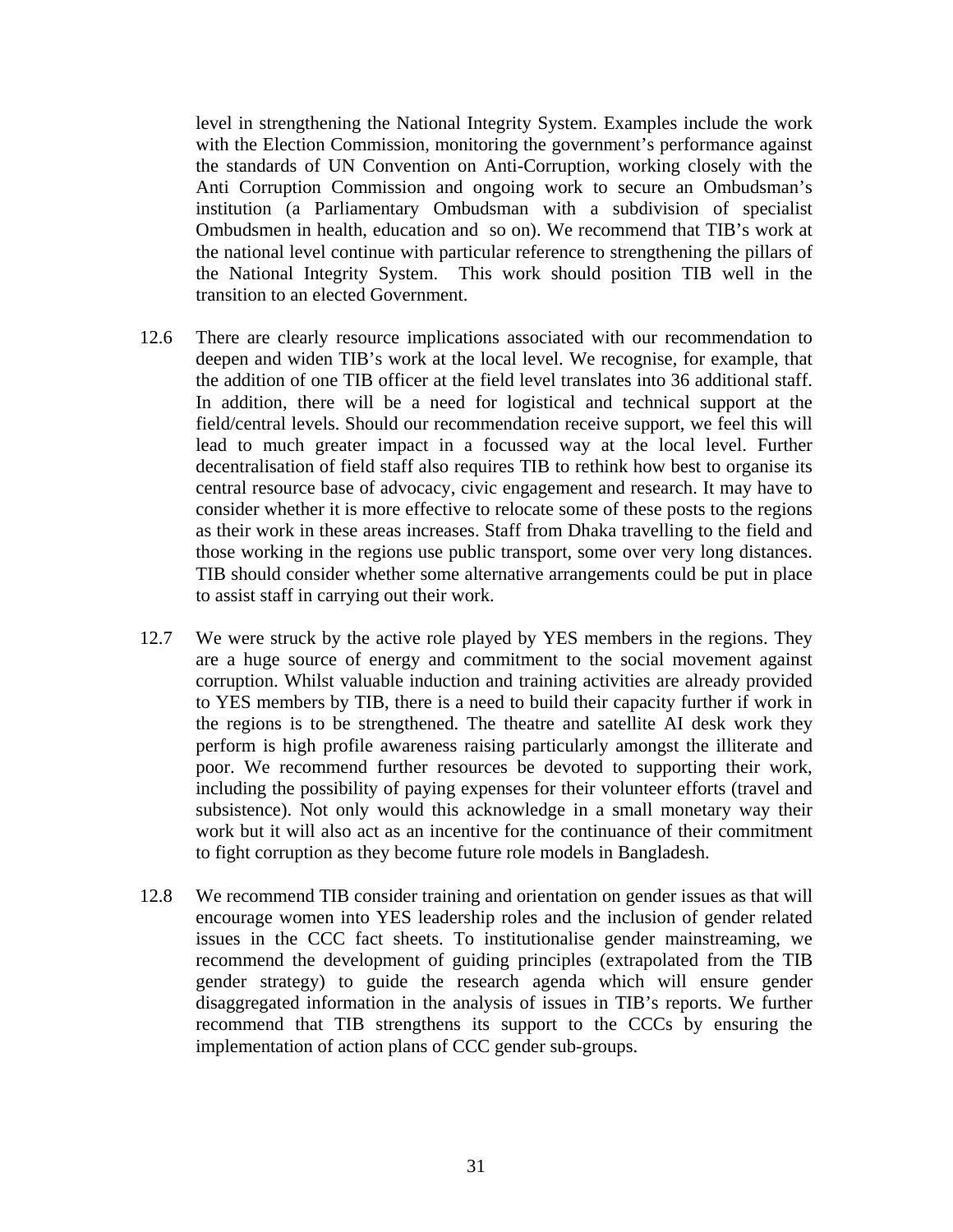level in strengthening the National Integrity System. Examples include the work with the Election Commission, monitoring the government's performance against the standards of UN Convention on Anti-Corruption, working closely with the Anti Corruption Commission and ongoing work to secure an Ombudsman's institution (a Parliamentary Ombudsman with a subdivision of specialist Ombudsmen in health, education and so on). We recommend that TIB's work at the national level continue with particular reference to strengthening the pillars of the National Integrity System. This work should position TIB well in the transition to an elected Government.

12.6 There are clearly resource implications associated with our recommendation to deepen and widen TIB's work at the local level. We recognise, for example, that the addition of one TIB officer at the field level translates into 36 additional staff. In addition, there will be a need for logistical and technical support at the field/central levels. Should our recommendation receive support, we feel this will lead to much greater impact in a focussed way at the local level. Further decentralisation of field staff also requires TIB to rethink how best to organise its central resource base of advocacy, civic engagement and research. It may have to consider whether it is more effective to relocate some of these posts to the regions as their work in these areas increases. Staff from Dhaka travelling to the field and those working in the regions use public transport, some over very long distances. TIB should consider whether some alternative arrangements could be put in place to assist staff in carrying out their work.

12.7 We were struck by the active role played by YES members in the regions. They are a huge source of energy and commitment to the social movement against corruption. Whilst valuable induction and training activities are already provided to YES members by TIB, there is a need to build their capacity further if work in the regions is to be strengthened. The theatre and satellite AI desk work they perform is high profile awareness raising particularly amongst the illiterate and poor. We recommend further resources be devoted to supporting their work, including the possibility of paying expenses for their volunteer efforts (travel and subsistence). Not only would this acknowledge in a small monetary way their work but it will also act as an incentive for the continuance of their commitment to fight corruption as they become future role models in Bangladesh.

12.8 We recommend TIB consider training and orientation on gender issues as that will encourage women into YES leadership roles and the inclusion of gender related issues in the CCC fact sheets. To institutionalise gender mainstreaming, we recommend the development of guiding principles (extrapolated from the TIB gender strategy) to guide the research agenda which will ensure gender disaggregated information in the analysis of issues in TIB's reports. We further recommend that TIB strengthens its support to the CCCs by ensuring the implementation of action plans of CCC gender sub-groups.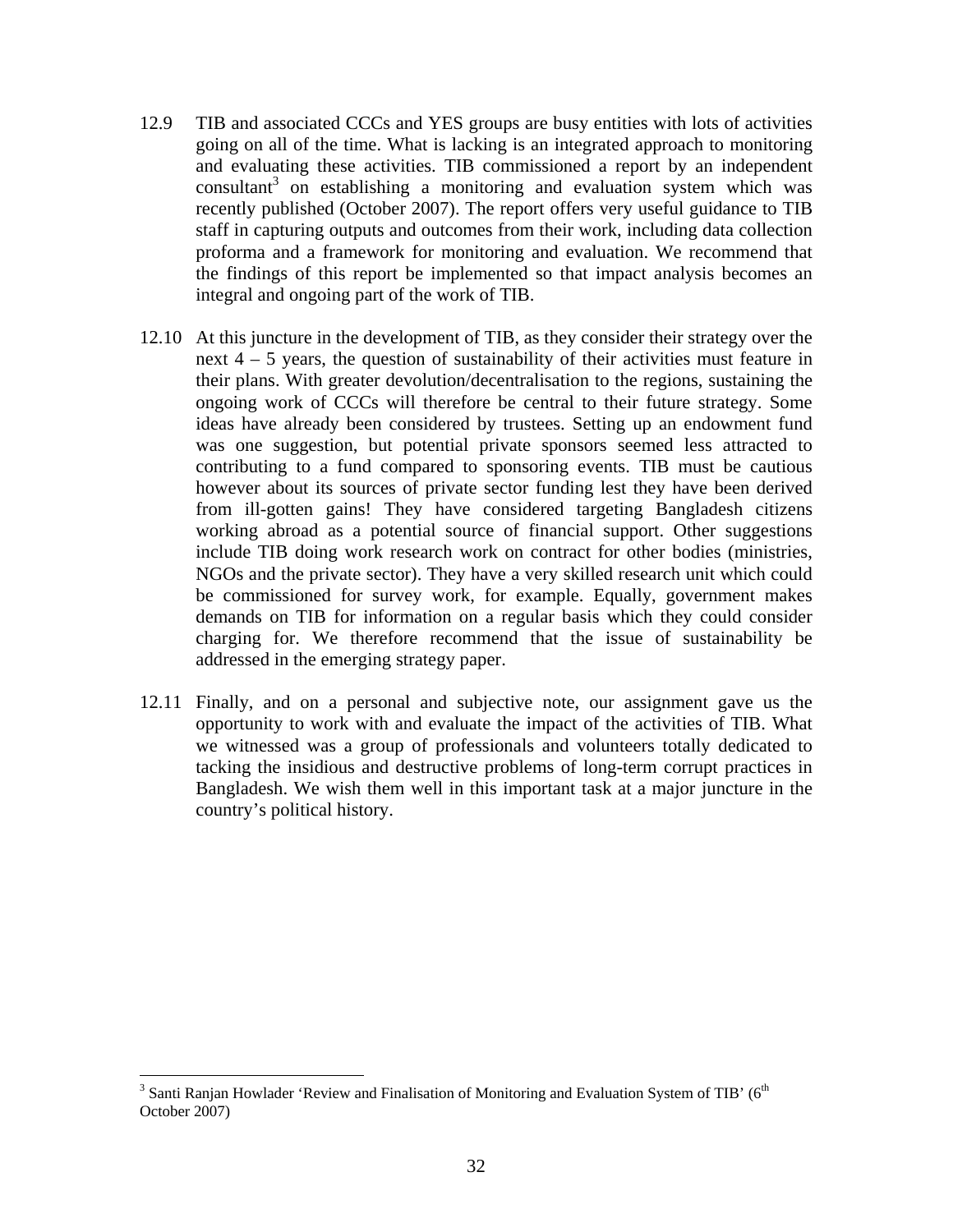12.9 TIB and associated CCCs and YES groups are busy entities with lots of activities going on all of the time. What is lacking is an integrated approach to monitoring and evaluating these activities. TIB commissioned a report by an independent consultant[3] on establishing a monitoring and evaluation system which was recently published (October 2007). The report offers very useful guidance to TIB staff in capturing outputs and outcomes from their work, including data collection proforma and a framework for monitoring and evaluation. We recommend that the findings of this report be implemented so that impact analysis becomes an integral and ongoing part of the work of TIB.

12.10 At this juncture in the development of TIB, as they consider their strategy over the next 4 – 5 years, the question of sustainability of their activities must feature in their plans. With greater devolution/decentralisation to the regions, sustaining the ongoing work of CCCs will therefore be central to their future strategy. Some ideas have already been considered by trustees. Setting up an endowment fund was one suggestion, but potential private sponsors seemed less attracted to contributing to a fund compared to sponsoring events. TIB must be cautious however about its sources of private sector funding lest they have been derived from ill-gotten gains! They have considered targeting Bangladesh citizens working abroad as a potential source of financial support. Other suggestions include TIB doing work research work on contract for other bodies (ministries, NGOs and the private sector). They have a very skilled research unit which could be commissioned for survey work, for example. Equally, government makes demands on TIB for information on a regular basis which they could consider charging for. We therefore recommend that the issue of sustainability be addressed in the emerging strategy paper.

12.11 Finally, and on a personal and subjective note, our assignment gave us the opportunity to work with and evaluate the impact of the activities of TIB. What we witnessed was a group of professionals and volunteers totally dedicated to tacking the insidious and destructive problems of long-term corrupt practices in Bangladesh. We wish them well in this important task at a major juncture in the country's political history.

---

[3] Santi Ranjan Howlader 'Review and Finalisation of Monitoring and Evaluation System of TIB' (6th October 2007)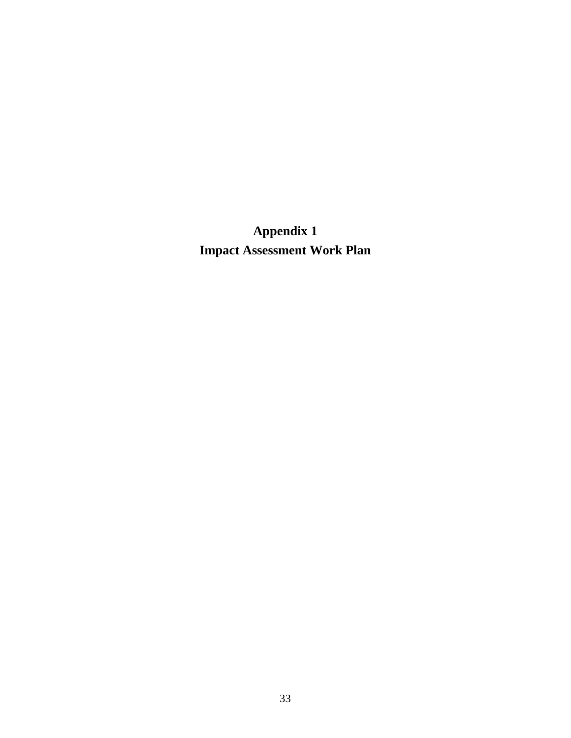# Appendix 1
# Impact Assessment Work Plan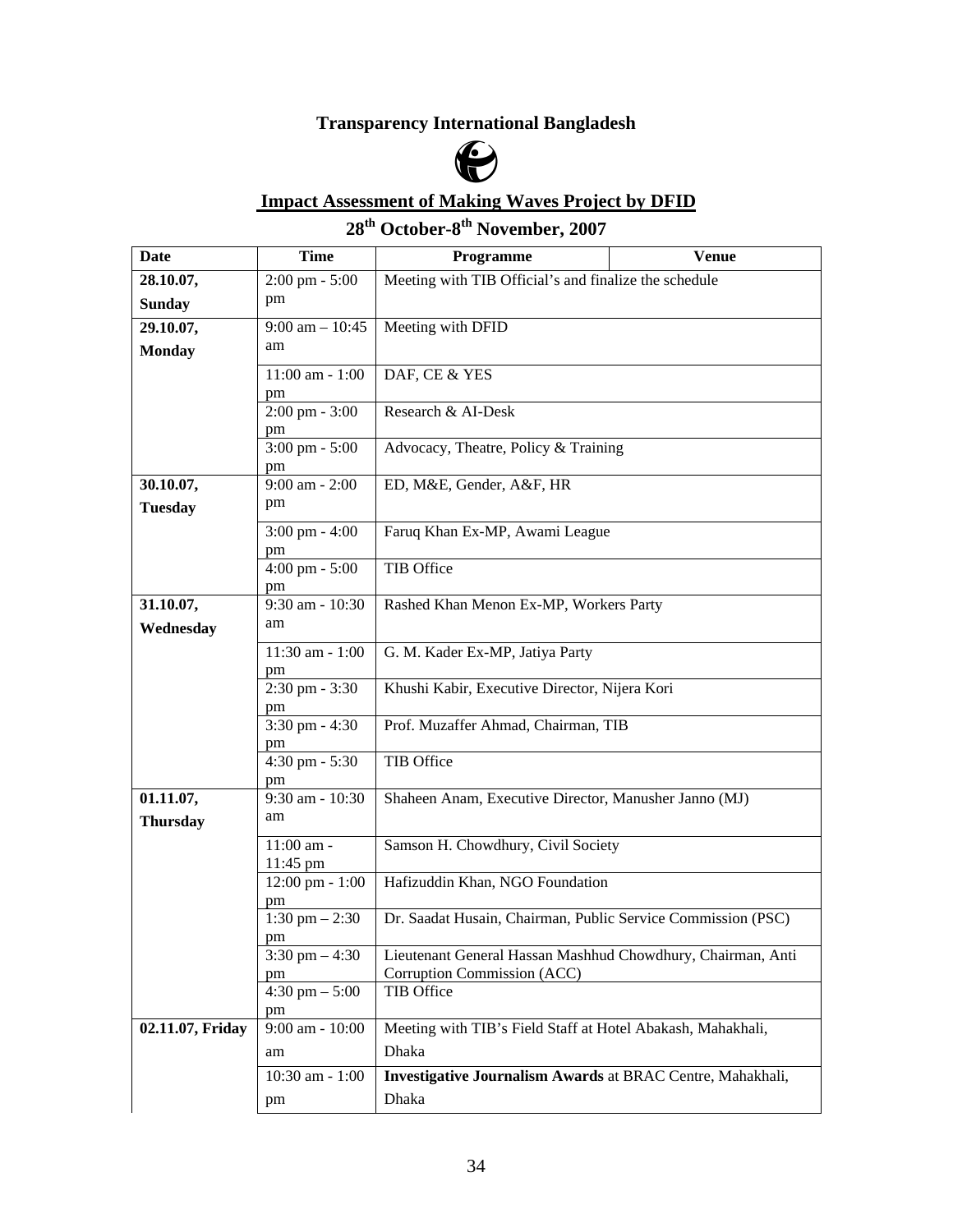**Transparency International Bangladesh**

**Impact Assessment of Making Waves Project by DFID**

**28th October-8th November, 2007**

| Date | Time | Programme | Venue |
|---|---|---|---|
| **28.10.07, Sunday** | 2:00 pm - 5:00 pm | Meeting with TIB Official's and finalize the schedule | |
| **29.10.07, Monday** | 9:00 am – 10:45 am | Meeting with DFID | |
| | 11:00 am - 1:00 pm | DAF, CE & YES | |
| | 2:00 pm - 3:00 pm | Research & AI-Desk | |
| | 3:00 pm - 5:00 pm | Advocacy, Theatre, Policy & Training | |
| **30.10.07, Tuesday** | 9:00 am - 2:00 pm | ED, M&E, Gender, A&F, HR | |
| | 3:00 pm - 4:00 pm | Faruq Khan Ex-MP, Awami League | |
| | 4:00 pm - 5:00 pm | TIB Office | |
| **31.10.07, Wednesday** | 9:30 am - 10:30 am | Rashed Khan Menon Ex-MP, Workers Party | |
| | 11:30 am - 1:00 pm | G. M. Kader Ex-MP, Jatiya Party | |
| | 2:30 pm - 3:30 pm | Khushi Kabir, Executive Director, Nijera Kori | |
| | 3:30 pm - 4:30 pm | Prof. Muzaffer Ahmad, Chairman, TIB | |
| | 4:30 pm - 5:30 pm | TIB Office | |
| **01.11.07, Thursday** | 9:30 am - 10:30 am | Shaheen Anam, Executive Director, Manusher Janno (MJ) | |
| | 11:00 am - 11:45 pm | Samson H. Chowdhury, Civil Society | |
| | 12:00 pm - 1:00 pm | Hafizuddin Khan, NGO Foundation | |
| | 1:30 pm – 2:30 pm | Dr. Saadat Husain, Chairman, Public Service Commission (PSC) | |
| | 3:30 pm – 4:30 pm | Lieutenant General Hassan Mashhud Chowdhury, Chairman, Anti Corruption Commission (ACC) | |
| | 4:30 pm – 5:00 pm | TIB Office | |
| **02.11.07, Friday** | 9:00 am - 10:00 am | Meeting with TIB's Field Staff at Hotel Abakash, Mahakhali, Dhaka | |
| | 10:30 am - 1:00 pm | **Investigative Journalism Awards** at BRAC Centre, Mahakhali, Dhaka | |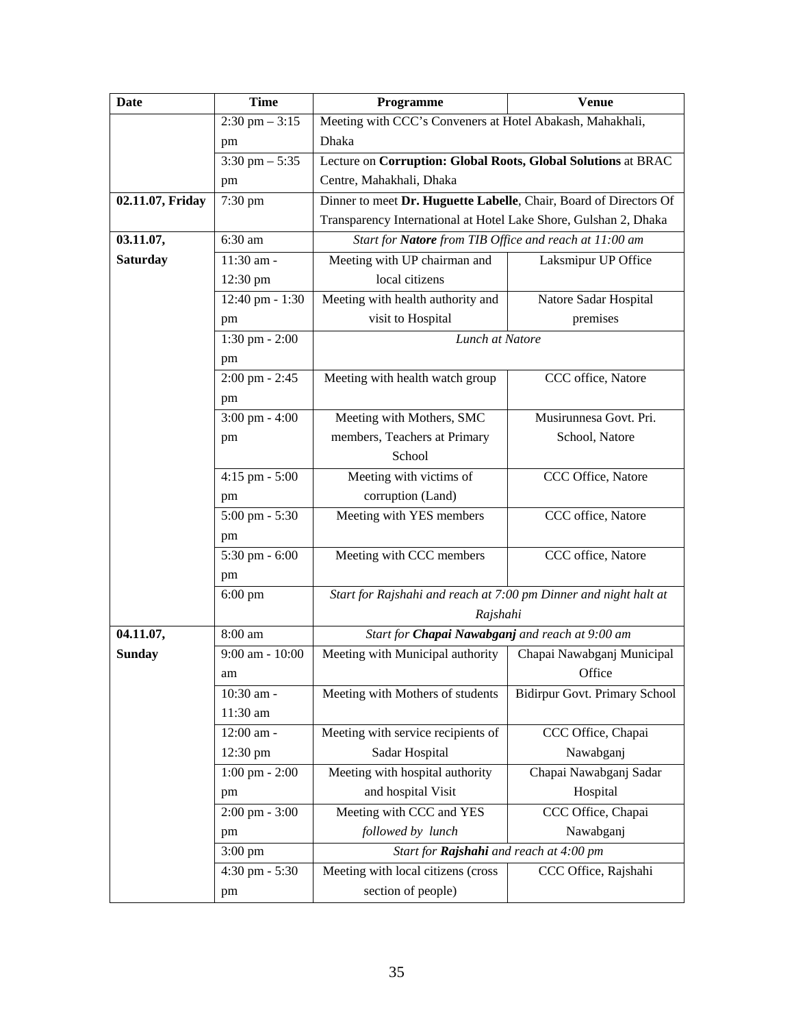| Date | Time | Programme | Venue |
|---|---|---|---|
| | 2:30 pm – 3:15 pm | Meeting with CCC's Conveners at Hotel Abakash, Mahakhali, Dhaka | |
| | 3:30 pm – 5:35 pm | Lecture on **Corruption: Global Roots, Global Solutions** at BRAC Centre, Mahakhali, Dhaka | |
| **02.11.07, Friday** | 7:30 pm | Dinner to meet **Dr. Huguette Labelle**, Chair, Board of Directors Of Transparency International at Hotel Lake Shore, Gulshan 2, Dhaka | |
| **03.11.07, Saturday** | 6:30 am | *Start for **Natore** from TIB Office and reach at 11:00 am* | |
| | 11:30 am - 12:30 pm | Meeting with UP chairman and local citizens | Laksmipur UP Office |
| | 12:40 pm - 1:30 pm | Meeting with health authority and visit to Hospital | Natore Sadar Hospital premises |
| | 1:30 pm - 2:00 pm | *Lunch at Natore* | |
| | 2:00 pm - 2:45 pm | Meeting with health watch group | CCC office, Natore |
| | 3:00 pm - 4:00 pm | Meeting with Mothers, SMC members, Teachers at Primary School | Musirunnesa Govt. Pri. School, Natore |
| | 4:15 pm - 5:00 pm | Meeting with victims of corruption (Land) | CCC Office, Natore |
| | 5:00 pm - 5:30 pm | Meeting with YES members | CCC office, Natore |
| | 5:30 pm - 6:00 pm | Meeting with CCC members | CCC office, Natore |
| | 6:00 pm | *Start for Rajshahi and reach at 7:00 pm Dinner and night halt at Rajshahi* | |
| **04.11.07, Sunday** | 8:00 am | *Start for **Chapai Nawabganj** and reach at 9:00 am* | |
| | 9:00 am - 10:00 am | Meeting with Municipal authority | Chapai Nawabganj Municipal Office |
| | 10:30 am - 11:30 am | Meeting with Mothers of students | Bidirpur Govt. Primary School |
| | 12:00 am - 12:30 pm | Meeting with service recipients of Sadar Hospital | CCC Office, Chapai Nawabganj |
| | 1:00 pm - 2:00 pm | Meeting with hospital authority and hospital Visit | Chapai Nawabganj Sadar Hospital |
| | 2:00 pm - 3:00 pm | Meeting with CCC and YES *followed by lunch* | CCC Office, Chapai Nawabganj |
| | 3:00 pm | *Start for **Rajshahi** and reach at 4:00 pm* | |
| | 4:30 pm - 5:30 pm | Meeting with local citizens (cross section of people) | CCC Office, Rajshahi |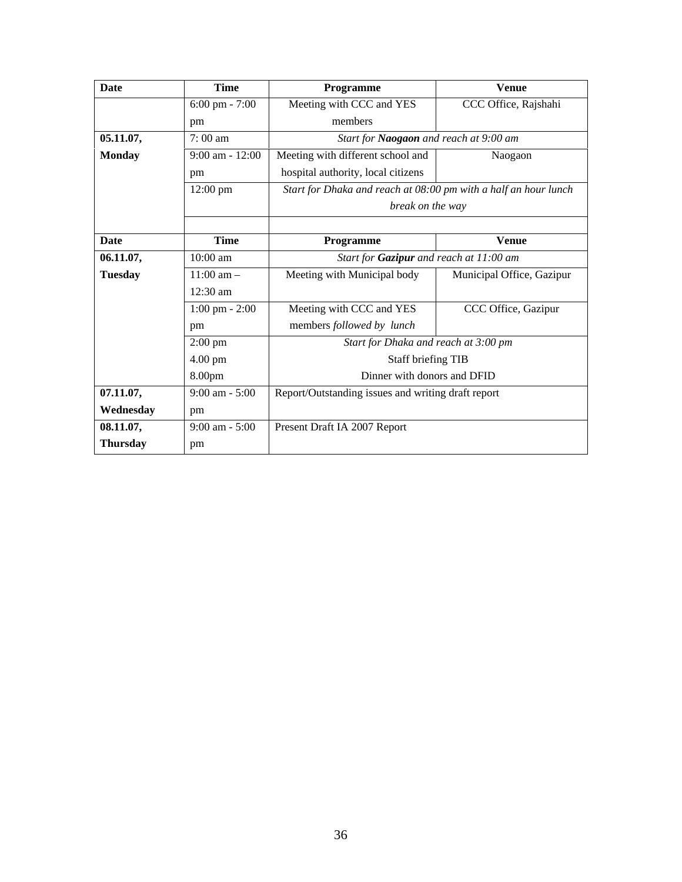| Date | Time | Programme | Venue |
|---|---|---|---|
| | 6:00 pm - 7:00 pm | Meeting with CCC and YES members | CCC Office, Rajshahi |
| **05.11.07, Monday** | 7: 00 am | *Start for **Naogaon** and reach at 9:00 am* | |
| | 9:00 am - 12:00 pm | Meeting with different school and hospital authority, local citizens | Naogaon |
| | 12:00 pm | *Start for Dhaka and reach at 08:00 pm with a half an hour lunch break on the way* | |
| | | | |
| **Date** | **Time** | **Programme** | **Venue** |
| **06.11.07, Tuesday** | 10:00 am | *Start for **Gazipur** and reach at 11:00 am* | |
| | 11:00 am – 12:30 am | Meeting with Municipal body | Municipal Office, Gazipur |
| | 1:00 pm - 2:00 pm | Meeting with CCC and YES members *followed by lunch* | CCC Office, Gazipur |
| | 2:00 pm | *Start for Dhaka and reach at 3:00 pm* | |
| | 4.00 pm | Staff briefing TIB | |
| | 8.00pm | Dinner with donors and DFID | |
| **07.11.07, Wednesday** | 9:00 am - 5:00 pm | Report/Outstanding issues and writing draft report | |
| **08.11.07, Thursday** | 9:00 am - 5:00 pm | Present Draft IA 2007 Report | |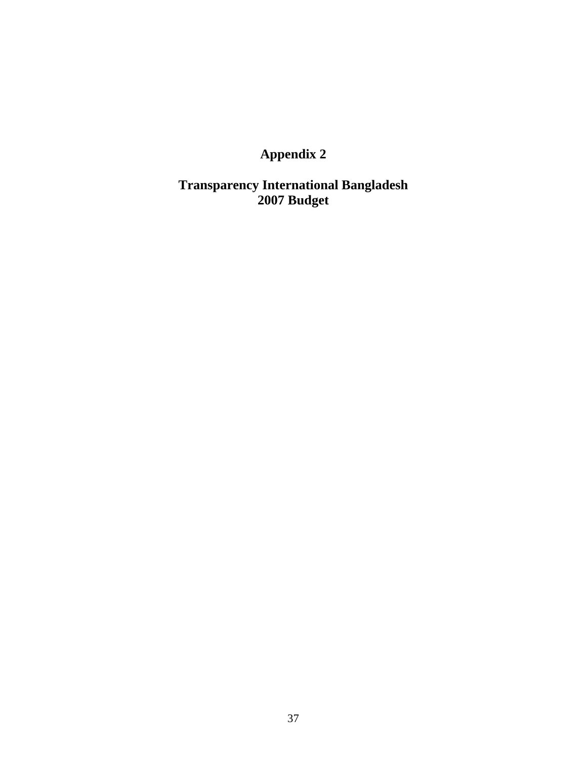# Appendix 2

## Transparency International Bangladesh
## 2007 Budget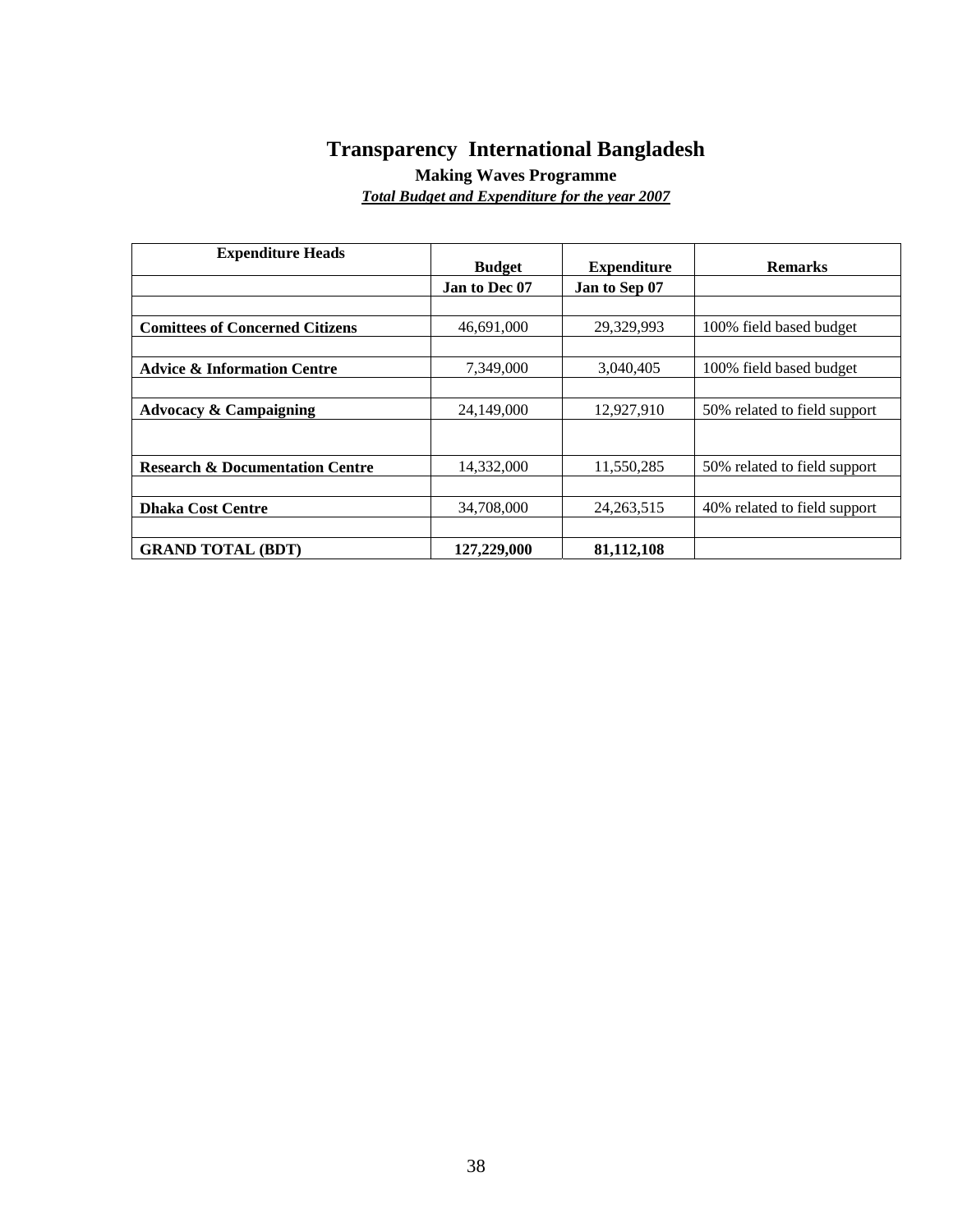# Transparency International Bangladesh

**Making Waves Programme**

***Total Budget and Expenditure for the year 2007***

| **Expenditure Heads** | **Budget** | **Expenditure** | **Remarks** |
|---|---|---|---|
| | **Jan to Dec 07** | **Jan to Sep 07** | |
| | | | |
| **Comittees of Concerned Citizens** | 46,691,000 | 29,329,993 | 100% field based budget |
| | | | |
| **Advice & Information Centre** | 7,349,000 | 3,040,405 | 100% field based budget |
| | | | |
| **Advocacy & Campaigning** | 24,149,000 | 12,927,910 | 50% related to field support |
| | | | |
| **Research & Documentation Centre** | 14,332,000 | 11,550,285 | 50% related to field support |
| | | | |
| **Dhaka Cost Centre** | 34,708,000 | 24,263,515 | 40% related to field support |
| | | | |
| **GRAND TOTAL (BDT)** | **127,229,000** | **81,112,108** | |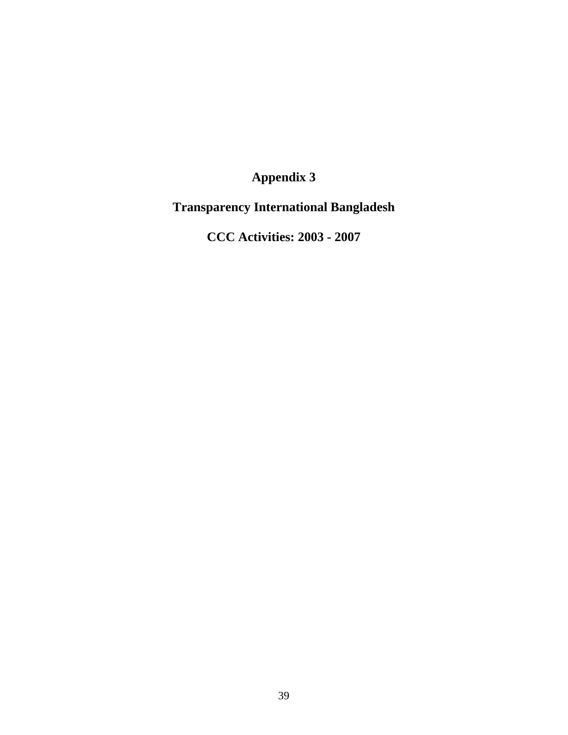# Appendix 3

## Transparency International Bangladesh

## CCC Activities: 2003 - 2007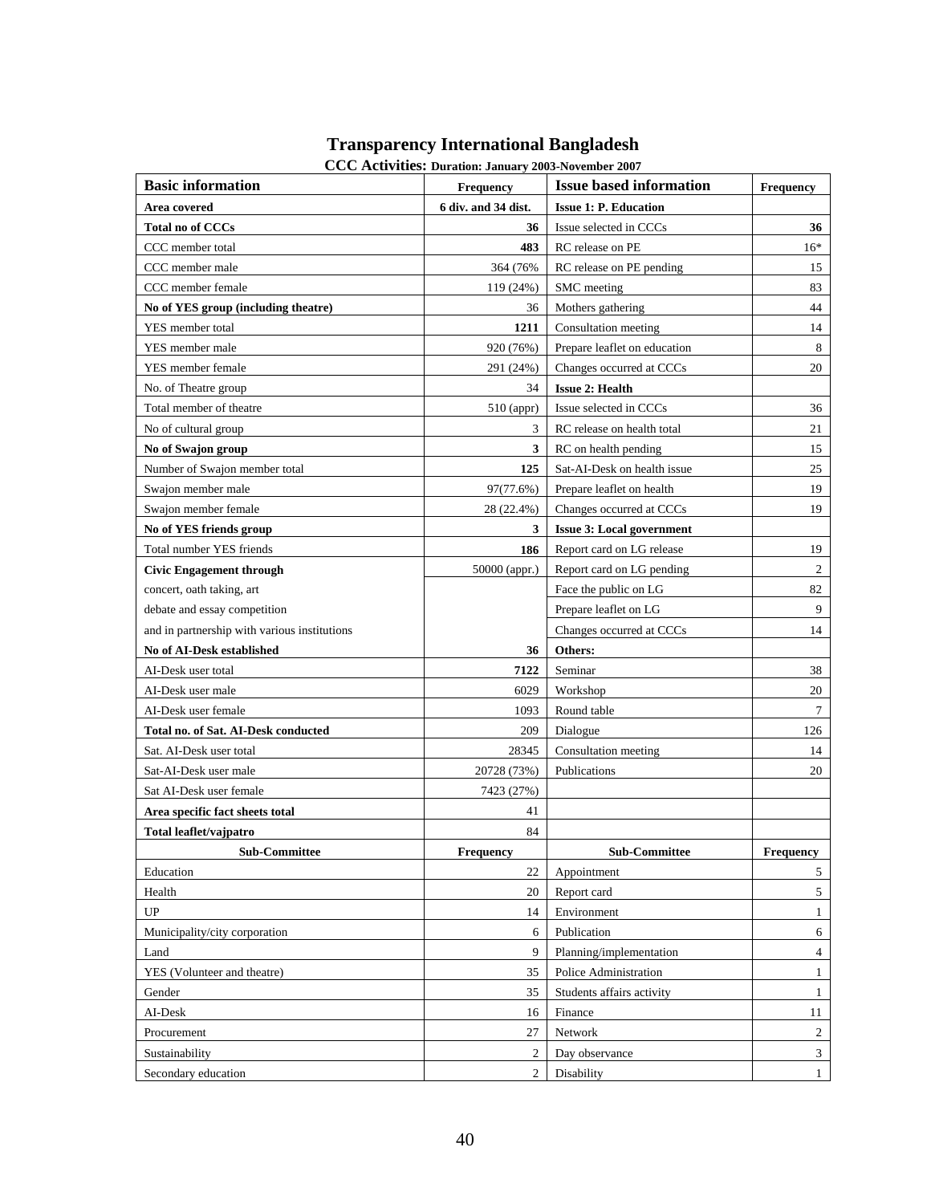# Transparency International Bangladesh

**CCC Activities: Duration: January 2003-November 2007**

| Basic information | Frequency | Issue based information | Frequency |
|---|---|---|---|
| **Area covered** | **6 div. and 34 dist.** | **Issue 1: P. Education** | |
| **Total no of CCCs** | **36** | Issue selected in CCCs | **36** |
| CCC member total | **483** | RC release on PE | 16* |
| CCC member male | 364 (76% | RC release on PE pending | 15 |
| CCC member female | 119 (24%) | SMC meeting | 83 |
| **No of YES group (including theatre)** | 36 | Mothers gathering | 44 |
| YES member total | **1211** | Consultation meeting | 14 |
| YES member male | 920 (76%) | Prepare leaflet on education | 8 |
| YES member female | 291 (24%) | Changes occurred at CCCs | 20 |
| No. of Theatre group | 34 | **Issue 2: Health** | |
| Total member of theatre | 510 (appr) | Issue selected in CCCs | 36 |
| No of cultural group | 3 | RC release on health total | 21 |
| **No of Swajon group** | **3** | RC on health pending | 15 |
| Number of Swajon member total | **125** | Sat-AI-Desk on health issue | 25 |
| Swajon member male | 97(77.6%) | Prepare leaflet on health | 19 |
| Swajon member female | 28 (22.4%) | Changes occurred at CCCs | 19 |
| **No of YES friends group** | **3** | **Issue 3: Local government** | |
| Total number YES friends | **186** | Report card on LG release | 19 |
| **Civic Engagement through** | 50000 (appr.) | Report card on LG pending | 2 |
| concert, oath taking, art | | Face the public on LG | 82 |
| debate and essay competition | | Prepare leaflet on LG | 9 |
| and in partnership with various institutions | | Changes occurred at CCCs | 14 |
| **No of AI-Desk established** | **36** | **Others:** | |
| AI-Desk user total | **7122** | Seminar | 38 |
| AI-Desk user male | 6029 | Workshop | 20 |
| AI-Desk user female | 1093 | Round table | 7 |
| **Total no. of Sat. AI-Desk conducted** | 209 | Dialogue | 126 |
| Sat. AI-Desk user total | 28345 | Consultation meeting | 14 |
| Sat-AI-Desk user male | 20728 (73%) | Publications | 20 |
| Sat AI-Desk user female | 7423 (27%) | | |
| **Area specific fact sheets total** | 41 | | |
| **Total leaflet/vajpatro** | 84 | | |
| **Sub-Committee** | **Frequency** | **Sub-Committee** | **Frequency** |
| Education | 22 | Appointment | 5 |
| Health | 20 | Report card | 5 |
| UP | 14 | Environment | 1 |
| Municipality/city corporation | 6 | Publication | 6 |
| Land | 9 | Planning/implementation | 4 |
| YES (Volunteer and theatre) | 35 | Police Administration | 1 |
| Gender | 35 | Students affairs activity | 1 |
| AI-Desk | 16 | Finance | 11 |
| Procurement | 27 | Network | 2 |
| Sustainability | 2 | Day observance | 3 |
| Secondary education | 2 | Disability | 1 |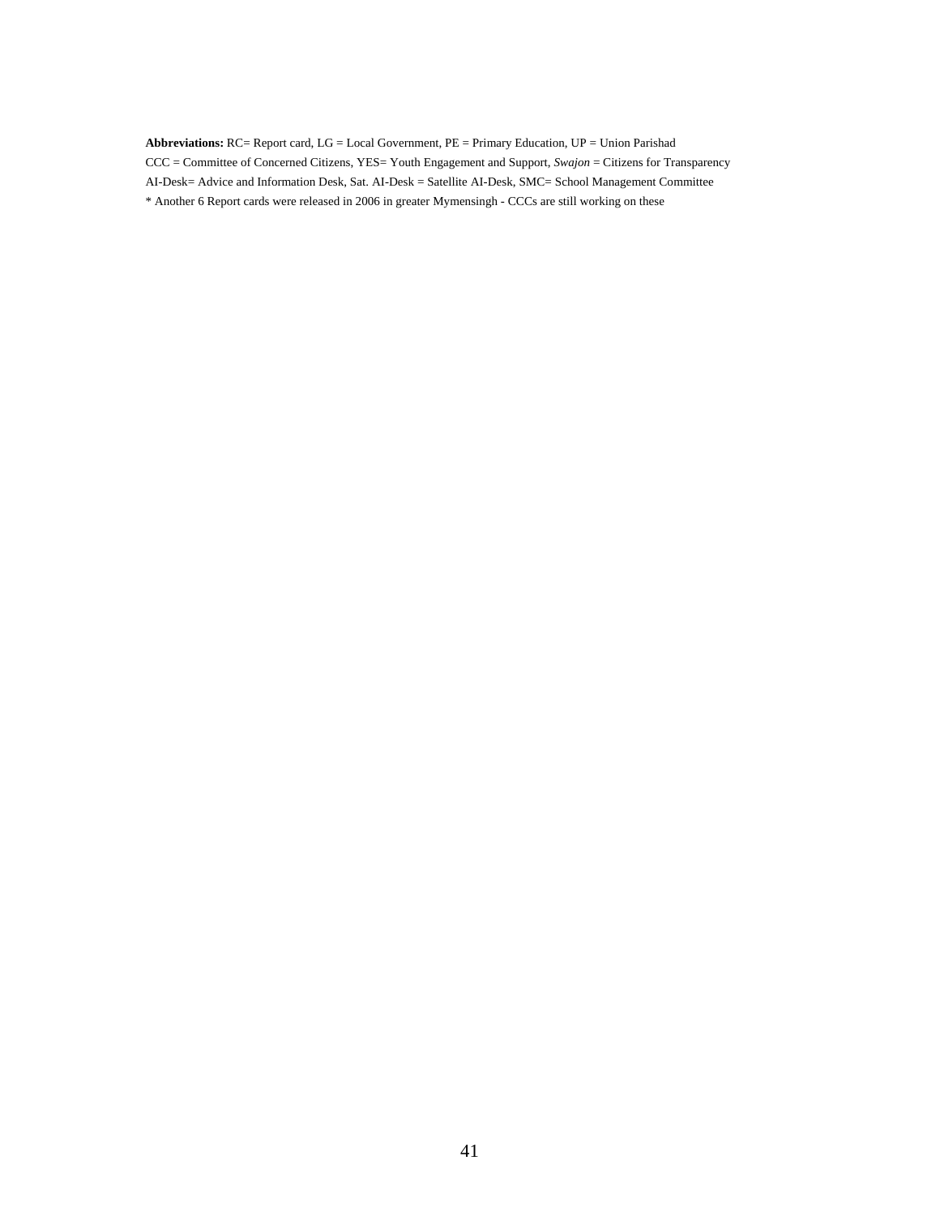**Abbreviations:** RC= Report card, LG = Local Government, PE = Primary Education, UP = Union Parishad
CCC = Committee of Concerned Citizens, YES= Youth Engagement and Support, *Swajon* = Citizens for Transparency
AI-Desk= Advice and Information Desk, Sat. AI-Desk = Satellite AI-Desk, SMC= School Management Committee
* Another 6 Report cards were released in 2006 in greater Mymensingh - CCCs are still working on these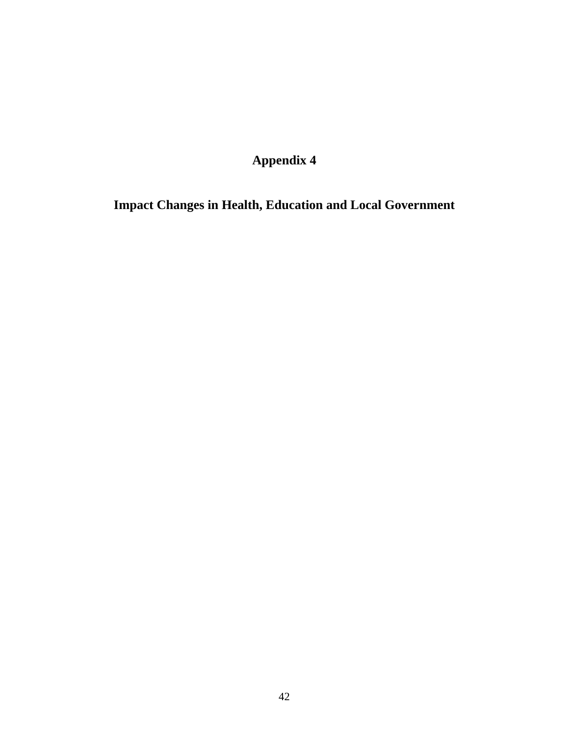# Appendix 4

## Impact Changes in Health, Education and Local Government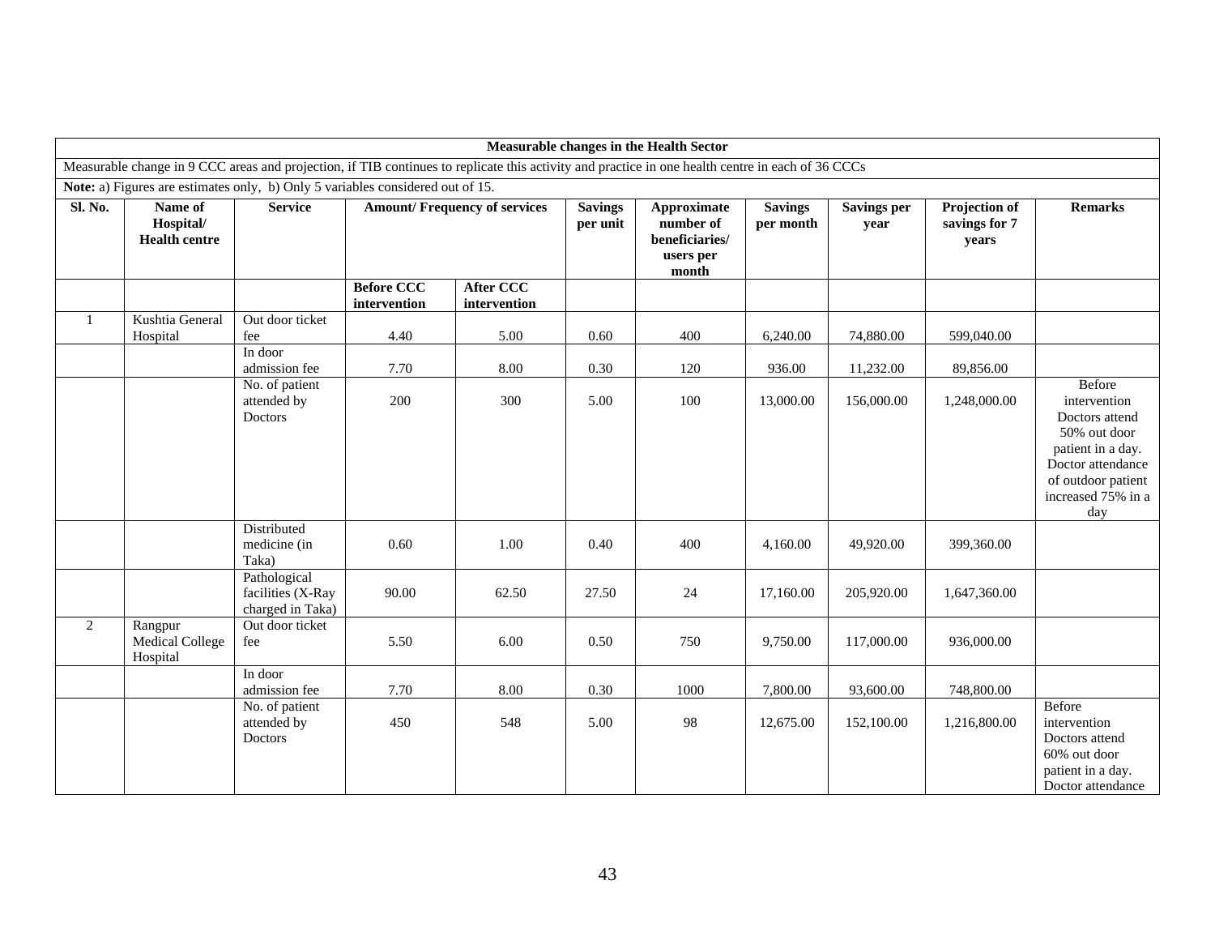| Measurable changes in the Health Sector | | | | | | | | | | |
|---|---|---|---|---|---|---|---|---|---|---|
| Measurable change in 9 CCC areas and projection, if TIB continues to replicate this activity and practice in one health centre in each of 36 CCCs | | | | | | | | | | |
| **Note:** a) Figures are estimates only, b) Only 5 variables considered out of 15. | | | | | | | | | | |
| **Sl. No.** | **Name of Hospital/ Health centre** | **Service** | **Amount/ Frequency of services** | | **Savings per unit** | **Approximate number of beneficiaries/ users per month** | **Savings per month** | **Savings per year** | **Projection of savings for 7 years** | **Remarks** |
| | | | **Before CCC intervention** | **After CCC intervention** | | | | | | |
| 1 | Kushtia General Hospital | Out door ticket fee | 4.40 | 5.00 | 0.60 | 400 | 6,240.00 | 74,880.00 | 599,040.00 | |
| | | In door admission fee | 7.70 | 8.00 | 0.30 | 120 | 936.00 | 11,232.00 | 89,856.00 | |
| | | No. of patient attended by Doctors | 200 | 300 | 5.00 | 100 | 13,000.00 | 156,000.00 | 1,248,000.00 | Before intervention Doctors attend 50% out door patient in a day. Doctor attendance of outdoor patient increased 75% in a day |
| | | Distributed medicine (in Taka) | 0.60 | 1.00 | 0.40 | 400 | 4,160.00 | 49,920.00 | 399,360.00 | |
| | | Pathological facilities (X-Ray charged in Taka) | 90.00 | 62.50 | 27.50 | 24 | 17,160.00 | 205,920.00 | 1,647,360.00 | |
| 2 | Rangpur Medical College Hospital | Out door ticket fee | 5.50 | 6.00 | 0.50 | 750 | 9,750.00 | 117,000.00 | 936,000.00 | |
| | | In door admission fee | 7.70 | 8.00 | 0.30 | 1000 | 7,800.00 | 93,600.00 | 748,800.00 | |
| | | No. of patient attended by Doctors | 450 | 548 | 5.00 | 98 | 12,675.00 | 152,100.00 | 1,216,800.00 | Before intervention Doctors attend 60% out door patient in a day. Doctor attendance |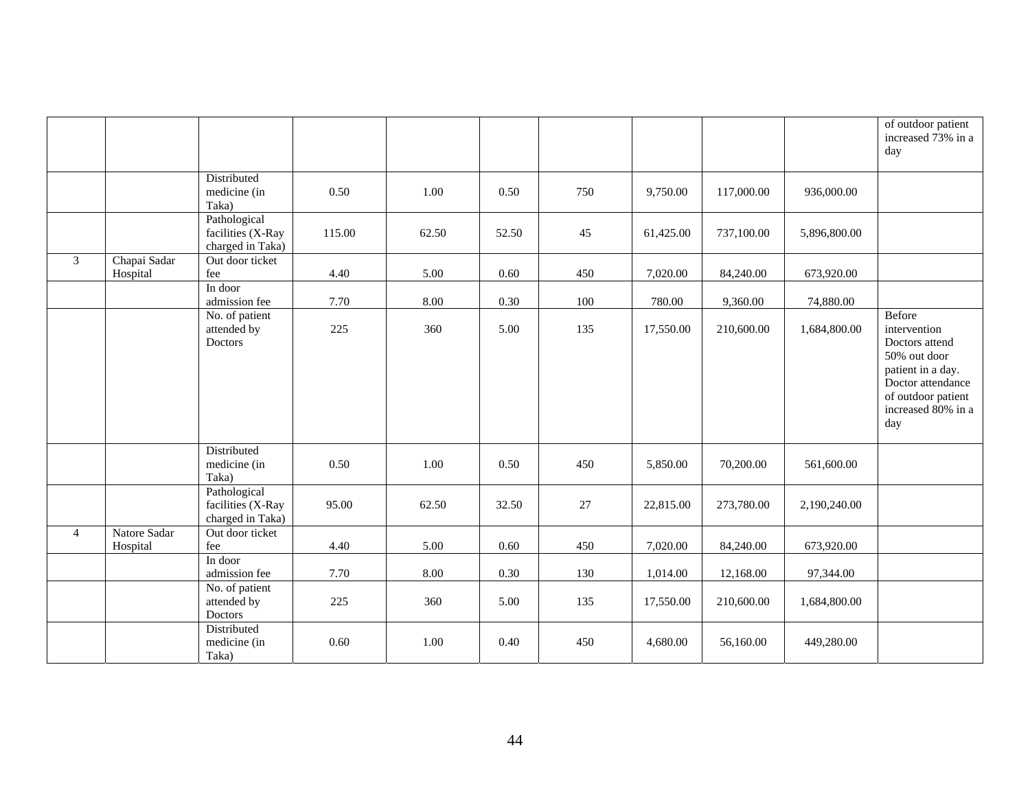| | | | | | | | | | | |
|---|---|---|---|---|---|---|---|---|---|---|
| | | | | | | | | | | of outdoor patient increased 73% in a day |
| | | Distributed medicine (in Taka) | 0.50 | 1.00 | 0.50 | 750 | 9,750.00 | 117,000.00 | 936,000.00 | |
| | | Pathological facilities (X-Ray charged in Taka) | 115.00 | 62.50 | 52.50 | 45 | 61,425.00 | 737,100.00 | 5,896,800.00 | |
| 3 | Chapai Sadar Hospital | Out door ticket fee | 4.40 | 5.00 | 0.60 | 450 | 7,020.00 | 84,240.00 | 673,920.00 | |
| | | In door admission fee | 7.70 | 8.00 | 0.30 | 100 | 780.00 | 9,360.00 | 74,880.00 | |
| | | No. of patient attended by Doctors | 225 | 360 | 5.00 | 135 | 17,550.00 | 210,600.00 | 1,684,800.00 | Before intervention Doctors attend 50% out door patient in a day. Doctor attendance of outdoor patient increased 80% in a day |
| | | Distributed medicine (in Taka) | 0.50 | 1.00 | 0.50 | 450 | 5,850.00 | 70,200.00 | 561,600.00 | |
| | | Pathological facilities (X-Ray charged in Taka) | 95.00 | 62.50 | 32.50 | 27 | 22,815.00 | 273,780.00 | 2,190,240.00 | |
| 4 | Natore Sadar Hospital | Out door ticket fee | 4.40 | 5.00 | 0.60 | 450 | 7,020.00 | 84,240.00 | 673,920.00 | |
| | | In door admission fee | 7.70 | 8.00 | 0.30 | 130 | 1,014.00 | 12,168.00 | 97,344.00 | |
| | | No. of patient attended by Doctors | 225 | 360 | 5.00 | 135 | 17,550.00 | 210,600.00 | 1,684,800.00 | |
| | | Distributed medicine (in Taka) | 0.60 | 1.00 | 0.40 | 450 | 4,680.00 | 56,160.00 | 449,280.00 | |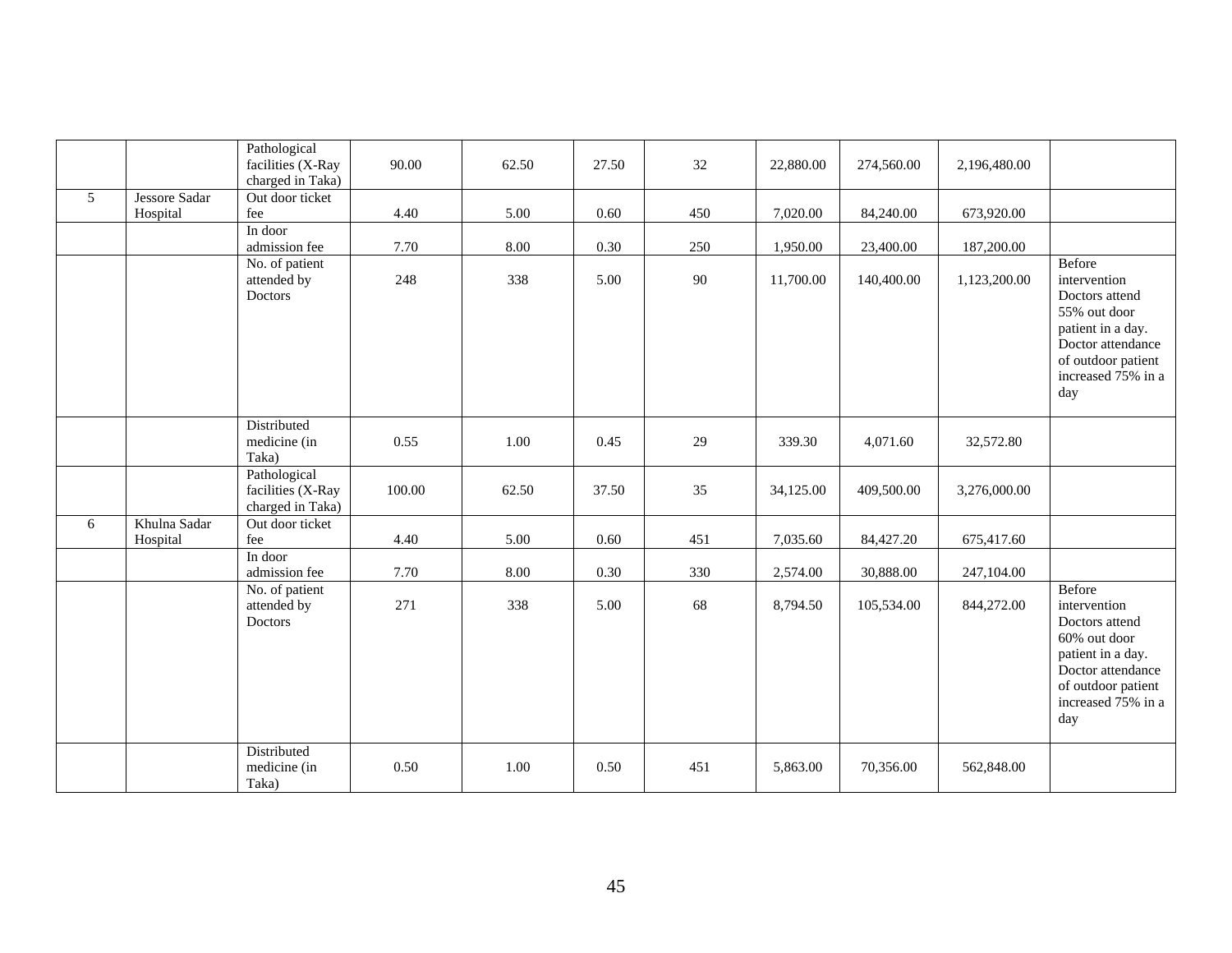| | | | | | | | | | | |
|---|---|---|---|---|---|---|---|---|---|---|
| | | Pathological facilities (X-Ray charged in Taka) | 90.00 | 62.50 | 27.50 | 32 | 22,880.00 | 274,560.00 | 2,196,480.00 | |
| 5 | Jessore Sadar Hospital | Out door ticket fee | 4.40 | 5.00 | 0.60 | 450 | 7,020.00 | 84,240.00 | 673,920.00 | |
| | | In door admission fee | 7.70 | 8.00 | 0.30 | 250 | 1,950.00 | 23,400.00 | 187,200.00 | |
| | | No. of patient attended by Doctors | 248 | 338 | 5.00 | 90 | 11,700.00 | 140,400.00 | 1,123,200.00 | Before intervention Doctors attend 55% out door patient in a day. Doctor attendance of outdoor patient increased 75% in a day |
| | | Distributed medicine (in Taka) | 0.55 | 1.00 | 0.45 | 29 | 339.30 | 4,071.60 | 32,572.80 | |
| | | Pathological facilities (X-Ray charged in Taka) | 100.00 | 62.50 | 37.50 | 35 | 34,125.00 | 409,500.00 | 3,276,000.00 | |
| 6 | Khulna Sadar Hospital | Out door ticket fee | 4.40 | 5.00 | 0.60 | 451 | 7,035.60 | 84,427.20 | 675,417.60 | |
| | | In door admission fee | 7.70 | 8.00 | 0.30 | 330 | 2,574.00 | 30,888.00 | 247,104.00 | |
| | | No. of patient attended by Doctors | 271 | 338 | 5.00 | 68 | 8,794.50 | 105,534.00 | 844,272.00 | Before intervention Doctors attend 60% out door patient in a day. Doctor attendance of outdoor patient increased 75% in a day |
| | | Distributed medicine (in Taka) | 0.50 | 1.00 | 0.50 | 451 | 5,863.00 | 70,356.00 | 562,848.00 | |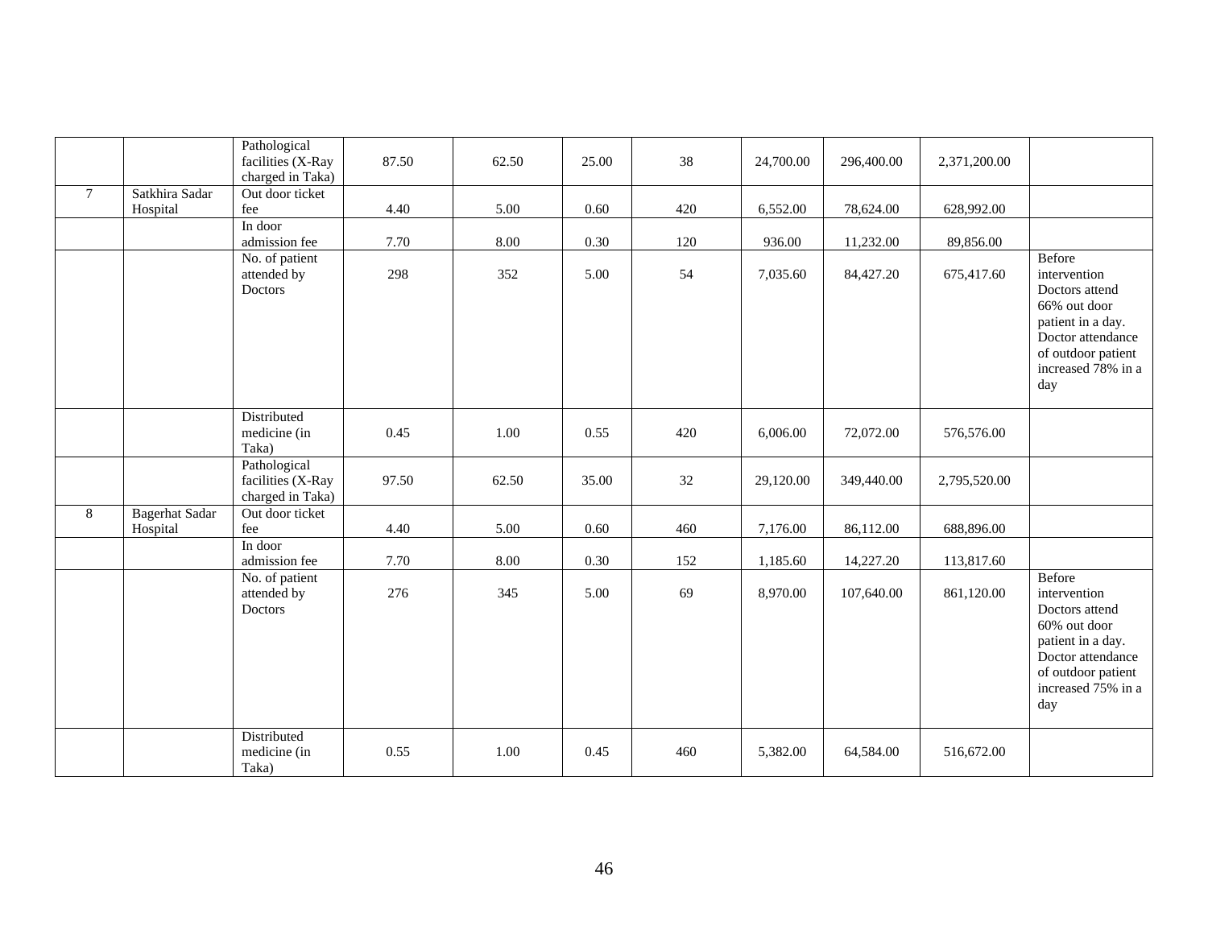|  |  |  |  |  |  |  |  |  |  |  |
|---|---|---|---|---|---|---|---|---|---|---|
|  |  | Pathological facilities (X-Ray charged in Taka) | 87.50 | 62.50 | 25.00 | 38 | 24,700.00 | 296,400.00 | 2,371,200.00 |  |
| 7 | Satkhira Sadar Hospital | Out door ticket fee | 4.40 | 5.00 | 0.60 | 420 | 6,552.00 | 78,624.00 | 628,992.00 |  |
|  |  | In door admission fee | 7.70 | 8.00 | 0.30 | 120 | 936.00 | 11,232.00 | 89,856.00 |  |
|  |  | No. of patient attended by Doctors | 298 | 352 | 5.00 | 54 | 7,035.60 | 84,427.20 | 675,417.60 | Before intervention Doctors attend 66% out door patient in a day. Doctor attendance of outdoor patient increased 78% in a day |
|  |  | Distributed medicine (in Taka) | 0.45 | 1.00 | 0.55 | 420 | 6,006.00 | 72,072.00 | 576,576.00 |  |
|  |  | Pathological facilities (X-Ray charged in Taka) | 97.50 | 62.50 | 35.00 | 32 | 29,120.00 | 349,440.00 | 2,795,520.00 |  |
| 8 | Bagerhat Sadar Hospital | Out door ticket fee | 4.40 | 5.00 | 0.60 | 460 | 7,176.00 | 86,112.00 | 688,896.00 |  |
|  |  | In door admission fee | 7.70 | 8.00 | 0.30 | 152 | 1,185.60 | 14,227.20 | 113,817.60 |  |
|  |  | No. of patient attended by Doctors | 276 | 345 | 5.00 | 69 | 8,970.00 | 107,640.00 | 861,120.00 | Before intervention Doctors attend 60% out door patient in a day. Doctor attendance of outdoor patient increased 75% in a day |
|  |  | Distributed medicine (in Taka) | 0.55 | 1.00 | 0.45 | 460 | 5,382.00 | 64,584.00 | 516,672.00 |  |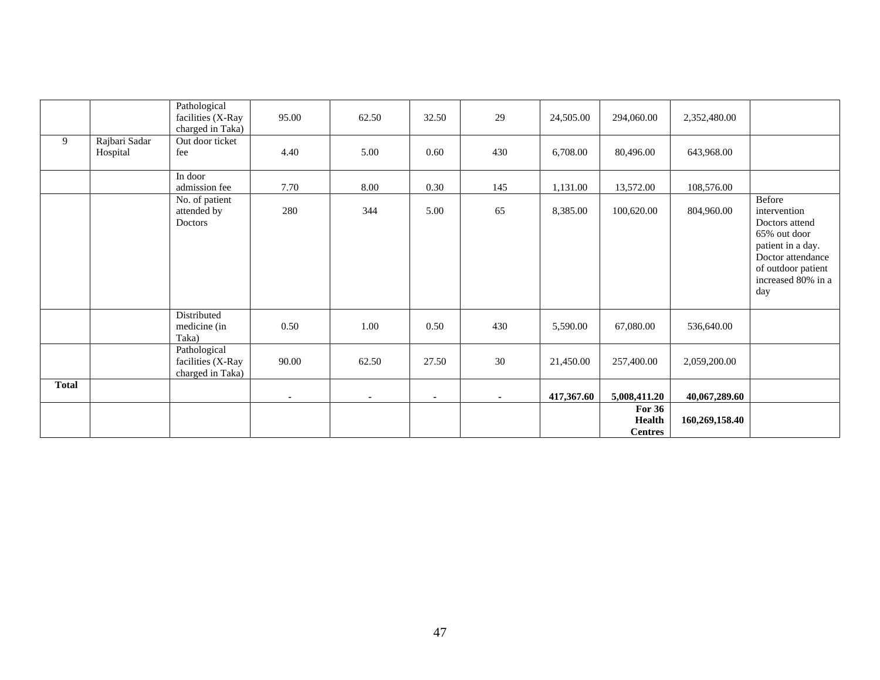|  |  | Pathological facilities (X-Ray charged in Taka) | 95.00 | 62.50 | 32.50 | 29 | 24,505.00 | 294,060.00 | 2,352,480.00 |  |
|---|---|---|---|---|---|---|---|---|---|---|
| 9 | Rajbari Sadar Hospital | Out door ticket fee | 4.40 | 5.00 | 0.60 | 430 | 6,708.00 | 80,496.00 | 643,968.00 |  |
|  |  | In door admission fee | 7.70 | 8.00 | 0.30 | 145 | 1,131.00 | 13,572.00 | 108,576.00 |  |
|  |  | No. of patient attended by Doctors | 280 | 344 | 5.00 | 65 | 8,385.00 | 100,620.00 | 804,960.00 | Before intervention Doctors attend 65% out door patient in a day. Doctor attendance of outdoor patient increased 80% in a day |
|  |  | Distributed medicine (in Taka) | 0.50 | 1.00 | 0.50 | 430 | 5,590.00 | 67,080.00 | 536,640.00 |  |
|  |  | Pathological facilities (X-Ray charged in Taka) | 90.00 | 62.50 | 27.50 | 30 | 21,450.00 | 257,400.00 | 2,059,200.00 |  |
| **Total** |  |  | - | - | - | - | **417,367.60** | **5,008,411.20** | **40,067,289.60** |  |
|  |  |  |  |  |  |  |  | **For 36 Health Centres** | **160,269,158.40** |  |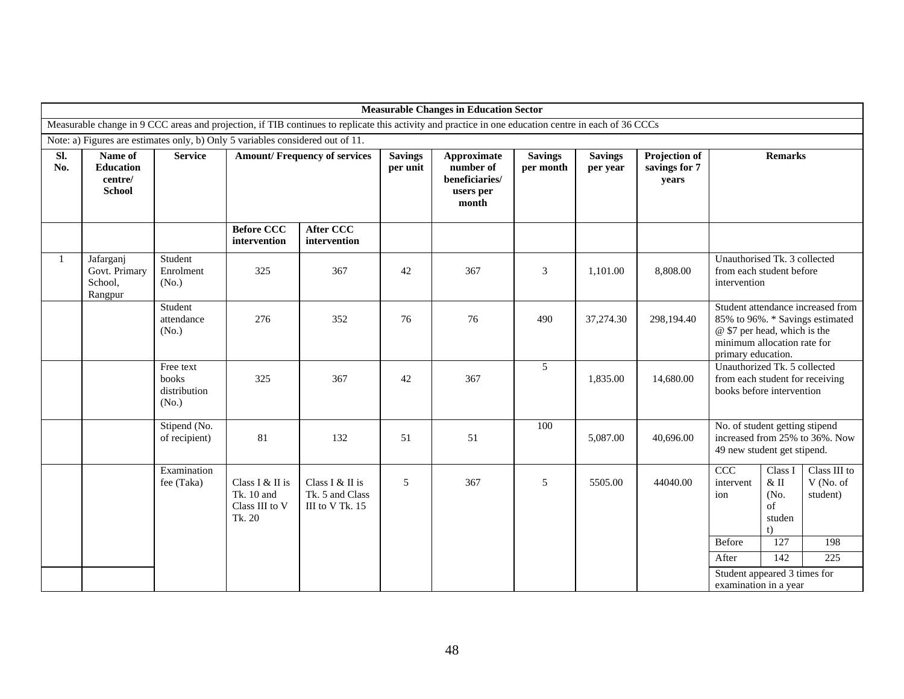**Measurable Changes in Education Sector**

Measurable change in 9 CCC areas and projection, if TIB continues to replicate this activity and practice in one education centre in each of 36 CCCs

Note: a) Figures are estimates only, b) Only 5 variables considered out of 11.

| Sl. No. | Name of Education centre/ School | Service | Amount/ Frequency of services | | Savings per unit | Approximate number of beneficiaries/ users per month | Savings per month | Savings per year | Projection of savings for 7 years | Remarks |
|---|---|---|---|---|---|---|---|---|---|---|
| | | | Before CCC intervention | After CCC intervention | | | | | | |
| 1 | Jafarganj Govt. Primary School, Rangpur | Student Enrolment (No.) | 325 | 367 | 42 | 367 | 3 | 1,101.00 | 8,808.00 | Unauthorised Tk. 3 collected from each student before intervention |
| | | Student attendance (No.) | 276 | 352 | 76 | 76 | 490 | 37,274.30 | 298,194.40 | Student attendance increased from 85% to 96%. * Savings estimated @ $7 per head, which is the minimum allocation rate for primary education. |
| | | Free text books distribution (No.) | 325 | 367 | 42 | 367 | 5 | 1,835.00 | 14,680.00 | Unauthorized Tk. 5 collected from each student for receiving books before intervention |
| | | Stipend (No. of recipient) | 81 | 132 | 51 | 51 | 100 | 5,087.00 | 40,696.00 | No. of student getting stipend increased from 25% to 36%. Now 49 new student get stipend. |
| | | Examination fee (Taka) | Class I & II is Tk. 10 and Class III to V Tk. 20 | Class I & II is Tk. 5 and Class III to V Tk. 15 | 5 | 367 | 5 | 5505.00 | 44040.00 | CCC intervention / Class I & II (No. of student) / Class III to V (No. of student): Before 127 / 198; After 142 / 225. Student appeared 3 times for examination in a year |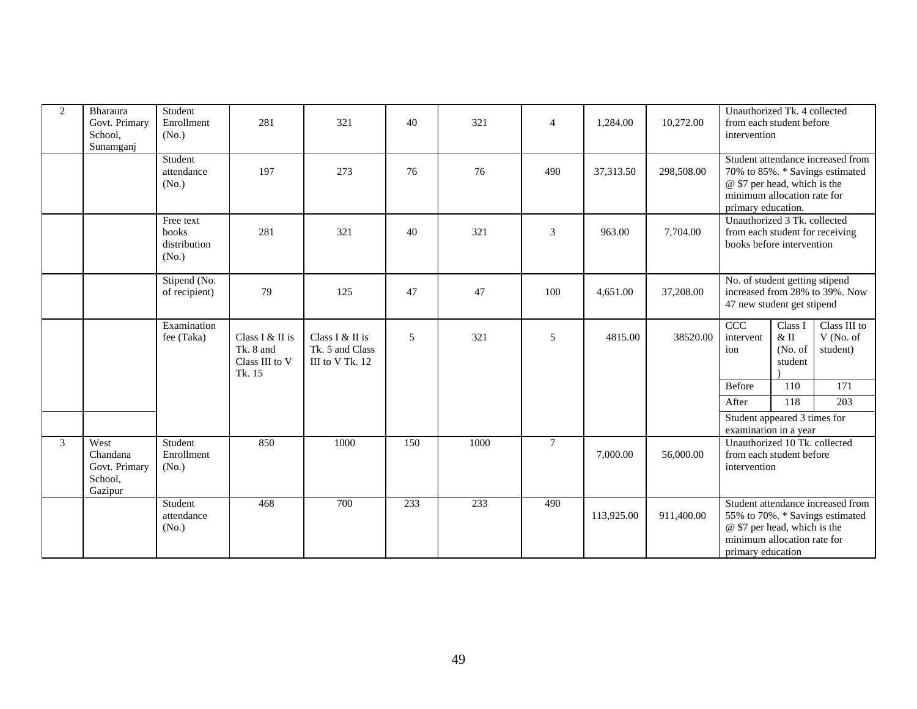| 2 | Bharaura Govt. Primary School, Sunamganj | Student Enrollment (No.) | 281 | 321 | 40 | 321 | 4 | 1,284.00 | 10,272.00 | Unauthorized Tk. 4 collected from each student before intervention |
|---|---|---|---|---|---|---|---|---|---|---|
| | | Student attendance (No.) | 197 | 273 | 76 | 76 | 490 | 37,313.50 | 298,508.00 | Student attendance increased from 70% to 85%. * Savings estimated @ $7 per head, which is the minimum allocation rate for primary education. |
| | | Free text books distribution (No.) | 281 | 321 | 40 | 321 | 3 | 963.00 | 7,704.00 | Unauthorized 3 Tk. collected from each student for receiving books before intervention |
| | | Stipend (No. of recipient) | 79 | 125 | 47 | 47 | 100 | 4,651.00 | 37,208.00 | No. of student getting stipend increased from 28% to 39%. Now 47 new student get stipend |
| | | Examination fee (Taka) | Class I & II is Tk. 8 and Class III to V Tk. 15 | Class I & II is Tk. 5 and Class III to V Tk. 12 | 5 | 321 | 5 | 4815.00 | 38520.00 | CCC intervention / Class I & II (No. of student) / Class III to V (No. of student): Before — 110 — 171; After — 118 — 203. Student appeared 3 times for examination in a year |
| 3 | West Chandana Govt. Primary School, Gazipur | Student Enrollment (No.) | 850 | 1000 | 150 | 1000 | 7 | 7,000.00 | 56,000.00 | Unauthorized 10 Tk. collected from each student before intervention |
| | | Student attendance (No.) | 468 | 700 | 233 | 233 | 490 | 113,925.00 | 911,400.00 | Student attendance increased from 55% to 70%. * Savings estimated @ $7 per head, which is the minimum allocation rate for primary education |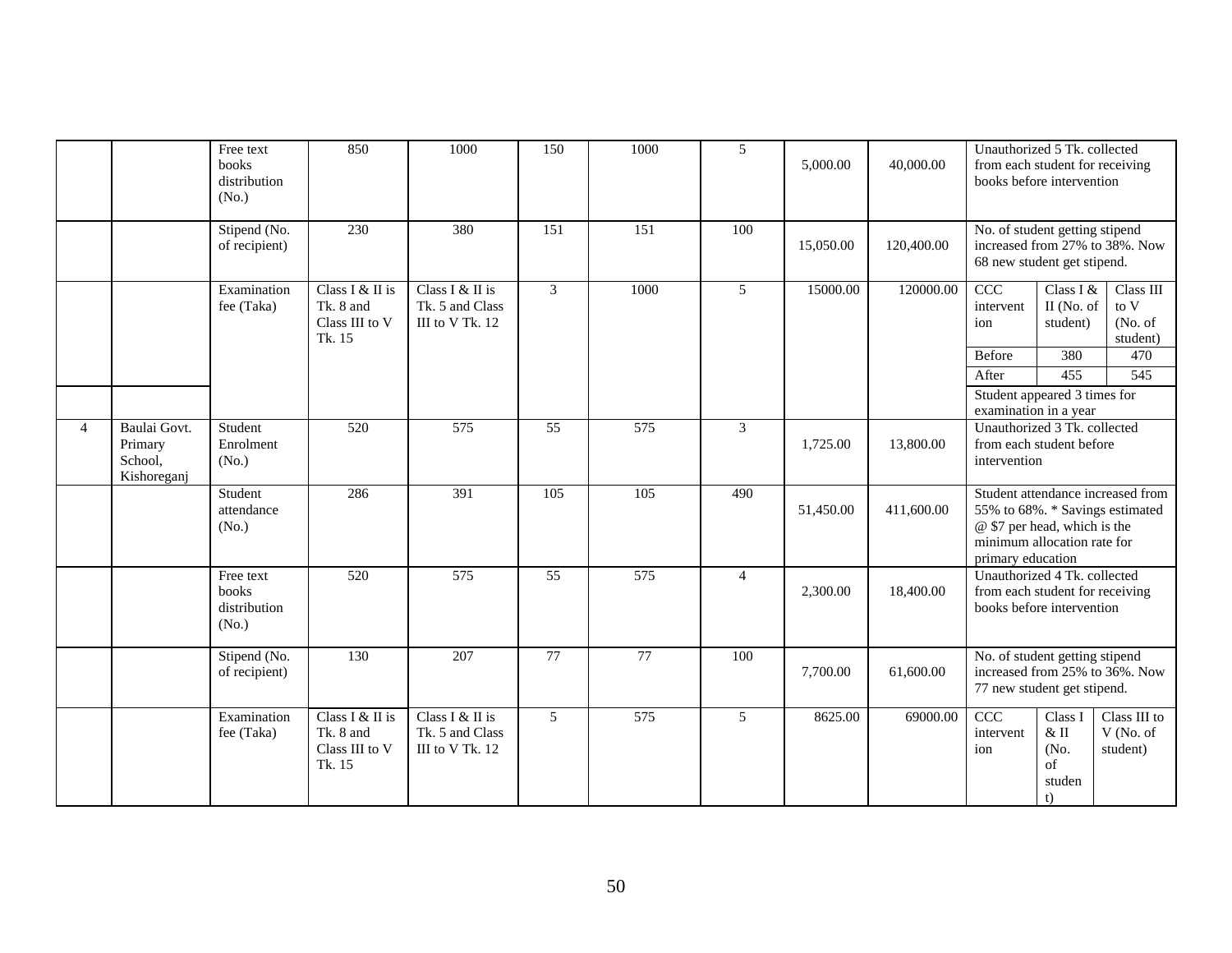| | | Free text books distribution (No.) | 850 | 1000 | 150 | 1000 | 5 | 5,000.00 | 40,000.00 | Unauthorized 5 Tk. collected from each student for receiving books before intervention |
|---|---|---|---|---|---|---|---|---|---|---|
| | | Stipend (No. of recipient) | 230 | 380 | 151 | 151 | 100 | 15,050.00 | 120,400.00 | No. of student getting stipend increased from 27% to 38%. Now 68 new student get stipend. |
| | | Examination fee (Taka) | Class I & II is Tk. 8 and Class III to V Tk. 15 | Class I & II is Tk. 5 and Class III to V Tk. 12 | 3 | 1000 | 5 | 15000.00 | 120000.00 | CCC intervention / Class I & II (No. of student) / Class III to V (No. of student); Before: 380 / 470; After: 455 / 545. Student appeared 3 times for examination in a year |
| 4 | Baulai Govt. Primary School, Kishoreganj | Student Enrolment (No.) | 520 | 575 | 55 | 575 | 3 | 1,725.00 | 13,800.00 | Unauthorized 3 Tk. collected from each student before intervention |
| | | Student attendance (No.) | 286 | 391 | 105 | 105 | 490 | 51,450.00 | 411,600.00 | Student attendance increased from 55% to 68%. * Savings estimated @ $7 per head, which is the minimum allocation rate for primary education |
| | | Free text books distribution (No.) | 520 | 575 | 55 | 575 | 4 | 2,300.00 | 18,400.00 | Unauthorized 4 Tk. collected from each student for receiving books before intervention |
| | | Stipend (No. of recipient) | 130 | 207 | 77 | 77 | 100 | 7,700.00 | 61,600.00 | No. of student getting stipend increased from 25% to 36%. Now 77 new student get stipend. |
| | | Examination fee (Taka) | Class I & II is Tk. 8 and Class III to V Tk. 15 | Class I & II is Tk. 5 and Class III to V Tk. 12 | 5 | 575 | 5 | 8625.00 | 69000.00 | CCC intervention / Class I & II (No. of student) / Class III to V (No. of student) |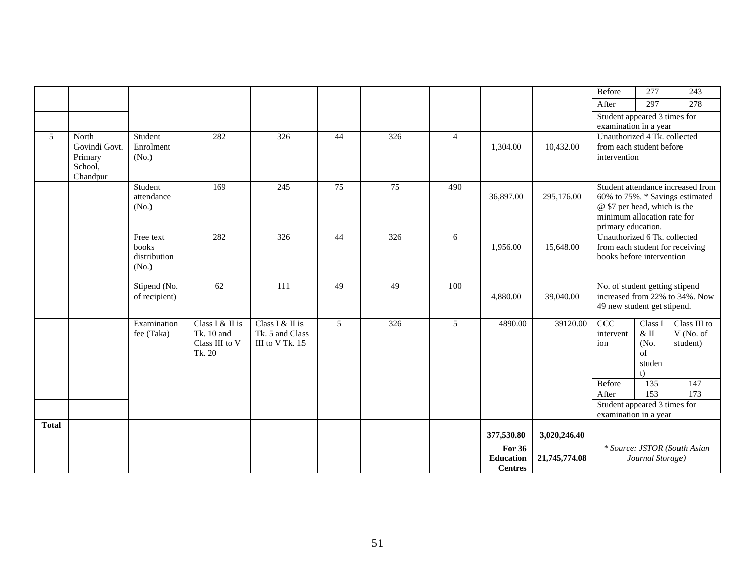| | | | | | | | | | | | | |
|---|---|---|---|---|---|---|---|---|---|---|---|---|
| | | | | | | | | | | Before | 277 | 243 |
| | | | | | | | | | | After | 297 | 278 |
| | | | | | | | | | | Student appeared 3 times for examination in a year | | |
| 5 | North Govindi Govt. Primary School, Chandpur | Student Enrolment (No.) | 282 | 326 | 44 | 326 | 4 | 1,304.00 | 10,432.00 | Unauthorized 4 Tk. collected from each student before intervention | | |
| | | Student attendance (No.) | 169 | 245 | 75 | 75 | 490 | 36,897.00 | 295,176.00 | Student attendance increased from 60% to 75%. * Savings estimated @ $7 per head, which is the minimum allocation rate for primary education. | | |
| | | Free text books distribution (No.) | 282 | 326 | 44 | 326 | 6 | 1,956.00 | 15,648.00 | Unauthorized 6 Tk. collected from each student for receiving books before intervention | | |
| | | Stipend (No. of recipient) | 62 | 111 | 49 | 49 | 100 | 4,880.00 | 39,040.00 | No. of student getting stipend increased from 22% to 34%. Now 49 new student get stipend. | | |
| | | Examination fee (Taka) | Class I & II is Tk. 10 and Class III to V Tk. 20 | Class I & II is Tk. 5 and Class III to V Tk. 15 | 5 | 326 | 5 | 4890.00 | 39120.00 | CCC intervention | Class I & II (No. of student) | Class III to V (No. of student) |
| | | | | | | | | | | Before | 135 | 147 |
| | | | | | | | | | | After | 153 | 173 |
| | | | | | | | | | | Student appeared 3 times for examination in a year | | |
| **Total** | | | | | | | | **377,530.80** | **3,020,246.40** | | | |
| | | | | | | | | **For 36 Education Centres** | **21,745,774.08** | *\* Source: JSTOR (South Asian Journal Storage)* | | |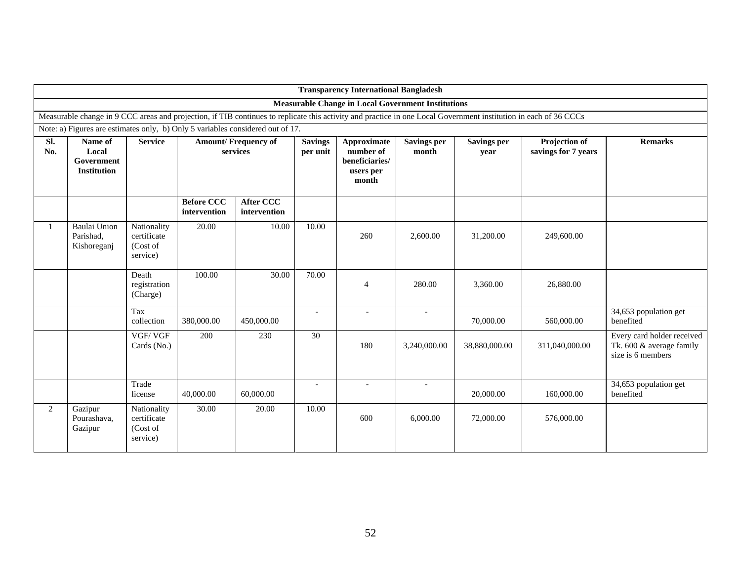**Transparency International Bangladesh**

**Measurable Change in Local Government Institutions**

Measurable change in 9 CCC areas and projection, if TIB continues to replicate this activity and practice in one Local Government institution in each of 36 CCCs

Note: a) Figures are estimates only, b) Only 5 variables considered out of 17.

| Sl. No. | Name of Local Government Institution | Service | Amount/ Frequency of services | | Savings per unit | Approximate number of beneficiaries/ users per month | Savings per month | Savings per year | Projection of savings for 7 years | Remarks |
|---|---|---|---|---|---|---|---|---|---|---|
| | | | Before CCC intervention | After CCC intervention | | | | | | |
| 1 | Baulai Union Parishad, Kishoreganj | Nationality certificate (Cost of service) | 20.00 | 10.00 | 10.00 | 260 | 2,600.00 | 31,200.00 | 249,600.00 | |
| | | Death registration (Charge) | 100.00 | 30.00 | 70.00 | 4 | 280.00 | 3,360.00 | 26,880.00 | |
| | | Tax collection | 380,000.00 | 450,000.00 | - | - | - | 70,000.00 | 560,000.00 | 34,653 population get benefited |
| | | VGF/ VGF Cards (No.) | 200 | 230 | 30 | 180 | 3,240,000.00 | 38,880,000.00 | 311,040,000.00 | Every card holder received Tk. 600 & average family size is 6 members |
| | | Trade license | 40,000.00 | 60,000.00 | - | - | - | 20,000.00 | 160,000.00 | 34,653 population get benefited |
| 2 | Gazipur Pourashava, Gazipur | Nationality certificate (Cost of service) | 30.00 | 20.00 | 10.00 | 600 | 6,000.00 | 72,000.00 | 576,000.00 | |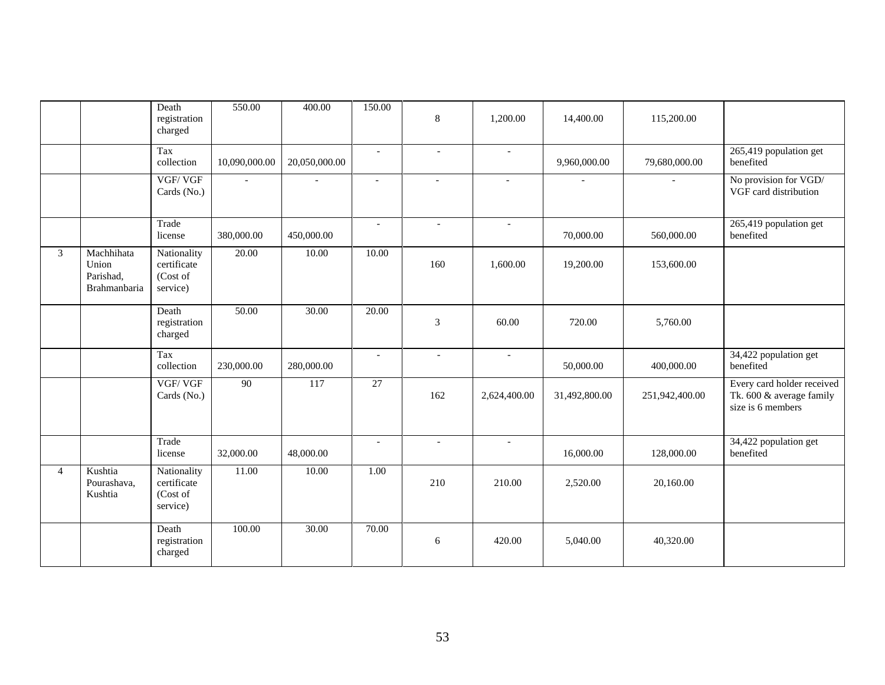| | | | | | | | | | | |
|---|---|---|---|---|---|---|---|---|---|---|
| | | Death registration charged | 550.00 | 400.00 | 150.00 | 8 | 1,200.00 | 14,400.00 | 115,200.00 | |
| | | Tax collection | 10,090,000.00 | 20,050,000.00 | - | - | - | 9,960,000.00 | 79,680,000.00 | 265,419 population get benefited |
| | | VGF/ VGF Cards (No.) | - | - | - | - | - | - | - | No provision for VGD/ VGF card distribution |
| | | Trade license | 380,000.00 | 450,000.00 | - | - | - | 70,000.00 | 560,000.00 | 265,419 population get benefited |
| 3 | Machhihata Union Parishad, Brahmanbaria | Nationality certificate (Cost of service) | 20.00 | 10.00 | 10.00 | 160 | 1,600.00 | 19,200.00 | 153,600.00 | |
| | | Death registration charged | 50.00 | 30.00 | 20.00 | 3 | 60.00 | 720.00 | 5,760.00 | |
| | | Tax collection | 230,000.00 | 280,000.00 | - | - | - | 50,000.00 | 400,000.00 | 34,422 population get benefited |
| | | VGF/ VGF Cards (No.) | 90 | 117 | 27 | 162 | 2,624,400.00 | 31,492,800.00 | 251,942,400.00 | Every card holder received Tk. 600 & average family size is 6 members |
| | | Trade license | 32,000.00 | 48,000.00 | - | - | - | 16,000.00 | 128,000.00 | 34,422 population get benefited |
| 4 | Kushtia Pourashava, Kushtia | Nationality certificate (Cost of service) | 11.00 | 10.00 | 1.00 | 210 | 210.00 | 2,520.00 | 20,160.00 | |
| | | Death registration charged | 100.00 | 30.00 | 70.00 | 6 | 420.00 | 5,040.00 | 40,320.00 | |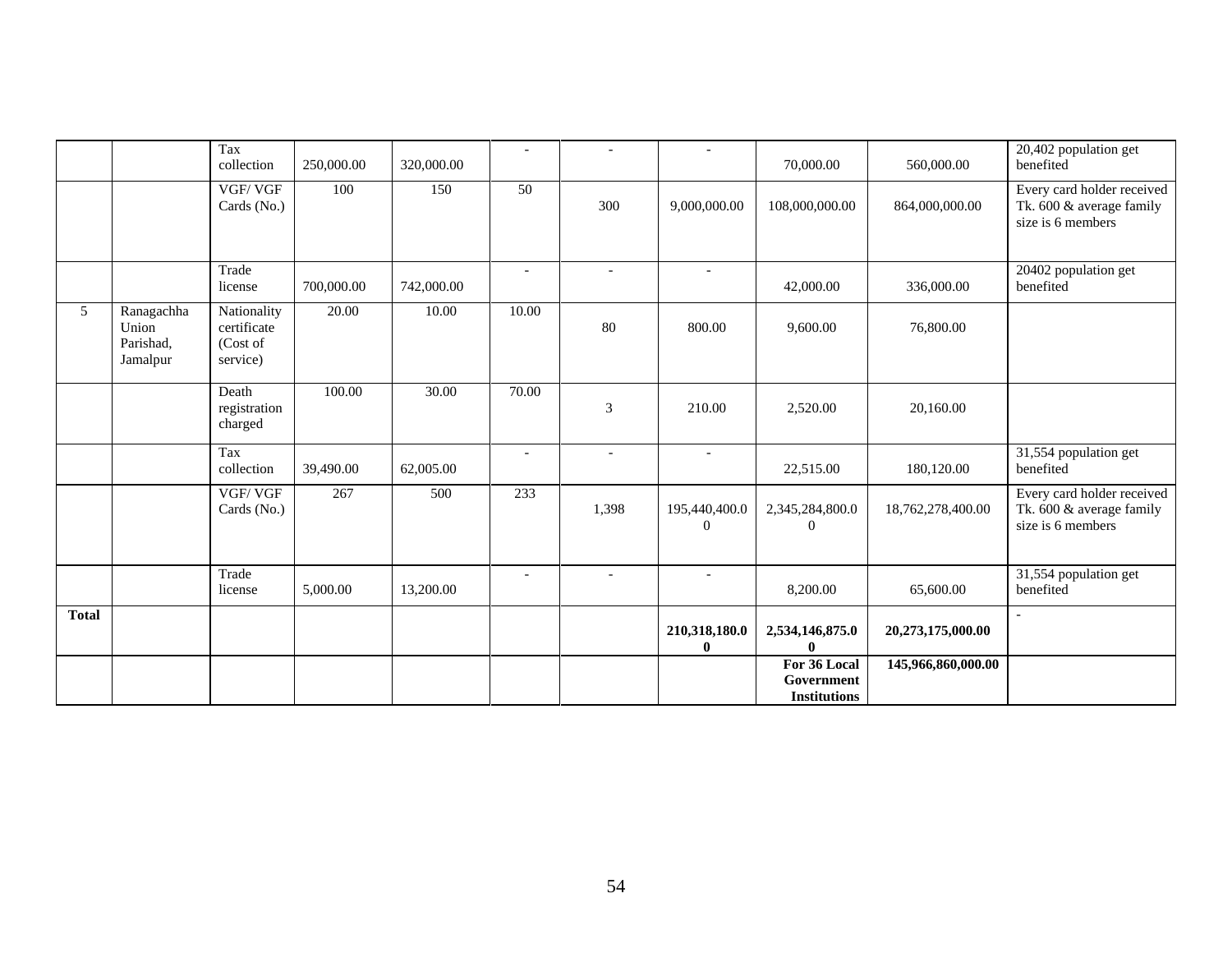| | | | | | | | | | | |
|---|---|---|---|---|---|---|---|---|---|---|
| | | Tax collection | 250,000.00 | 320,000.00 | - | - | - | 70,000.00 | 560,000.00 | 20,402 population get benefited |
| | | VGF/ VGF Cards (No.) | 100 | 150 | 50 | 300 | 9,000,000.00 | 108,000,000.00 | 864,000,000.00 | Every card holder received Tk. 600 & average family size is 6 members |
| | | Trade license | 700,000.00 | 742,000.00 | - | - | - | 42,000.00 | 336,000.00 | 20402 population get benefited |
| 5 | Ranagachha Union Parishad, Jamalpur | Nationality certificate (Cost of service) | 20.00 | 10.00 | 10.00 | 80 | 800.00 | 9,600.00 | 76,800.00 | |
| | | Death registration charged | 100.00 | 30.00 | 70.00 | 3 | 210.00 | 2,520.00 | 20,160.00 | |
| | | Tax collection | 39,490.00 | 62,005.00 | - | - | - | 22,515.00 | 180,120.00 | 31,554 population get benefited |
| | | VGF/ VGF Cards (No.) | 267 | 500 | 233 | 1,398 | 195,440,400.00 | 2,345,284,800.00 | 18,762,278,400.00 | Every card holder received Tk. 600 & average family size is 6 members |
| | | Trade license | 5,000.00 | 13,200.00 | - | - | - | 8,200.00 | 65,600.00 | 31,554 population get benefited |
| **Total** | | | | | | | **210,318,180.00** | **2,534,146,875.00** | **20,273,175,000.00** | - |
| | | | | | | | | **For 36 Local Government Institutions** | **145,966,860,000.00** | |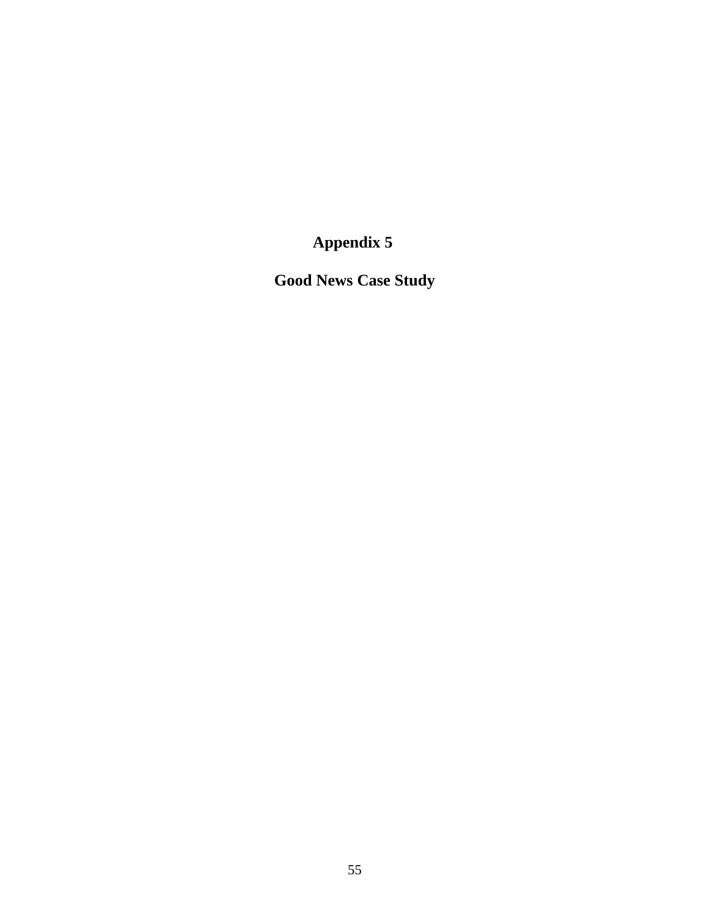# Appendix 5

## Good News Case Study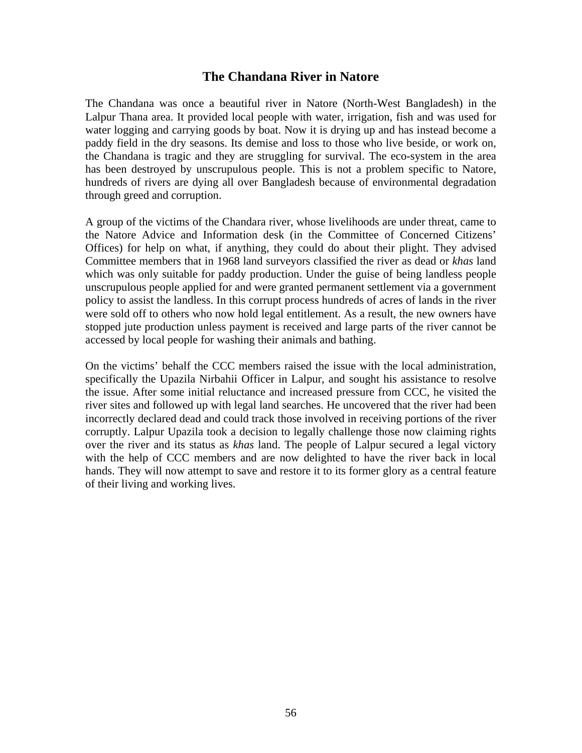## The Chandana River in Natore

The Chandana was once a beautiful river in Natore (North-West Bangladesh) in the Lalpur Thana area. It provided local people with water, irrigation, fish and was used for water logging and carrying goods by boat. Now it is drying up and has instead become a paddy field in the dry seasons. Its demise and loss to those who live beside, or work on, the Chandana is tragic and they are struggling for survival. The eco-system in the area has been destroyed by unscrupulous people. This is not a problem specific to Natore, hundreds of rivers are dying all over Bangladesh because of environmental degradation through greed and corruption.

A group of the victims of the Chandara river, whose livelihoods are under threat, came to the Natore Advice and Information desk (in the Committee of Concerned Citizens' Offices) for help on what, if anything, they could do about their plight. They advised Committee members that in 1968 land surveyors classified the river as dead or *khas* land which was only suitable for paddy production. Under the guise of being landless people unscrupulous people applied for and were granted permanent settlement via a government policy to assist the landless. In this corrupt process hundreds of acres of lands in the river were sold off to others who now hold legal entitlement. As a result, the new owners have stopped jute production unless payment is received and large parts of the river cannot be accessed by local people for washing their animals and bathing.

On the victims' behalf the CCC members raised the issue with the local administration, specifically the Upazila Nirbahii Officer in Lalpur, and sought his assistance to resolve the issue. After some initial reluctance and increased pressure from CCC, he visited the river sites and followed up with legal land searches. He uncovered that the river had been incorrectly declared dead and could track those involved in receiving portions of the river corruptly. Lalpur Upazila took a decision to legally challenge those now claiming rights over the river and its status as *khas* land. The people of Lalpur secured a legal victory with the help of CCC members and are now delighted to have the river back in local hands. They will now attempt to save and restore it to its former glory as a central feature of their living and working lives.